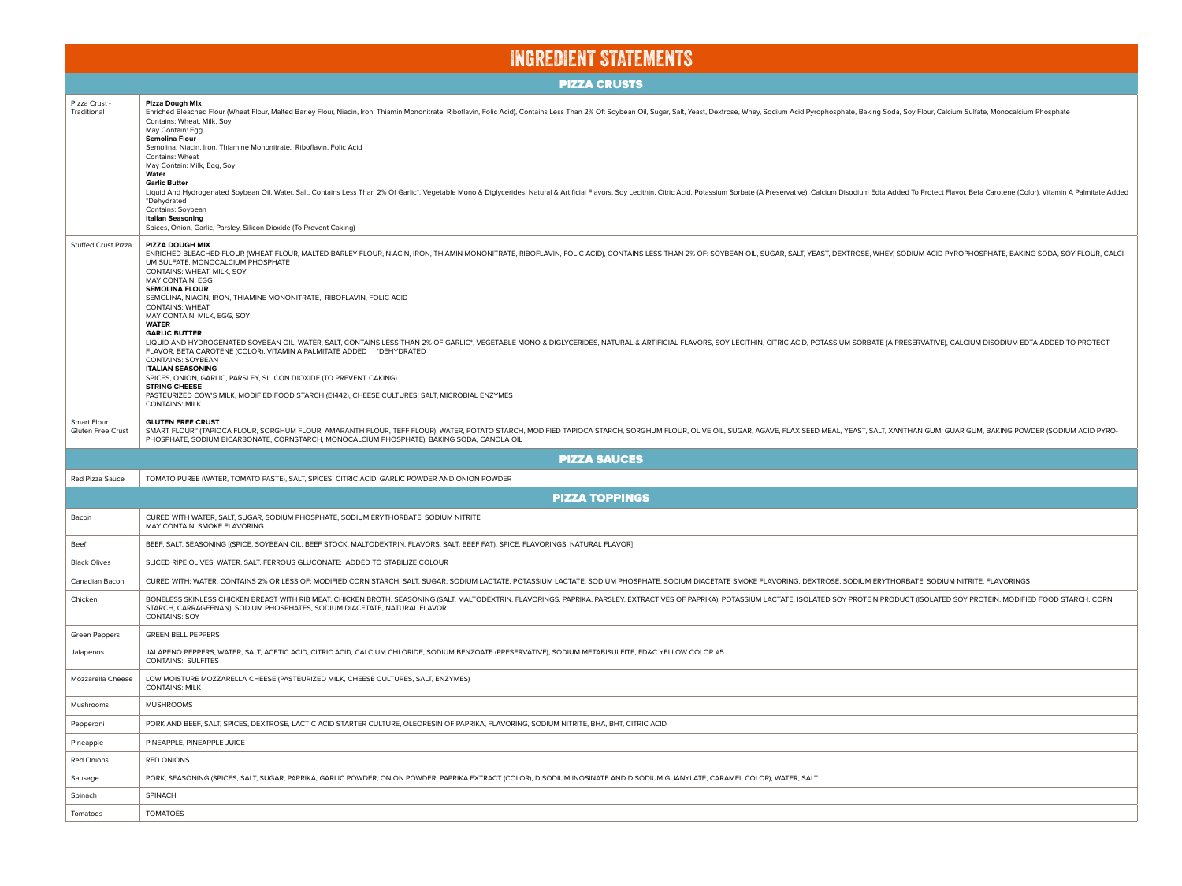# INGREDIENT STATEMENTS

## PIZZA CRUSTS

| | |
|---|---|
| Pizza Crust - Traditional | **Pizza Dough Mix**<br>Enriched Bleached Flour (Wheat Flour, Malted Barley Flour, Niacin, Iron, Thiamin Mononitrate, Riboflavin, Folic Acid), Contains Less Than 2% Of: Soybean Oil, Sugar, Salt, Yeast, Dextrose, Whey, Sodium Acid Pyrophosphate, Baking Soda, Soy Flour, Calcium Sulfate, Monocalcium Phosphate<br>Contains: Wheat, Milk, Soy<br>May Contain: Egg<br>**Semolina Flour**<br>Semolina, Niacin, Iron, Thiamine Mononitrate, Riboflavin, Folic Acid<br>Contains: Wheat<br>May Contain: Milk, Egg, Soy<br>**Water**<br>**Garlic Butter**<br>Liquid And Hydrogenated Soybean Oil, Water, Salt, Contains Less Than 2% Of Garlic*, Vegetable Mono & Diglycerides, Natural & Artificial Flavors, Soy Lecithin, Citric Acid, Potassium Sorbate (A Preservative), Calcium Disodium Edta Added To Protect Flavor, Beta Carotene (Color), Vitamin A Palmitate Added<br>*Dehydrated<br>Contains: Soybean<br>**Italian Seasoning**<br>Spices, Onion, Garlic, Parsley, Silicon Dioxide (To Prevent Caking) |
| Stuffed Crust Pizza | **PIZZA DOUGH MIX**<br>ENRICHED BLEACHED FLOUR (WHEAT FLOUR, MALTED BARLEY FLOUR, NIACIN, IRON, THIAMIN MONONITRATE, RIBOFLAVIN, FOLIC ACID), CONTAINS LESS THAN 2% OF: SOYBEAN OIL, SUGAR, SALT, YEAST, DEXTROSE, WHEY, SODIUM ACID PYROPHOSPHATE, BAKING SODA, SOY FLOUR, CALCIUM SULFATE, MONOCALCIUM PHOSPHATE<br>CONTAINS: WHEAT, MILK, SOY<br>MAY CONTAIN: EGG<br>**SEMOLINA FLOUR**<br>SEMOLINA, NIACIN, IRON, THIAMINE MONONITRATE, RIBOFLAVIN, FOLIC ACID<br>CONTAINS: WHEAT<br>MAY CONTAIN: MILK, EGG, SOY<br>**WATER**<br>**GARLIC BUTTER**<br>LIQUID AND HYDROGENATED SOYBEAN OIL, WATER, SALT, CONTAINS LESS THAN 2% OF GARLIC*, VEGETABLE MONO & DIGLYCERIDES, NATURAL & ARTIFICIAL FLAVORS, SOY LECITHIN, CITRIC ACID, POTASSIUM SORBATE (A PRESERVATIVE), CALCIUM DISODIUM EDTA ADDED TO PROTECT FLAVOR, BETA CAROTENE (COLOR), VITAMIN A PALMITATE ADDED *DEHYDRATED<br>CONTAINS: SOYBEAN<br>**ITALIAN SEASONING**<br>SPICES, ONION, GARLIC, PARSLEY, SILICON DIOXIDE (TO PREVENT CAKING)<br>**STRING CHEESE**<br>PASTEURIZED COW'S MILK, MODIFIED FOOD STARCH (E1442), CHEESE CULTURES, SALT, MICROBIAL ENZYMES<br>CONTAINS: MILK |
| Smart Flour Gluten Free Crust | **GLUTEN FREE CRUST**<br>SMART FLOUR™ (TAPIOCA FLOUR, SORGHUM FLOUR, AMARANTH FLOUR, TEFF FLOUR), WATER, POTATO STARCH, MODIFIED TAPIOCA STARCH, SORGHUM FLOUR, OLIVE OIL, SUGAR, AGAVE, FLAX SEED MEAL, YEAST, SALT, XANTHAN GUM, GUAR GUM, BAKING POWDER (SODIUM ACID PYROPHOSPHATE, SODIUM BICARBONATE, CORNSTARCH, MONOCALCIUM PHOSPHATE), BAKING SODA, CANOLA OIL |

## PIZZA SAUCES

| | |
|---|---|
| Red Pizza Sauce | TOMATO PUREE (WATER, TOMATO PASTE), SALT, SPICES, CITRIC ACID, GARLIC POWDER AND ONION POWDER |

## PIZZA TOPPINGS

| | |
|---|---|
| Bacon | CURED WITH WATER, SALT, SUGAR, SODIUM PHOSPHATE, SODIUM ERYTHORBATE, SODIUM NITRITE<br>MAY CONTAIN: SMOKE FLAVORING |
| Beef | BEEF, SALT, SEASONING [(SPICE, SOYBEAN OIL, BEEF STOCK, MALTODEXTRIN, FLAVORS, SALT, BEEF FAT), SPICE, FLAVORINGS, NATURAL FLAVOR] |
| Black Olives | SLICED RIPE OLIVES, WATER, SALT, FERROUS GLUCONATE: ADDED TO STABILIZE COLOUR |
| Canadian Bacon | CURED WITH: WATER, CONTAINS 2% OR LESS OF: MODIFIED CORN STARCH, SALT, SUGAR, SODIUM LACTATE, POTASSIUM LACTATE, SODIUM PHOSPHATE, SODIUM DIACETATE SMOKE FLAVORING, DEXTROSE, SODIUM ERYTHORBATE, SODIUM NITRITE, FLAVORINGS |
| Chicken | BONELESS SKINLESS CHICKEN BREAST WITH RIB MEAT, CHICKEN BROTH, SEASONING (SALT, MALTODEXTRIN, FLAVORINGS, PAPRIKA, PARSLEY, EXTRACTIVES OF PAPRIKA), POTASSIUM LACTATE, ISOLATED SOY PROTEIN PRODUCT (ISOLATED SOY PROTEIN, MODIFIED FOOD STARCH, CORN STARCH, CARRAGEENAN), SODIUM PHOSPHATES, SODIUM DIACETATE, NATURAL FLAVOR<br>CONTAINS: SOY |
| Green Peppers | GREEN BELL PEPPERS |
| Jalapenos | JALAPENO PEPPERS, WATER, SALT, ACETIC ACID, CITRIC ACID, CALCIUM CHLORIDE, SODIUM BENZOATE (PRESERVATIVE), SODIUM METABISULFITE, FD&C YELLOW COLOR #5<br>CONTAINS: SULFITES |
| Mozzarella Cheese | LOW MOISTURE MOZZARELLA CHEESE (PASTEURIZED MILK, CHEESE CULTURES, SALT, ENZYMES)<br>CONTAINS: MILK |
| Mushrooms | MUSHROOMS |
| Pepperoni | PORK AND BEEF, SALT, SPICES, DEXTROSE, LACTIC ACID STARTER CULTURE, OLEORESIN OF PAPRIKA, FLAVORING, SODIUM NITRITE, BHA, BHT, CITRIC ACID |
| Pineapple | PINEAPPLE, PINEAPPLE JUICE |
| Red Onions | RED ONIONS |
| Sausage | PORK, SEASONING (SPICES, SALT, SUGAR, PAPRIKA, GARLIC POWDER, ONION POWDER, PAPRIKA EXTRACT (COLOR), DISODIUM INOSINATE AND DISODIUM GUANYLATE, CARAMEL COLOR), WATER, SALT |
| Spinach | SPINACH |
| Tomatoes | TOMATOES |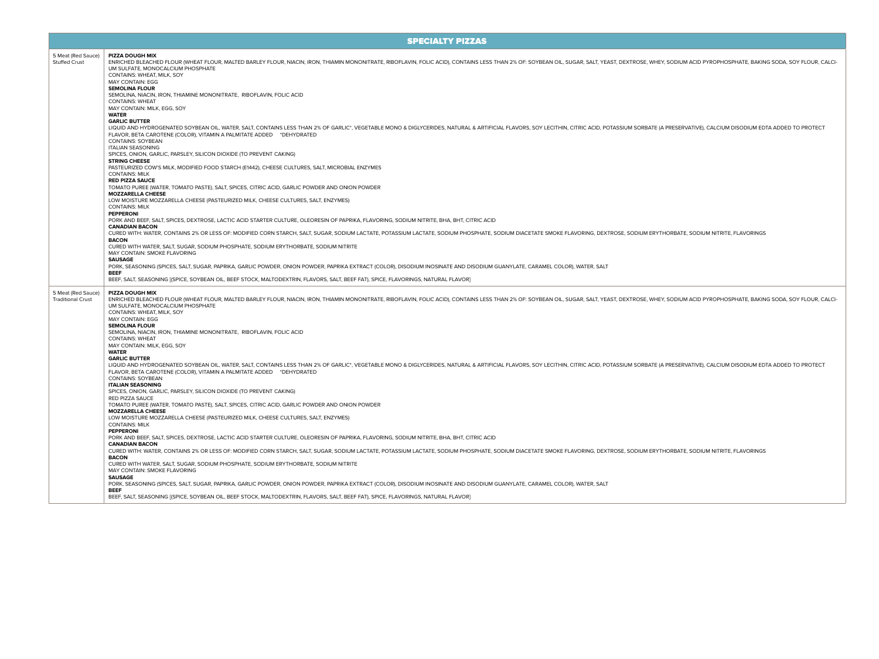## SPECIALTY PIZZAS

| | |
|---|---|
| 5 Meat (Red Sauce) Stuffed Crust | **PIZZA DOUGH MIX**<br>ENRICHED BLEACHED FLOUR (WHEAT FLOUR, MALTED BARLEY FLOUR, NIACIN, IRON, THIAMIN MONONITRATE, RIBOFLAVIN, FOLIC ACID), CONTAINS LESS THAN 2% OF: SOYBEAN OIL, SUGAR, SALT, YEAST, DEXTROSE, WHEY, SODIUM ACID PYROPHOSPHATE, BAKING SODA, SOY FLOUR, CALCIUM SULFATE, MONOCALCIUM PHOSPHATE<br>CONTAINS: WHEAT, MILK, SOY<br>MAY CONTAIN: EGG<br>**SEMOLINA FLOUR**<br>SEMOLINA, NIACIN, IRON, THIAMINE MONONITRATE, RIBOFLAVIN, FOLIC ACID<br>CONTAINS: WHEAT<br>MAY CONTAIN: MILK, EGG, SOY<br>**WATER**<br>**GARLIC BUTTER**<br>LIQUID AND HYDROGENATED SOYBEAN OIL, WATER, SALT, CONTAINS LESS THAN 2% OF GARLIC*, VEGETABLE MONO & DIGLYCERIDES, NATURAL & ARTIFICIAL FLAVORS, SOY LECITHIN, CITRIC ACID, POTASSIUM SORBATE (A PRESERVATIVE), CALCIUM DISODIUM EDTA ADDED TO PROTECT FLAVOR, BETA CAROTENE (COLOR), VITAMIN A PALMITATE ADDED *DEHYDRATED<br>CONTAINS: SOYBEAN<br>ITALIAN SEASONING<br>SPICES, ONION, GARLIC, PARSLEY, SILICON DIOXIDE (TO PREVENT CAKING)<br>**STRING CHEESE**<br>PASTEURIZED COW'S MILK, MODIFIED FOOD STARCH (E1442), CHEESE CULTURES, SALT, MICROBIAL ENZYMES<br>CONTAINS: MILK<br>**RED PIZZA SAUCE**<br>TOMATO PUREE (WATER, TOMATO PASTE), SALT, SPICES, CITRIC ACID, GARLIC POWDER AND ONION POWDER<br>**MOZZARELLA CHEESE**<br>LOW MOISTURE MOZZARELLA CHEESE (PASTEURIZED MILK, CHEESE CULTURES, SALT, ENZYMES)<br>CONTAINS: MILK<br>**PEPPERONI**<br>PORK AND BEEF, SALT, SPICES, DEXTROSE, LACTIC ACID STARTER CULTURE, OLEORESIN OF PAPRIKA, FLAVORING, SODIUM NITRITE, BHA, BHT, CITRIC ACID<br>**CANADIAN BACON**<br>CURED WITH: WATER, CONTAINS 2% OR LESS OF: MODIFIED CORN STARCH, SALT, SUGAR, SODIUM LACTATE, POTASSIUM LACTATE, SODIUM PHOSPHATE, SODIUM DIACETATE SMOKE FLAVORING, DEXTROSE, SODIUM ERYTHORBATE, SODIUM NITRITE, FLAVORINGS<br>**BACON**<br>CURED WITH WATER, SALT, SUGAR, SODIUM PHOSPHATE, SODIUM ERYTHORBATE, SODIUM NITRITE<br>MAY CONTAIN: SMOKE FLAVORING<br>**SAUSAGE**<br>PORK, SEASONING (SPICES, SALT, SUGAR, PAPRIKA, GARLIC POWDER, ONION POWDER, PAPRIKA EXTRACT (COLOR), DISODIUM INOSINATE AND DISODIUM GUANYLATE, CARAMEL COLOR), WATER, SALT<br>**BEEF**<br>BEEF, SALT, SEASONING [(SPICE, SOYBEAN OIL, BEEF STOCK, MALTODEXTRIN, FLAVORS, SALT, BEEF FAT), SPICE, FLAVORINGS, NATURAL FLAVOR] |
| 5 Meat (Red Sauce) Traditional Crust | **PIZZA DOUGH MIX**<br>ENRICHED BLEACHED FLOUR (WHEAT FLOUR, MALTED BARLEY FLOUR, NIACIN, IRON, THIAMIN MONONITRATE, RIBOFLAVIN, FOLIC ACID), CONTAINS LESS THAN 2% OF: SOYBEAN OIL, SUGAR, SALT, YEAST, DEXTROSE, WHEY, SODIUM ACID PYROPHOSPHATE, BAKING SODA, SOY FLOUR, CALCIUM SULFATE, MONOCALCIUM PHOSPHATE<br>CONTAINS: WHEAT, MILK, SOY<br>MAY CONTAIN: EGG<br>**SEMOLINA FLOUR**<br>SEMOLINA, NIACIN, IRON, THIAMINE MONONITRATE, RIBOFLAVIN, FOLIC ACID<br>CONTAINS: WHEAT<br>MAY CONTAIN: MILK, EGG, SOY<br>**WATER**<br>**GARLIC BUTTER**<br>LIQUID AND HYDROGENATED SOYBEAN OIL, WATER, SALT, CONTAINS LESS THAN 2% OF GARLIC*, VEGETABLE MONO & DIGLYCERIDES, NATURAL & ARTIFICIAL FLAVORS, SOY LECITHIN, CITRIC ACID, POTASSIUM SORBATE (A PRESERVATIVE), CALCIUM DISODIUM EDTA ADDED TO PROTECT FLAVOR, BETA CAROTENE (COLOR), VITAMIN A PALMITATE ADDED *DEHYDRATED<br>CONTAINS: SOYBEAN<br>**ITALIAN SEASONING**<br>SPICES, ONION, GARLIC, PARSLEY, SILICON DIOXIDE (TO PREVENT CAKING)<br>RED PIZZA SAUCE<br>TOMATO PUREE (WATER, TOMATO PASTE), SALT, SPICES, CITRIC ACID, GARLIC POWDER AND ONION POWDER<br>**MOZZARELLA CHEESE**<br>LOW MOISTURE MOZZARELLA CHEESE (PASTEURIZED MILK, CHEESE CULTURES, SALT, ENZYMES)<br>CONTAINS: MILK<br>**PEPPERONI**<br>PORK AND BEEF, SALT, SPICES, DEXTROSE, LACTIC ACID STARTER CULTURE, OLEORESIN OF PAPRIKA, FLAVORING, SODIUM NITRITE, BHA, BHT, CITRIC ACID<br>**CANADIAN BACON**<br>CURED WITH: WATER, CONTAINS 2% OR LESS OF: MODIFIED CORN STARCH, SALT, SUGAR, SODIUM LACTATE, POTASSIUM LACTATE, SODIUM PHOSPHATE, SODIUM DIACETATE SMOKE FLAVORING, DEXTROSE, SODIUM ERYTHORBATE, SODIUM NITRITE, FLAVORINGS<br>**BACON**<br>CURED WITH WATER, SALT, SUGAR, SODIUM PHOSPHATE, SODIUM ERYTHORBATE, SODIUM NITRITE<br>MAY CONTAIN: SMOKE FLAVORING<br>**SAUSAGE**<br>PORK, SEASONING (SPICES, SALT, SUGAR, PAPRIKA, GARLIC POWDER, ONION POWDER, PAPRIKA EXTRACT (COLOR), DISODIUM INOSINATE AND DISODIUM GUANYLATE, CARAMEL COLOR), WATER, SALT<br>**BEEF**<br>BEEF, SALT, SEASONING [(SPICE, SOYBEAN OIL, BEEF STOCK, MALTODEXTRIN, FLAVORS, SALT, BEEF FAT), SPICE, FLAVORINGS, NATURAL FLAVOR] |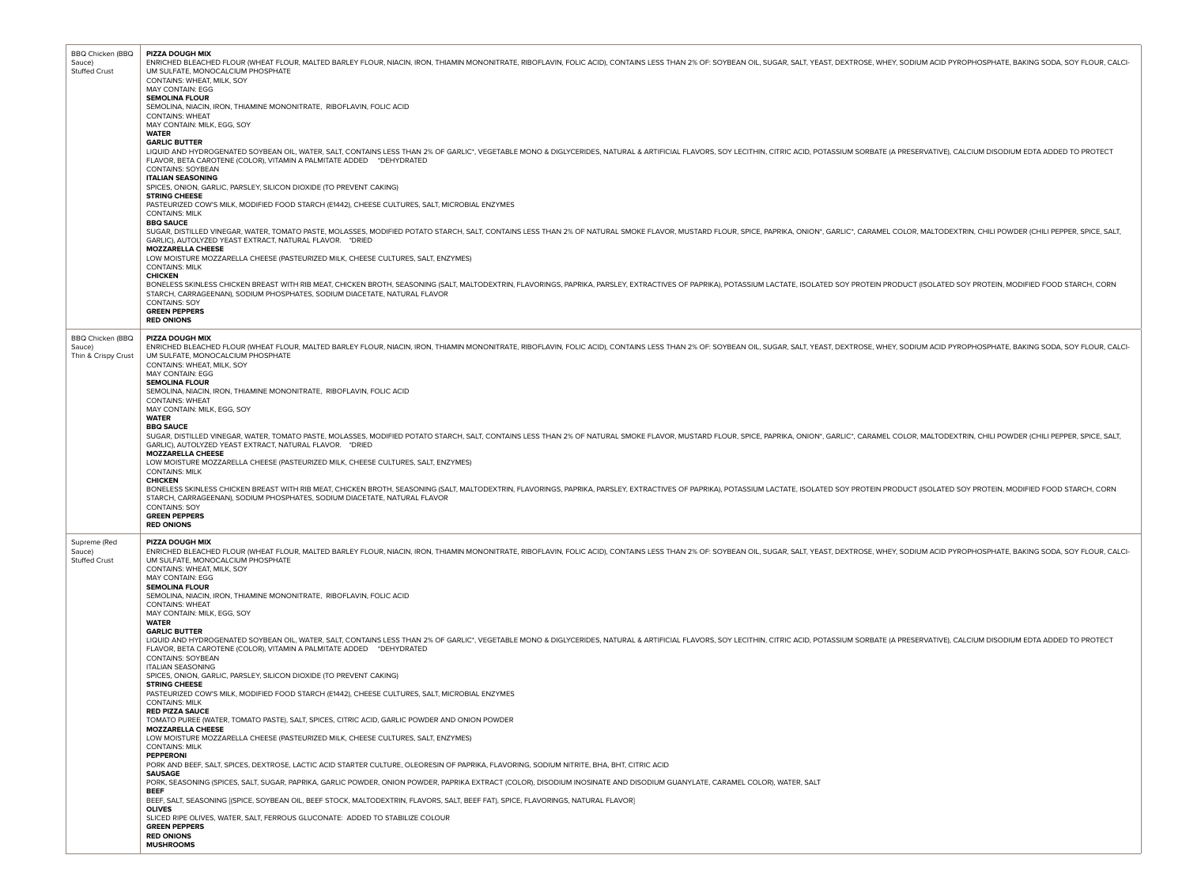| | |
|---|---|
| BBQ Chicken (BBQ Sauce) Stuffed Crust | **PIZZA DOUGH MIX**<br>ENRICHED BLEACHED FLOUR (WHEAT FLOUR, MALTED BARLEY FLOUR, NIACIN, IRON, THIAMIN MONONITRATE, RIBOFLAVIN, FOLIC ACID), CONTAINS LESS THAN 2% OF: SOYBEAN OIL, SUGAR, SALT, YEAST, DEXTROSE, WHEY, SODIUM ACID PYROPHOSPHATE, BAKING SODA, SOY FLOUR, CALCIUM SULFATE, MONOCALCIUM PHOSPHATE<br>CONTAINS: WHEAT, MILK, SOY<br>MAY CONTAIN: EGG<br>**SEMOLINA FLOUR**<br>SEMOLINA, NIACIN, IRON, THIAMINE MONONITRATE, RIBOFLAVIN, FOLIC ACID<br>CONTAINS: WHEAT<br>MAY CONTAIN: MILK, EGG, SOY<br>**WATER**<br>**GARLIC BUTTER**<br>LIQUID AND HYDROGENATED SOYBEAN OIL, WATER, SALT, CONTAINS LESS THAN 2% OF GARLIC*, VEGETABLE MONO & DIGLYCERIDES, NATURAL & ARTIFICIAL FLAVORS, SOY LECITHIN, CITRIC ACID, POTASSIUM SORBATE (A PRESERVATIVE), CALCIUM DISODIUM EDTA ADDED TO PROTECT FLAVOR, BETA CAROTENE (COLOR), VITAMIN A PALMITATE ADDED *DEHYDRATED<br>CONTAINS: SOYBEAN<br>**ITALIAN SEASONING**<br>SPICES, ONION, GARLIC, PARSLEY, SILICON DIOXIDE (TO PREVENT CAKING)<br>**STRING CHEESE**<br>PASTEURIZED COW'S MILK, MODIFIED FOOD STARCH (E1442), CHEESE CULTURES, SALT, MICROBIAL ENZYMES<br>CONTAINS: MILK<br>**BBQ SAUCE**<br>SUGAR, DISTILLED VINEGAR, WATER, TOMATO PASTE, MOLASSES, MODIFIED POTATO STARCH, SALT, CONTAINS LESS THAN 2% OF NATURAL SMOKE FLAVOR, MUSTARD FLOUR, SPICE, PAPRIKA, ONION*, GARLIC*, CARAMEL COLOR, MALTODEXTRIN, CHILI POWDER (CHILI PEPPER, SPICE, SALT, GARLIC), AUTOLYZED YEAST EXTRACT, NATURAL FLAVOR. *DRIED<br>**MOZZARELLA CHEESE**<br>LOW MOISTURE MOZZARELLA CHEESE (PASTEURIZED MILK, CHEESE CULTURES, SALT, ENZYMES)<br>CONTAINS: MILK<br>**CHICKEN**<br>BONELESS SKINLESS CHICKEN BREAST WITH RIB MEAT, CHICKEN BROTH, SEASONING (SALT, MALTODEXTRIN, FLAVORINGS, PAPRIKA, PARSLEY, EXTRACTIVES OF PAPRIKA), POTASSIUM LACTATE, ISOLATED SOY PROTEIN PRODUCT (ISOLATED SOY PROTEIN, MODIFIED FOOD STARCH, CORN STARCH, CARRAGEENAN), SODIUM PHOSPHATES, SODIUM DIACETATE, NATURAL FLAVOR<br>CONTAINS: SOY<br>**GREEN PEPPERS**<br>**RED ONIONS** |
| BBQ Chicken (BBQ Sauce) Thin & Crispy Crust | **PIZZA DOUGH MIX**<br>ENRICHED BLEACHED FLOUR (WHEAT FLOUR, MALTED BARLEY FLOUR, NIACIN, IRON, THIAMIN MONONITRATE, RIBOFLAVIN, FOLIC ACID), CONTAINS LESS THAN 2% OF: SOYBEAN OIL, SUGAR, SALT, YEAST, DEXTROSE, WHEY, SODIUM ACID PYROPHOSPHATE, BAKING SODA, SOY FLOUR, CALCIUM SULFATE, MONOCALCIUM PHOSPHATE<br>CONTAINS: WHEAT, MILK, SOY<br>MAY CONTAIN: EGG<br>**SEMOLINA FLOUR**<br>SEMOLINA, NIACIN, IRON, THIAMINE MONONITRATE, RIBOFLAVIN, FOLIC ACID<br>CONTAINS: WHEAT<br>MAY CONTAIN: MILK, EGG, SOY<br>**WATER**<br>**BBQ SAUCE**<br>SUGAR, DISTILLED VINEGAR, WATER, TOMATO PASTE, MOLASSES, MODIFIED POTATO STARCH, SALT, CONTAINS LESS THAN 2% OF NATURAL SMOKE FLAVOR, MUSTARD FLOUR, SPICE, PAPRIKA, ONION*, GARLIC*, CARAMEL COLOR, MALTODEXTRIN, CHILI POWDER (CHILI PEPPER, SPICE, SALT, GARLIC), AUTOLYZED YEAST EXTRACT, NATURAL FLAVOR. *DRIED<br>**MOZZARELLA CHEESE**<br>LOW MOISTURE MOZZARELLA CHEESE (PASTEURIZED MILK, CHEESE CULTURES, SALT, ENZYMES)<br>CONTAINS: MILK<br>**CHICKEN**<br>BONELESS SKINLESS CHICKEN BREAST WITH RIB MEAT, CHICKEN BROTH, SEASONING (SALT, MALTODEXTRIN, FLAVORINGS, PAPRIKA, PARSLEY, EXTRACTIVES OF PAPRIKA), POTASSIUM LACTATE, ISOLATED SOY PROTEIN PRODUCT (ISOLATED SOY PROTEIN, MODIFIED FOOD STARCH, CORN STARCH, CARRAGEENAN), SODIUM PHOSPHATES, SODIUM DIACETATE, NATURAL FLAVOR<br>CONTAINS: SOY<br>**GREEN PEPPERS**<br>**RED ONIONS** |
| Supreme (Red Sauce) Stuffed Crust | **PIZZA DOUGH MIX**<br>ENRICHED BLEACHED FLOUR (WHEAT FLOUR, MALTED BARLEY FLOUR, NIACIN, IRON, THIAMIN MONONITRATE, RIBOFLAVIN, FOLIC ACID), CONTAINS LESS THAN 2% OF: SOYBEAN OIL, SUGAR, SALT, YEAST, DEXTROSE, WHEY, SODIUM ACID PYROPHOSPHATE, BAKING SODA, SOY FLOUR, CALCIUM SULFATE, MONOCALCIUM PHOSPHATE<br>CONTAINS: WHEAT, MILK, SOY<br>MAY CONTAIN: EGG<br>**SEMOLINA FLOUR**<br>SEMOLINA, NIACIN, IRON, THIAMINE MONONITRATE, RIBOFLAVIN, FOLIC ACID<br>CONTAINS: WHEAT<br>MAY CONTAIN: MILK, EGG, SOY<br>**WATER**<br>**GARLIC BUTTER**<br>LIQUID AND HYDROGENATED SOYBEAN OIL, WATER, SALT, CONTAINS LESS THAN 2% OF GARLIC*, VEGETABLE MONO & DIGLYCERIDES, NATURAL & ARTIFICIAL FLAVORS, SOY LECITHIN, CITRIC ACID, POTASSIUM SORBATE (A PRESERVATIVE), CALCIUM DISODIUM EDTA ADDED TO PROTECT FLAVOR, BETA CAROTENE (COLOR), VITAMIN A PALMITATE ADDED *DEHYDRATED<br>CONTAINS: SOYBEAN<br>ITALIAN SEASONING<br>SPICES, ONION, GARLIC, PARSLEY, SILICON DIOXIDE (TO PREVENT CAKING)<br>**STRING CHEESE**<br>PASTEURIZED COW'S MILK, MODIFIED FOOD STARCH (E1442), CHEESE CULTURES, SALT, MICROBIAL ENZYMES<br>CONTAINS: MILK<br>**RED PIZZA SAUCE**<br>TOMATO PUREE (WATER, TOMATO PASTE), SALT, SPICES, CITRIC ACID, GARLIC POWDER AND ONION POWDER<br>**MOZZARELLA CHEESE**<br>LOW MOISTURE MOZZARELLA CHEESE (PASTEURIZED MILK, CHEESE CULTURES, SALT, ENZYMES)<br>CONTAINS: MILK<br>**PEPPERONI**<br>PORK AND BEEF, SALT, SPICES, DEXTROSE, LACTIC ACID STARTER CULTURE, OLEORESIN OF PAPRIKA, FLAVORING, SODIUM NITRITE, BHA, BHT, CITRIC ACID<br>**SAUSAGE**<br>PORK, SEASONING (SPICES, SALT, SUGAR, PAPRIKA, GARLIC POWDER, ONION POWDER, PAPRIKA EXTRACT (COLOR), DISODIUM INOSINATE AND DISODIUM GUANYLATE, CARAMEL COLOR), WATER, SALT<br>**BEEF**<br>BEEF, SALT, SEASONING [(SPICE, SOYBEAN OIL, BEEF STOCK, MALTODEXTRIN, FLAVORS, SALT, BEEF FAT), SPICE, FLAVORINGS, NATURAL FLAVOR]<br>**OLIVES**<br>SLICED RIPE OLIVES, WATER, SALT, FERROUS GLUCONATE: ADDED TO STABILIZE COLOUR<br>**GREEN PEPPERS**<br>**RED ONIONS**<br>**MUSHROOMS** |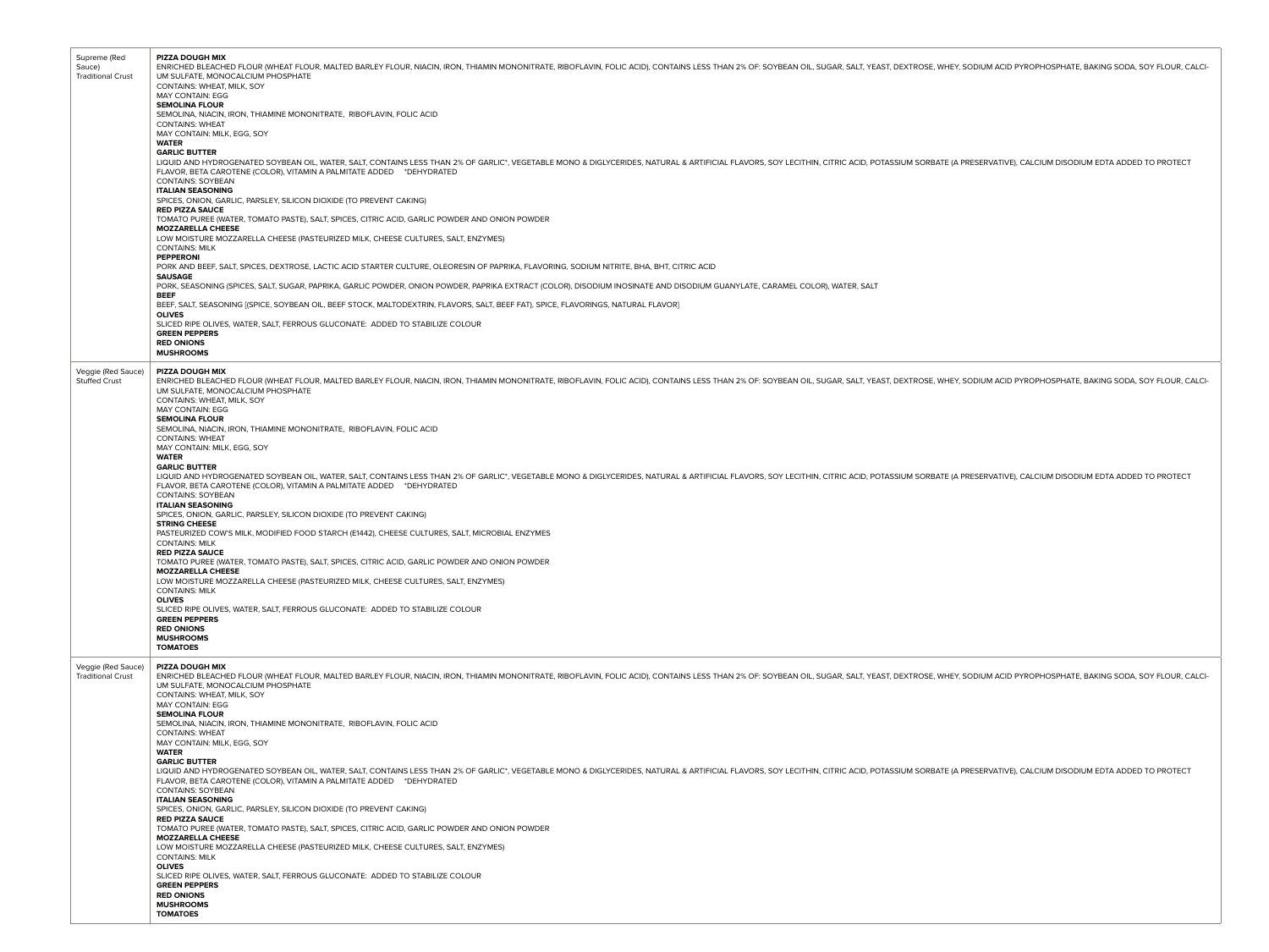| | |
|---|---|
| Supreme (Red Sauce) Traditional Crust | **PIZZA DOUGH MIX**<br>ENRICHED BLEACHED FLOUR (WHEAT FLOUR, MALTED BARLEY FLOUR, NIACIN, IRON, THIAMIN MONONITRATE, RIBOFLAVIN, FOLIC ACID), CONTAINS LESS THAN 2% OF: SOYBEAN OIL, SUGAR, SALT, YEAST, DEXTROSE, WHEY, SODIUM ACID PYROPHOSPHATE, BAKING SODA, SOY FLOUR, CALCIUM SULFATE, MONOCALCIUM PHOSPHATE<br>CONTAINS: WHEAT, MILK, SOY<br>MAY CONTAIN: EGG<br>**SEMOLINA FLOUR**<br>SEMOLINA, NIACIN, IRON, THIAMINE MONONITRATE, RIBOFLAVIN, FOLIC ACID<br>CONTAINS: WHEAT<br>MAY CONTAIN: MILK, EGG, SOY<br>**WATER**<br>**GARLIC BUTTER**<br>LIQUID AND HYDROGENATED SOYBEAN OIL, WATER, SALT, CONTAINS LESS THAN 2% OF GARLIC*, VEGETABLE MONO & DIGLYCERIDES, NATURAL & ARTIFICIAL FLAVORS, SOY LECITHIN, CITRIC ACID, POTASSIUM SORBATE (A PRESERVATIVE), CALCIUM DISODIUM EDTA ADDED TO PROTECT FLAVOR, BETA CAROTENE (COLOR), VITAMIN A PALMITATE ADDED *DEHYDRATED<br>CONTAINS: SOYBEAN<br>**ITALIAN SEASONING**<br>SPICES, ONION, GARLIC, PARSLEY, SILICON DIOXIDE (TO PREVENT CAKING)<br>**RED PIZZA SAUCE**<br>TOMATO PUREE (WATER, TOMATO PASTE), SALT, SPICES, CITRIC ACID, GARLIC POWDER AND ONION POWDER<br>**MOZZARELLA CHEESE**<br>LOW MOISTURE MOZZARELLA CHEESE (PASTEURIZED MILK, CHEESE CULTURES, SALT, ENZYMES)<br>CONTAINS: MILK<br>**PEPPERONI**<br>PORK AND BEEF, SALT, SPICES, DEXTROSE, LACTIC ACID STARTER CULTURE, OLEORESIN OF PAPRIKA, FLAVORING, SODIUM NITRITE, BHA, BHT, CITRIC ACID<br>**SAUSAGE**<br>PORK, SEASONING (SPICES, SALT, SUGAR, PAPRIKA, GARLIC POWDER, ONION POWDER, PAPRIKA EXTRACT (COLOR), DISODIUM INOSINATE AND DISODIUM GUANYLATE, CARAMEL COLOR), WATER, SALT<br>**BEEF**<br>BEEF, SALT, SEASONING [(SPICE, SOYBEAN OIL, BEEF STOCK, MALTODEXTRIN, FLAVORS, SALT, BEEF FAT), SPICE, FLAVORINGS, NATURAL FLAVOR]<br>**OLIVES**<br>SLICED RIPE OLIVES, WATER, SALT, FERROUS GLUCONATE: ADDED TO STABILIZE COLOUR<br>**GREEN PEPPERS**<br>**RED ONIONS**<br>**MUSHROOMS** |
| Veggie (Red Sauce) Stuffed Crust | **PIZZA DOUGH MIX**<br>ENRICHED BLEACHED FLOUR (WHEAT FLOUR, MALTED BARLEY FLOUR, NIACIN, IRON, THIAMIN MONONITRATE, RIBOFLAVIN, FOLIC ACID), CONTAINS LESS THAN 2% OF: SOYBEAN OIL, SUGAR, SALT, YEAST, DEXTROSE, WHEY, SODIUM ACID PYROPHOSPHATE, BAKING SODA, SOY FLOUR, CALCIUM SULFATE, MONOCALCIUM PHOSPHATE<br>CONTAINS: WHEAT, MILK, SOY<br>MAY CONTAIN: EGG<br>**SEMOLINA FLOUR**<br>SEMOLINA, NIACIN, IRON, THIAMINE MONONITRATE, RIBOFLAVIN, FOLIC ACID<br>CONTAINS: WHEAT<br>MAY CONTAIN: MILK, EGG, SOY<br>**WATER**<br>**GARLIC BUTTER**<br>LIQUID AND HYDROGENATED SOYBEAN OIL, WATER, SALT, CONTAINS LESS THAN 2% OF GARLIC*, VEGETABLE MONO & DIGLYCERIDES, NATURAL & ARTIFICIAL FLAVORS, SOY LECITHIN, CITRIC ACID, POTASSIUM SORBATE (A PRESERVATIVE), CALCIUM DISODIUM EDTA ADDED TO PROTECT FLAVOR, BETA CAROTENE (COLOR), VITAMIN A PALMITATE ADDED *DEHYDRATED<br>CONTAINS: SOYBEAN<br>**ITALIAN SEASONING**<br>SPICES, ONION, GARLIC, PARSLEY, SILICON DIOXIDE (TO PREVENT CAKING)<br>**STRING CHEESE**<br>PASTEURIZED COW'S MILK, MODIFIED FOOD STARCH (E1442), CHEESE CULTURES, SALT, MICROBIAL ENZYMES<br>CONTAINS: MILK<br>**RED PIZZA SAUCE**<br>TOMATO PUREE (WATER, TOMATO PASTE), SALT, SPICES, CITRIC ACID, GARLIC POWDER AND ONION POWDER<br>**MOZZARELLA CHEESE**<br>LOW MOISTURE MOZZARELLA CHEESE (PASTEURIZED MILK, CHEESE CULTURES, SALT, ENZYMES)<br>CONTAINS: MILK<br>**OLIVES**<br>SLICED RIPE OLIVES, WATER, SALT, FERROUS GLUCONATE: ADDED TO STABILIZE COLOUR<br>**GREEN PEPPERS**<br>**RED ONIONS**<br>**MUSHROOMS**<br>**TOMATOES** |
| Veggie (Red Sauce) Traditional Crust | **PIZZA DOUGH MIX**<br>ENRICHED BLEACHED FLOUR (WHEAT FLOUR, MALTED BARLEY FLOUR, NIACIN, IRON, THIAMIN MONONITRATE, RIBOFLAVIN, FOLIC ACID), CONTAINS LESS THAN 2% OF: SOYBEAN OIL, SUGAR, SALT, YEAST, DEXTROSE, WHEY, SODIUM ACID PYROPHOSPHATE, BAKING SODA, SOY FLOUR, CALCIUM SULFATE, MONOCALCIUM PHOSPHATE<br>CONTAINS: WHEAT, MILK, SOY<br>MAY CONTAIN: EGG<br>**SEMOLINA FLOUR**<br>SEMOLINA, NIACIN, IRON, THIAMINE MONONITRATE, RIBOFLAVIN, FOLIC ACID<br>CONTAINS: WHEAT<br>MAY CONTAIN: MILK, EGG, SOY<br>**WATER**<br>**GARLIC BUTTER**<br>LIQUID AND HYDROGENATED SOYBEAN OIL, WATER, SALT, CONTAINS LESS THAN 2% OF GARLIC*, VEGETABLE MONO & DIGLYCERIDES, NATURAL & ARTIFICIAL FLAVORS, SOY LECITHIN, CITRIC ACID, POTASSIUM SORBATE (A PRESERVATIVE), CALCIUM DISODIUM EDTA ADDED TO PROTECT FLAVOR, BETA CAROTENE (COLOR), VITAMIN A PALMITATE ADDED *DEHYDRATED<br>CONTAINS: SOYBEAN<br>**ITALIAN SEASONING**<br>SPICES, ONION, GARLIC, PARSLEY, SILICON DIOXIDE (TO PREVENT CAKING)<br>**RED PIZZA SAUCE**<br>TOMATO PUREE (WATER, TOMATO PASTE), SALT, SPICES, CITRIC ACID, GARLIC POWDER AND ONION POWDER<br>**MOZZARELLA CHEESE**<br>LOW MOISTURE MOZZARELLA CHEESE (PASTEURIZED MILK, CHEESE CULTURES, SALT, ENZYMES)<br>CONTAINS: MILK<br>**OLIVES**<br>SLICED RIPE OLIVES, WATER, SALT, FERROUS GLUCONATE: ADDED TO STABILIZE COLOUR<br>**GREEN PEPPERS**<br>**RED ONIONS**<br>**MUSHROOMS**<br>**TOMATOES** |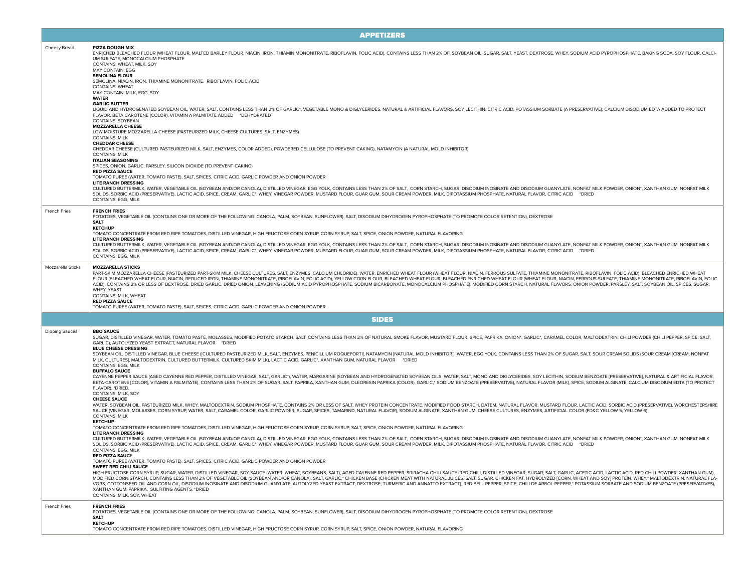## APPETIZERS

| | |
|---|---|
| Cheesy Bread | **PIZZA DOUGH MIX**<br>ENRICHED BLEACHED FLOUR (WHEAT FLOUR, MALTED BARLEY FLOUR, NIACIN, IRON, THIAMIN MONONITRATE, RIBOFLAVIN, FOLIC ACID), CONTAINS LESS THAN 2% OF: SOYBEAN OIL, SUGAR, SALT, YEAST, DEXTROSE, WHEY, SODIUM ACID PYROPHOSPHATE, BAKING SODA, SOY FLOUR, CALCIUM SULFATE, MONOCALCIUM PHOSPHATE<br>CONTAINS: WHEAT, MILK, SOY<br>MAY CONTAIN: EGG<br>**SEMOLINA FLOUR**<br>SEMOLINA, NIACIN, IRON, THIAMINE MONONITRATE, RIBOFLAVIN, FOLIC ACID<br>CONTAINS: WHEAT<br>MAY CONTAIN: MILK, EGG, SOY<br>**WATER**<br>**GARLIC BUTTER**<br>LIQUID AND HYDROGENATED SOYBEAN OIL, WATER, SALT, CONTAINS LESS THAN 2% OF GARLIC*, VEGETABLE MONO & DIGLYCERIDES, NATURAL & ARTIFICIAL FLAVORS, SOY LECITHIN, CITRIC ACID, POTASSIUM SORBATE (A PRESERVATIVE), CALCIUM DISODIUM EDTA ADDED TO PROTECT FLAVOR, BETA CAROTENE (COLOR), VITAMIN A PALMITATE ADDED *DEHYDRATED<br>CONTAINS: SOYBEAN<br>**MOZZARELLA CHEESE**<br>LOW MOISTURE MOZZARELLA CHEESE (PASTEURIZED MILK, CHEESE CULTURES, SALT, ENZYMES)<br>CONTAINS: MILK<br>**CHEDDAR CHEESE**<br>CHEDDAR CHEESE (CULTURED PASTEURIZED MILK, SALT, ENZYMES, COLOR ADDED), POWDERED CELLULOSE (TO PREVENT CAKING), NATAMYCIN (A NATURAL MOLD INHIBITOR)<br>CONTAINS: MILK<br>**ITALIAN SEASONING**<br>SPICES, ONION, GARLIC, PARSLEY, SILICON DIOXIDE (TO PREVENT CAKING)<br>**RED PIZZA SAUCE**<br>TOMATO PUREE (WATER, TOMATO PASTE), SALT, SPICES, CITRIC ACID, GARLIC POWDER AND ONION POWDER<br>**LITE RANCH DRESSING**<br>CULTURED BUTTERMILK, WATER, VEGETABLE OIL (SOYBEAN AND/OR CANOLA), DISTILLED VINEGAR, EGG YOLK, CONTAINS LESS THAN 2% OF SALT, CORN STARCH, SUGAR, DISODIUM INOSINATE AND DISODIUM GUANYLATE, NONFAT MILK POWDER, ONION*, XANTHAN GUM, NONFAT MILK SOLIDS, SORBIC ACID (PRESERVATIVE), LACTIC ACID, SPICE, CREAM, GARLIC*, WHEY, VINEGAR POWDER, MUSTARD FLOUR, GUAR GUM, SOUR CREAM POWDER, MILK, DIPOTASSIUM PHOSPHATE, NATURAL FLAVOR, CITRIC ACID *DRIED<br>CONTAINS: EGG, MILK |
| French Fries | **FRENCH FRIES**<br>POTATOES, VEGETABLE OIL (CONTAINS ONE OR MORE OF THE FOLLOWING: CANOLA, PALM, SOYBEAN, SUNFLOWER), SALT, DISODIUM DIHYDROGEN PYROPHOSPHATE (TO PROMOTE COLOR RETENTION), DEXTROSE<br>**SALT**<br>**KETCHUP**<br>TOMATO CONCENTRATE FROM RED RIPE TOMATOES, DISTILLED VINEGAR, HIGH FRUCTOSE CORN SYRUP, CORN SYRUP, SALT, SPICE, ONION POWDER, NATURAL FLAVORING<br>**LITE RANCH DRESSING**<br>CULTURED BUTTERMILK, WATER, VEGETABLE OIL (SOYBEAN AND/OR CANOLA), DISTILLED VINEGAR, EGG YOLK, CONTAINS LESS THAN 2% OF SALT, CORN STARCH, SUGAR, DISODIUM INOSINATE AND DISODIUM GUANYLATE, NONFAT MILK POWDER, ONION*, XANTHAN GUM, NONFAT MILK SOLIDS, SORBIC ACID (PRESERVATIVE), LACTIC ACID, SPICE, CREAM, GARLIC*, WHEY, VINEGAR POWDER, MUSTARD FLOUR, GUAR GUM, SOUR CREAM POWDER, MILK, DIPOTASSIUM PHOSPHATE, NATURAL FLAVOR, CITRIC ACID *DRIED<br>CONTAINS: EGG, MILK |
| Mozzarella Sticks | **MOZZARELLA STICKS**<br>PART-SKIM MOZZARELLA CHEESE (PASTEURIZED PART-SKIM MILK, CHEESE CULTURES, SALT, ENZYMES, CALCIUM CHLORIDE), WATER, ENRICHED WHEAT FLOUR (WHEAT FLOUR, NIACIN, FERROUS SULFATE, THIAMINE MONONITRATE, RIBOFLAVIN, FOLIC ACID), BLEACHED ENRICHED WHEAT FLOUR (BLEACHED WHEAT FLOUR, NIACIN, REDUCED IRON, THIAMINE MONONITRATE, RIBOFLAVIN, FOLIC ACID), YELLOW CORN FLOUR, BLEACHED WHEAT FLOUR, BLEACHED ENRICHED WHEAT FLOUR (WHEAT FLOUR, NIACIN, FERROUS SULFATE, THIAMINE MONONITRATE, RIBOFLAVIN, FOLIC ACID), CONTAINS 2% OR LESS OF DEXTROSE, DRIED GARLIC, DRIED ONION, LEAVENING (SODIUM ACID PYROPHOSPHATE, SODIUM BICARBONATE, MONOCALCIUM PHOSPHATE), MODIFIED CORN STARCH, NATURAL FLAVORS, ONION POWDER, PARSLEY, SALT, SOYBEAN OIL, SPICES, SUGAR, WHEY, YEAST<br>CONTAINS: MILK, WHEAT<br>**RED PIZZA SAUCE**<br>TOMATO PUREE (WATER, TOMATO PASTE), SALT, SPICES, CITRIC ACID, GARLIC POWDER AND ONION POWDER |

## SIDES

| | |
|---|---|
| Dipping Sauces | **BBQ SAUCE**<br>SUGAR, DISTILLED VINEGAR, WATER, TOMATO PASTE, MOLASSES, MODIFIED POTATO STARCH, SALT, CONTAINS LESS THAN 2% OF NATURAL SMOKE FLAVOR, MUSTARD FLOUR, SPICE, PAPRIKA, ONION*, GARLIC*, CARAMEL COLOR, MALTODEXTRIN, CHILI POWDER (CHILI PEPPER, SPICE, SALT, GARLIC), AUTOLYZED YEAST EXTRACT, NATURAL FLAVOR. *DRIED<br>**BLUE CHEESE DRESSING**<br>SOYBEAN OIL, DISTILLED VINEGAR, BLUE CHEESE ([CULTURED PASTEURIZED MILK, SALT, ENZYMES, PENICILLIUM ROQUEFORTI], NATAMYCIN [NATURAL MOLD INHIBITOR]), WATER, EGG YOLK, CONTAINS LESS THAN 2% OF SUGAR, SALT, SOUR CREAM SOLIDS (SOUR CREAM [CREAM, NONFAT MILK, CULTURES], MALTODEXTRIN, CULTURED BUTTERMILK, CULTURED SKIM MILK), LACTIC ACID, GARLIC*, XANTHAN GUM, NATURAL FLAVOR *DRIED<br>CONTAINS: EGG, MILK<br>**BUFFALO SAUCE**<br>CAYENNE PEPPER SAUCE (AGED CAYENNE RED PEPPER, DISTILLED VINEGAR, SALT, GARLIC*), WATER, MARGARINE (SOYBEAN AND HYDROGENATED SOYBEAN OILS, WATER, SALT, MONO AND DIGLYCERIDES, SOY LECITHIN, SODIUM BENZOATE [PRESERVATIVE], NATURAL & ARTIFICIAL FLAVOR, BETA-CAROTENE [COLOR], VITAMIN A PALMITATE), CONTAINS LESS THAN 2% OF SUGAR, SALT, PAPRIKA, XANTHAN GUM, OLEORESIN PAPRIKA (COLOR), GARLIC,* SODIUM BENZOATE (PRESERVATIVE), NATURAL FLAVOR (MILK), SPICE, SODIUM ALGINATE, CALCIUM DISODIUM EDTA (TO PROTECT FLAVOR). *DRIED.<br>CONTAINS: MILK, SOY<br>**CHEESE SAUCE**<br>WATER, SOYBEAN OIL, PASTEURIZED MILK, WHEY, MALTODEXTRIN, SODIUM PHOSPHATE, CONTAINS 2% OR LESS OF SALT, WHEY PROTEIN CONCENTRATE, MODIFIED FOOD STARCH, DATEM, NATURAL FLAVOR, MUSTARD FLOUR, LACTIC ACID, SORBIC ACID (PRESERVATIVE), WORCHESTERSHIRE SAUCE (VINEGAR, MOLASSES, CORN SYRUP, WATER, SALT, CARAMEL COLOR, GARLIC POWDER, SUGAR, SPICES, TAMARIND, NATURAL FLAVOR), SODIUM ALGINATE, XANTHAN GUM, CHEESE CULTURES, ENZYMES, ARTIFICIAL COLOR (FD&C YELLOW 5, YELLOW 6)<br>CONTAINS: MILK<br>**KETCHUP**<br>TOMATO CONCENTRATE FROM RED RIPE TOMATOES, DISTILLED VINEGAR, HIGH FRUCTOSE CORN SYRUP, CORN SYRUP, SALT, SPICE, ONION POWDER, NATURAL FLAVORING<br>**LITE RANCH DRESSING**<br>CULTURED BUTTERMILK, WATER, VEGETABLE OIL (SOYBEAN AND/OR CANOLA), DISTILLED VINEGAR, EGG YOLK, CONTAINS LESS THAN 2% OF SALT, CORN STARCH, SUGAR, DISODIUM INOSINATE AND DISODIUM GUANYLATE, NONFAT MILK POWDER, ONION*, XANTHAN GUM, NONFAT MILK SOLIDS, SORBIC ACID (PRESERVATIVE), LACTIC ACID, SPICE, CREAM, GARLIC*, WHEY, VINEGAR POWDER, MUSTARD FLOUR, GUAR GUM, SOUR CREAM POWDER, MILK, DIPOTASSIUM PHOSPHATE, NATURAL FLAVOR, CITRIC ACID *DRIED<br>CONTAINS: EGG, MILK<br>**RED PIZZA SAUCE**<br>TOMATO PUREE (WATER, TOMATO PASTE), SALT, SPICES, CITRIC ACID, GARLIC POWDER AND ONION POWDER<br>**SWEET RED CHILI SAUCE**<br>HIGH FRUCTOSE CORN SYRUP, SUGAR, WATER, DISTILLED VINEGAR, SOY SAUCE (WATER, WHEAT, SOYBEANS, SALT), AGED CAYENNE RED PEPPER, SRIRACHA CHILI SAUCE (RED CHILI, DISTILLED VINEGAR, SUGAR, SALT, GARLIC, ACETIC ACID, LACTIC ACID, RED CHILI POWDER, XANTHAN GUM), MODIFIED CORN STARCH, CONTAINS LESS THAN 2% OF VEGETABLE OIL (SOYBEAN AND/OR CANOLA), SALT, GARLIC,* CHICKEN BASE (CHICKEN MEAT WITH NATURAL JUICES, SALT, SUGAR, CHICKEN FAT, HYDROLYZED [CORN, WHEAT AND SOY] PROTEIN, WHEY,* MALTODEXTRIN, NATURAL FLAVORS, COTTONSEED OIL AND CORN OIL, DISODIUM INOSINATE AND DISODIUM GUANYLATE, AUTOLYZED YEAST EXTRACT, DEXTROSE, TURMERIC AND ANNATTO EXTRACT), RED BELL PEPPER, SPICE, CHILI DE ARBOL PEPPER,* POTASSIUM SORBATE AND SODIUM BENZOATE (PRESERVATIVES), XANTHAN GUM, PAPRIKA, SULFITING AGENTS. *DRIED<br>CONTAINS: MILK, SOY, WHEAT |
| French Fries | **FRENCH FRIES**<br>POTATOES, VEGETABLE OIL (CONTAINS ONE OR MORE OF THE FOLLOWING: CANOLA, PALM, SOYBEAN, SUNFLOWER), SALT, DISODIUM DIHYDROGEN PYROPHOSPHATE (TO PROMOTE COLOR RETENTION), DEXTROSE<br>**SALT**<br>**KETCHUP**<br>TOMATO CONCENTRATE FROM RED RIPE TOMATOES, DISTILLED VINEGAR, HIGH FRUCTOSE CORN SYRUP, CORN SYRUP, SALT, SPICE, ONION POWDER, NATURAL FLAVORING |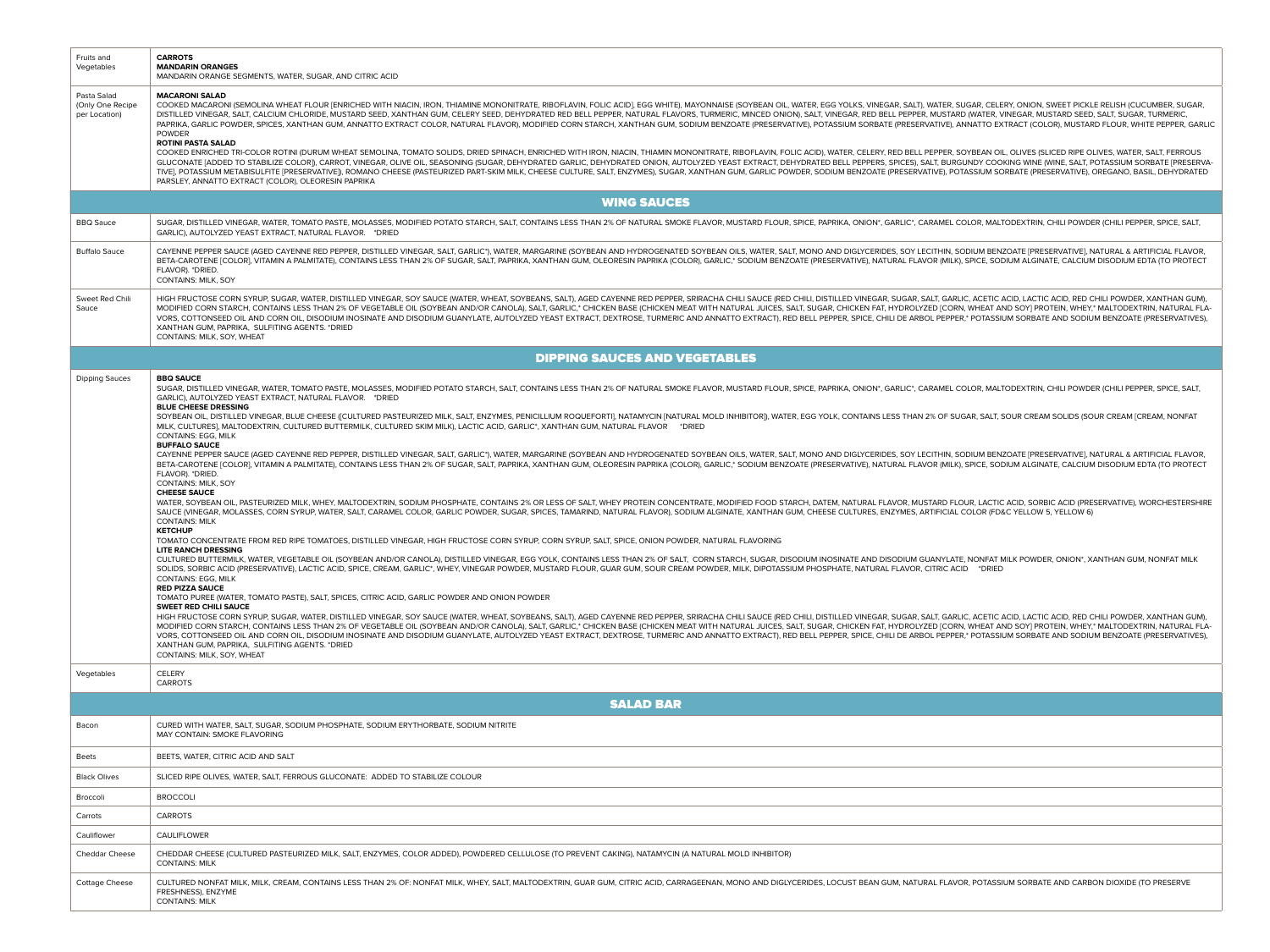| | |
|---|---|
| Fruits and Vegetables | **CARROTS**<br>**MANDARIN ORANGES**<br>MANDARIN ORANGE SEGMENTS, WATER, SUGAR, AND CITRIC ACID |
| Pasta Salad (Only One Recipe per Location) | **MACARONI SALAD**<br>COOKED MACARONI (SEMOLINA WHEAT FLOUR [ENRICHED WITH NIACIN, IRON, THIAMINE MONONITRATE, RIBOFLAVIN, FOLIC ACID], EGG WHITE), MAYONNAISE (SOYBEAN OIL, WATER, EGG YOLKS, VINEGAR, SALT), WATER, SUGAR, CELERY, ONION, SWEET PICKLE RELISH (CUCUMBER, SUGAR, DISTILLED VINEGAR, SALT, CALCIUM CHLORIDE, MUSTARD SEED, XANTHAN GUM, CELERY SEED, DEHYDRATED RED BELL PEPPER, NATURAL FLAVORS, TURMERIC, MINCED ONION), SALT, VINEGAR, RED BELL PEPPER, MUSTARD (WATER, VINEGAR, MUSTARD SEED, SALT, SUGAR, TURMERIC, PAPRIKA, GARLIC POWDER, SPICES, XANTHAN GUM, ANNATTO EXTRACT COLOR, NATURAL FLAVOR), MODIFIED CORN STARCH, XANTHAN GUM, SODIUM BENZOATE (PRESERVATIVE), POTASSIUM SORBATE (PRESERVATIVE), ANNATTO EXTRACT (COLOR), MUSTARD FLOUR, WHITE PEPPER, GARLIC POWDER<br>**ROTINI PASTA SALAD**<br>COOKED ENRICHED TRI-COLOR ROTINI (DURUM WHEAT SEMOLINA, TOMATO SOLIDS, DRIED SPINACH, ENRICHED WITH IRON, NIACIN, THIAMIN MONONITRATE, RIBOFLAVIN, FOLIC ACID), WATER, CELERY, RED BELL PEPPER, SOYBEAN OIL, OLIVES (SLICED RIPE OLIVES, WATER, SALT, FERROUS GLUCONATE [ADDED TO STABILIZE COLOR]), CARROT, VINEGAR, OLIVE OIL, SEASONING (SUGAR, DEHYDRATED GARLIC, DEHYDRATED ONION, AUTOLYZED YEAST EXTRACT, DEHYDRATED BELL PEPPERS, SPICES), SALT, BURGUNDY COOKING WINE (WINE, SALT, POTASSIUM SORBATE [PRESERVATIVE], POTASSIUM METABISULFITE [PRESERVATIVE]), ROMANO CHEESE (PASTEURIZED PART-SKIM MILK, CHEESE CULTURE, SALT, ENZYMES), SUGAR, XANTHAN GUM, GARLIC POWDER, SODIUM BENZOATE (PRESERVATIVE), POTASSIUM SORBATE (PRESERVATIVE), OREGANO, BASIL, DEHYDRATED PARSLEY, ANNATTO EXTRACT (COLOR), OLEORESIN PAPRIKA |
| **WING SAUCES** | |
| BBQ Sauce | SUGAR, DISTILLED VINEGAR, WATER, TOMATO PASTE, MOLASSES, MODIFIED POTATO STARCH, SALT, CONTAINS LESS THAN 2% OF NATURAL SMOKE FLAVOR, MUSTARD FLOUR, SPICE, PAPRIKA, ONION*, GARLIC*, CARAMEL COLOR, MALTODEXTRIN, CHILI POWDER (CHILI PEPPER, SPICE, SALT, GARLIC), AUTOLYZED YEAST EXTRACT, NATURAL FLAVOR. *DRIED |
| Buffalo Sauce | CAYENNE PEPPER SAUCE (AGED CAYENNE RED PEPPER, DISTILLED VINEGAR, SALT, GARLIC*), WATER, MARGARINE (SOYBEAN AND HYDROGENATED SOYBEAN OILS, WATER, SALT, MONO AND DIGLYCERIDES, SOY LECITHIN, SODIUM BENZOATE [PRESERVATIVE], NATURAL & ARTIFICIAL FLAVOR, BETA-CAROTENE [COLOR], VITAMIN A PALMITATE), CONTAINS LESS THAN 2% OF SUGAR, SALT, PAPRIKA, XANTHAN GUM, OLEORESIN PAPRIKA (COLOR), GARLIC,* SODIUM BENZOATE (PRESERVATIVE), NATURAL FLAVOR (MILK), SPICE, SODIUM ALGINATE, CALCIUM DISODIUM EDTA (TO PROTECT FLAVOR). *DRIED.<br>CONTAINS: MILK, SOY |
| Sweet Red Chili Sauce | HIGH FRUCTOSE CORN SYRUP, SUGAR, WATER, DISTILLED VINEGAR, SOY SAUCE (WATER, WHEAT, SOYBEANS, SALT), AGED CAYENNE RED PEPPER, SRIRACHA CHILI SAUCE (RED CHILI, DISTILLED VINEGAR, SUGAR, SALT, GARLIC, ACETIC ACID, LACTIC ACID, RED CHILI POWDER, XANTHAN GUM), MODIFIED CORN STARCH, CONTAINS LESS THAN 2% OF VEGETABLE OIL (SOYBEAN AND/OR CANOLA), SALT, GARLIC,* CHICKEN BASE (CHICKEN MEAT WITH NATURAL JUICES, SALT, SUGAR, CHICKEN FAT, HYDROLYZED [CORN, WHEAT AND SOY] PROTEIN, WHEY,* MALTODEXTRIN, NATURAL FLAVORS, COTTONSEED OIL AND CORN OIL, DISODIUM INOSINATE AND DISODIUM GUANYLATE, AUTOLYZED YEAST EXTRACT, DEXTROSE, TURMERIC AND ANNATTO EXTRACT), RED BELL PEPPER, SPICE, CHILI DE ARBOL PEPPER,* POTASSIUM SORBATE AND SODIUM BENZOATE (PRESERVATIVES), XANTHAN GUM, PAPRIKA, SULFITING AGENTS. *DRIED<br>CONTAINS: MILK, SOY, WHEAT |
| **DIPPING SAUCES AND VEGETABLES** | |
| Dipping Sauces | **BBQ SAUCE**<br>SUGAR, DISTILLED VINEGAR, WATER, TOMATO PASTE, MOLASSES, MODIFIED POTATO STARCH, SALT, CONTAINS LESS THAN 2% OF NATURAL SMOKE FLAVOR, MUSTARD FLOUR, SPICE, PAPRIKA, ONION*, GARLIC*, CARAMEL COLOR, MALTODEXTRIN, CHILI POWDER (CHILI PEPPER, SPICE, SALT, GARLIC), AUTOLYZED YEAST EXTRACT, NATURAL FLAVOR. *DRIED<br>**BLUE CHEESE DRESSING**<br>SOYBEAN OIL, DISTILLED VINEGAR, BLUE CHEESE ([CULTURED PASTEURIZED MILK, SALT, ENZYMES, PENICILLIUM ROQUEFORTI], NATAMYCIN [NATURAL MOLD INHIBITOR]), WATER, EGG YOLK, CONTAINS LESS THAN 2% OF SUGAR, SALT, SOUR CREAM SOLIDS (SOUR CREAM [CREAM, NONFAT MILK, CULTURES], MALTODEXTRIN, CULTURED BUTTERMILK, CULTURED SKIM MILK), LACTIC ACID, GARLIC*, XANTHAN GUM, NATURAL FLAVOR *DRIED<br>CONTAINS: EGG, MILK<br>**BUFFALO SAUCE**<br>CAYENNE PEPPER SAUCE (AGED CAYENNE RED PEPPER, DISTILLED VINEGAR, SALT, GARLIC*), WATER, MARGARINE (SOYBEAN AND HYDROGENATED SOYBEAN OILS, WATER, SALT, MONO AND DIGLYCERIDES, SOY LECITHIN, SODIUM BENZOATE [PRESERVATIVE], NATURAL & ARTIFICIAL FLAVOR, BETA-CAROTENE [COLOR], VITAMIN A PALMITATE), CONTAINS LESS THAN 2% OF SUGAR, SALT, PAPRIKA, XANTHAN GUM, OLEORESIN PAPRIKA (COLOR), GARLIC,* SODIUM BENZOATE (PRESERVATIVE), NATURAL FLAVOR (MILK), SPICE, SODIUM ALGINATE, CALCIUM DISODIUM EDTA (TO PROTECT FLAVOR). *DRIED.<br>CONTAINS: MILK, SOY<br>**CHEESE SAUCE**<br>WATER, SOYBEAN OIL, PASTEURIZED MILK, WHEY, MALTODEXTRIN, SODIUM PHOSPHATE, CONTAINS 2% OR LESS OF SALT, WHEY PROTEIN CONCENTRATE, MODIFIED FOOD STARCH, DATEM, NATURAL FLAVOR, MUSTARD FLOUR, LACTIC ACID, SORBIC ACID (PRESERVATIVE), WORCHESTERSHIRE SAUCE (VINEGAR, MOLASSES, CORN SYRUP, WATER, SALT, CARAMEL COLOR, GARLIC POWDER, SUGAR, SPICES, TAMARIND, NATURAL FLAVOR), SODIUM ALGINATE, XANTHAN GUM, CHEESE CULTURES, ENZYMES, ARTIFICIAL COLOR (FD&C YELLOW 5, YELLOW 6)<br>CONTAINS: MILK<br>**KETCHUP**<br>TOMATO CONCENTRATE FROM RED RIPE TOMATOES, DISTILLED VINEGAR, HIGH FRUCTOSE CORN SYRUP, CORN SYRUP, SALT, SPICE, ONION POWDER, NATURAL FLAVORING<br>**LITE RANCH DRESSING**<br>CULTURED BUTTERMILK, WATER, VEGETABLE OIL (SOYBEAN AND/OR CANOLA), DISTILLED VINEGAR, EGG YOLK, CONTAINS LESS THAN 2% OF SALT, CORN STARCH, SUGAR, DISODIUM INOSINATE AND DISODIUM GUANYLATE, NONFAT MILK POWDER, ONION*, XANTHAN GUM, NONFAT MILK SOLIDS, SORBIC ACID (PRESERVATIVE), LACTIC ACID, SPICE, CREAM, GARLIC*, WHEY, VINEGAR POWDER, MUSTARD FLOUR, GUAR GUM, SOUR CREAM POWDER, MILK, DIPOTASSIUM PHOSPHATE, NATURAL FLAVOR, CITRIC ACID *DRIED<br>CONTAINS: EGG, MILK<br>**RED PIZZA SAUCE**<br>TOMATO PUREE (WATER, TOMATO PASTE), SALT, SPICES, CITRIC ACID, GARLIC POWDER AND ONION POWDER<br>**SWEET RED CHILI SAUCE**<br>HIGH FRUCTOSE CORN SYRUP, SUGAR, WATER, DISTILLED VINEGAR, SOY SAUCE (WATER, WHEAT, SOYBEANS, SALT), AGED CAYENNE RED PEPPER, SRIRACHA CHILI SAUCE (RED CHILI, DISTILLED VINEGAR, SUGAR, SALT, GARLIC, ACETIC ACID, LACTIC ACID, RED CHILI POWDER, XANTHAN GUM), MODIFIED CORN STARCH, CONTAINS LESS THAN 2% OF VEGETABLE OIL (SOYBEAN AND/OR CANOLA), SALT, GARLIC,* CHICKEN BASE (CHICKEN MEAT WITH NATURAL JUICES, SALT, SUGAR, CHICKEN FAT, HYDROLYZED [CORN, WHEAT AND SOY] PROTEIN, WHEY,* MALTODEXTRIN, NATURAL FLAVORS, COTTONSEED OIL AND CORN OIL, DISODIUM INOSINATE AND DISODIUM GUANYLATE, AUTOLYZED YEAST EXTRACT, DEXTROSE, TURMERIC AND ANNATTO EXTRACT), RED BELL PEPPER, SPICE, CHILI DE ARBOL PEPPER,* POTASSIUM SORBATE AND SODIUM BENZOATE (PRESERVATIVES), XANTHAN GUM, PAPRIKA, SULFITING AGENTS. *DRIED<br>CONTAINS: MILK, SOY, WHEAT |
| Vegetables | CELERY<br>CARROTS |
| **SALAD BAR** | |
| Bacon | CURED WITH WATER, SALT, SUGAR, SODIUM PHOSPHATE, SODIUM ERYTHORBATE, SODIUM NITRITE<br>MAY CONTAIN: SMOKE FLAVORING |
| Beets | BEETS, WATER, CITRIC ACID AND SALT |
| Black Olives | SLICED RIPE OLIVES, WATER, SALT, FERROUS GLUCONATE: ADDED TO STABILIZE COLOUR |
| Broccoli | BROCCOLI |
| Carrots | CARROTS |
| Cauliflower | CAULIFLOWER |
| Cheddar Cheese | CHEDDAR CHEESE (CULTURED PASTEURIZED MILK, SALT, ENZYMES, COLOR ADDED), POWDERED CELLULOSE (TO PREVENT CAKING), NATAMYCIN (A NATURAL MOLD INHIBITOR)<br>CONTAINS: MILK |
| Cottage Cheese | CULTURED NONFAT MILK, MILK, CREAM, CONTAINS LESS THAN 2% OF: NONFAT MILK, WHEY, SALT, MALTODEXTRIN, GUAR GUM, CITRIC ACID, CARRAGEENAN, MONO AND DIGLYCERIDES, LOCUST BEAN GUM, NATURAL FLAVOR, POTASSIUM SORBATE AND CARBON DIOXIDE (TO PRESERVE FRESHNESS), ENZYME<br>CONTAINS: MILK |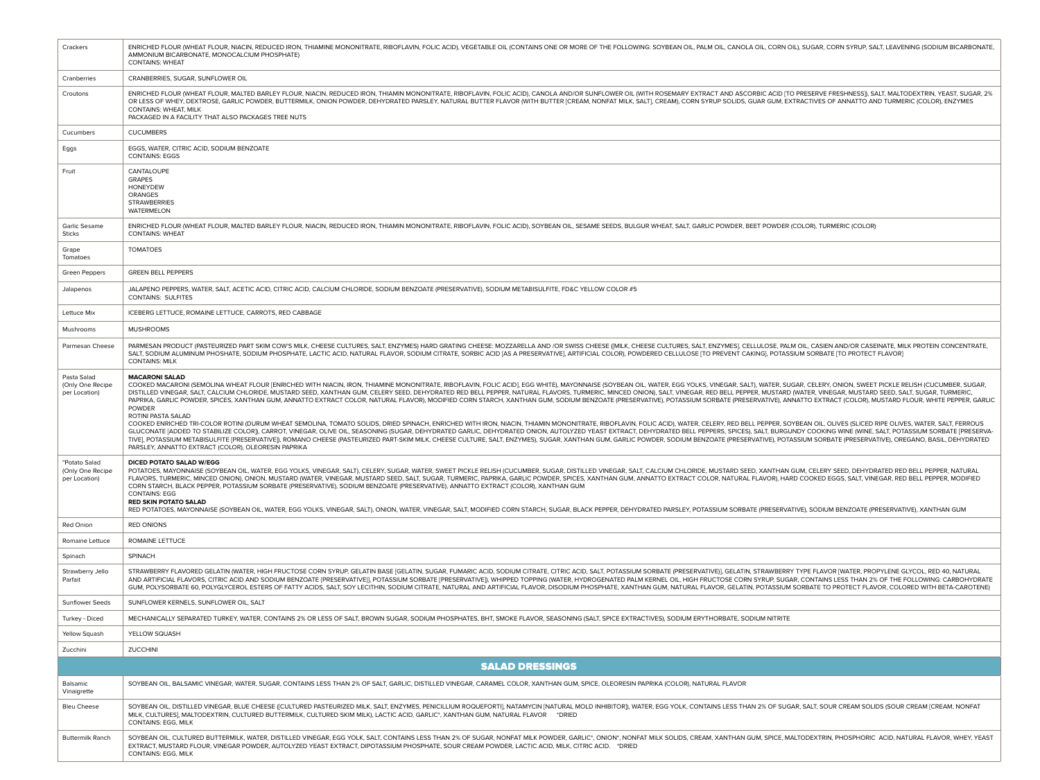| | |
|---|---|
| Crackers | ENRICHED FLOUR (WHEAT FLOUR, NIACIN, REDUCED IRON, THIAMINE MONONITRATE, RIBOFLAVIN, FOLIC ACID), VEGETABLE OIL (CONTAINS ONE OR MORE OF THE FOLLOWING: SOYBEAN OIL, PALM OIL, CANOLA OIL, CORN OIL), SUGAR, CORN SYRUP, SALT, LEAVENING (SODIUM BICARBONATE, AMMONIUM BICARBONATE, MONOCALCIUM PHOSPHATE)<br>CONTAINS: WHEAT |
| Cranberries | CRANBERRIES, SUGAR, SUNFLOWER OIL |
| Croutons | ENRICHED FLOUR (WHEAT FLOUR, MALTED BARLEY FLOUR, NIACIN, REDUCED IRON, THIAMIN MONONITRATE, RIBOFLAVIN, FOLIC ACID), CANOLA AND/OR SUNFLOWER OIL (WITH ROSEMARY EXTRACT AND ASCORBIC ACID [TO PRESERVE FRESHNESS]), SALT, MALTODEXTRIN, YEAST, SUGAR, 2% OR LESS OF WHEY, DEXTROSE, GARLIC POWDER, BUTTERMILK, ONION POWDER, DEHYDRATED PARSLEY, NATURAL BUTTER FLAVOR (WITH BUTTER [CREAM, NONFAT MILK, SALT], CREAM), CORN SYRUP SOLIDS, GUAR GUM, EXTRACTIVES OF ANNATTO AND TURMERIC (COLOR), ENZYMES<br>CONTAINS: WHEAT, MILK<br>PACKAGED IN A FACILITY THAT ALSO PACKAGES TREE NUTS |
| Cucumbers | CUCUMBERS |
| Eggs | EGGS, WATER, CITRIC ACID, SODIUM BENZOATE<br>CONTAINS: EGGS |
| Fruit | CANTALOUPE<br>GRAPES<br>HONEYDEW<br>ORANGES<br>STRAWBERRIES<br>WATERMELON |
| Garlic Sesame Sticks | ENRICHED FLOUR (WHEAT FLOUR, MALTED BARLEY FLOUR, NIACIN, REDUCED IRON, THIAMIN MONONITRATE, RIBOFLAVIN, FOLIC ACID), SOYBEAN OIL, SESAME SEEDS, BULGUR WHEAT, SALT, GARLIC POWDER, BEET POWDER (COLOR), TURMERIC (COLOR)<br>CONTAINS: WHEAT |
| Grape Tomatoes | TOMATOES |
| Green Peppers | GREEN BELL PEPPERS |
| Jalapenos | JALAPENO PEPPERS, WATER, SALT, ACETIC ACID, CITRIC ACID, CALCIUM CHLORIDE, SODIUM BENZOATE (PRESERVATIVE), SODIUM METABISULFITE, FD&C YELLOW COLOR #5<br>CONTAINS: SULFITES |
| Lettuce Mix | ICEBERG LETTUCE, ROMAINE LETTUCE, CARROTS, RED CABBAGE |
| Mushrooms | MUSHROOMS |
| Parmesan Cheese | PARMESAN PRODUCT (PASTEURIZED PART SKIM COW'S MILK, CHEESE CULTURES, SALT, ENZYMES) HARD GRATING CHEESE: MOZZARELLA AND /OR SWISS CHEESE ([MILK, CHEESE CULTURES, SALT, ENZYMES], CELLULOSE, PALM OIL, CASIEN AND/OR CASEINATE, MILK PROTEIN CONCENTRATE, SALT, SODIUM ALUMINUM PHOSHATE, SODIUM PHOSPHATE, LACTIC ACID, NATURAL FLAVOR, SODIUM CITRATE, SORBIC ACID [AS A PRESERVATIVE], ARTIFICIAL COLOR), POWDERED CELLULOSE [TO PREVENT CAKING], POTASSIUM SORBATE [TO PROTECT FLAVOR]<br>CONTAINS: MILK |
| Pasta Salad (Only One Recipe per Location) | **MACARONI SALAD**<br>COOKED MACARONI (SEMOLINA WHEAT FLOUR [ENRICHED WITH NIACIN, IRON, THIAMINE MONONITRATE, RIBOFLAVIN, FOLIC ACID], EGG WHITE), MAYONNAISE (SOYBEAN OIL, WATER, EGG YOLKS, VINEGAR, SALT), WATER, SUGAR, CELERY, ONION, SWEET PICKLE RELISH (CUCUMBER, SUGAR, DISTILLED VINEGAR, SALT, CALCIUM CHLORIDE, MUSTARD SEED, XANTHAN GUM, CELERY SEED, DEHYDRATED RED BELL PEPPER, NATURAL FLAVORS, TURMERIC, MINCED ONION), SALT, VINEGAR, RED BELL PEPPER, MUSTARD (WATER, VINEGAR, MUSTARD SEED, SALT, SUGAR, TURMERIC, PAPRIKA, GARLIC POWDER, SPICES, XANTHAN GUM, ANNATTO EXTRACT COLOR, NATURAL FLAVOR), MODIFIED CORN STARCH, XANTHAN GUM, SODIUM BENZOATE (PRESERVATIVE), POTASSIUM SORBATE (PRESERVATIVE), ANNATTO EXTRACT (COLOR), MUSTARD FLOUR, WHITE PEPPER, GARLIC POWDER<br>ROTINI PASTA SALAD<br>COOKED ENRICHED TRI-COLOR ROTINI (DURUM WHEAT SEMOLINA, TOMATO SOLIDS, DRIED SPINACH, ENRICHED WITH IRON, NIACIN, THIAMIN MONONITRATE, RIBOFLAVIN, FOLIC ACID), WATER, CELERY, RED BELL PEPPER, SOYBEAN OIL, OLIVES (SLICED RIPE OLIVES, WATER, SALT, FERROUS GLUCONATE [ADDED TO STABILIZE COLOR]), CARROT, VINEGAR, OLIVE OIL, SEASONING (SUGAR, DEHYDRATED GARLIC, DEHYDRATED ONION, AUTOLYZED YEAST EXTRACT, DEHYDRATED BELL PEPPERS, SPICES), SALT, BURGUNDY COOKING WINE (WINE, SALT, POTASSIUM SORBATE [PRESERVATIVE], POTASSIUM METABISULFITE [PRESERVATIVE]), ROMANO CHEESE (PASTEURIZED PART-SKIM MILK, CHEESE CULTURE, SALT, ENZYMES), SUGAR, XANTHAN GUM, GARLIC POWDER, SODIUM BENZOATE (PRESERVATIVE), POTASSIUM SORBATE (PRESERVATIVE), OREGANO, BASIL, DEHYDRATED PARSLEY, ANNATTO EXTRACT (COLOR), OLEORESIN PAPRIKA |
| *Potato Salad (Only One Recipe per Location) | **DICED POTATO SALAD W/EGG**<br>POTATOES, MAYONNAISE (SOYBEAN OIL, WATER, EGG YOLKS, VINEGAR, SALT), CELERY, SUGAR, WATER, SWEET PICKLE RELISH (CUCUMBER, SUGAR, DISTILLED VINEGAR, SALT, CALCIUM CHLORIDE, MUSTARD SEED, XANTHAN GUM, CELERY SEED, DEHYDRATED RED BELL PEPPER, NATURAL FLAVORS, TURMERIC, MINCED ONION), ONION, MUSTARD (WATER, VINEGAR, MUSTARD SEED, SALT, SUGAR, TURMERIC, PAPRIKA, GARLIC POWDER, SPICES, XANTHAN GUM, ANNATTO EXTRACT COLOR, NATURAL FLAVOR), HARD COOKED EGGS, SALT, VINEGAR, RED BELL PEPPER, MODIFIED CORN STARCH, BLACK PEPPER, POTASSIUM SORBATE (PRESERVATIVE), SODIUM BENZOATE (PRESERVATIVE), ANNATTO EXTRACT (COLOR), XANTHAN GUM<br>CONTAINS: EGG<br>**RED SKIN POTATO SALAD**<br>RED POTATOES, MAYONNAISE (SOYBEAN OIL, WATER, EGG YOLKS, VINEGAR, SALT), ONION, WATER, VINEGAR, SALT, MODIFIED CORN STARCH, SUGAR, BLACK PEPPER, DEHYDRATED PARSLEY, POTASSIUM SORBATE (PRESERVATIVE), SODIUM BENZOATE (PRESERVATIVE), XANTHAN GUM |
| Red Onion | RED ONIONS |
| Romaine Lettuce | ROMAINE LETTUCE |
| Spinach | SPINACH |
| Strawberry Jello Parfait | STRAWBERRY FLAVORED GELATIN (WATER, HIGH FRUCTOSE CORN SYRUP, GELATIN BASE [GELATIN, SUGAR, FUMARIC ACID, SODIUM CITRATE, CITRIC ACID, SALT, POTASSIUM SORBATE (PRESERVATIVE)], GELATIN, STRAWBERRY TYPE FLAVOR [WATER, PROPYLENE GLYCOL, RED 40, NATURAL AND ARTIFICIAL FLAVORS, CITRIC ACID AND SODIUM BENZOATE (PRESERVATIVE)], POTASSIUM SORBATE [PRESERVATIVE]), WHIPPED TOPPING (WATER, HYDROGENATED PALM KERNEL OIL, HIGH FRUCTOSE CORN SYRUP, SUGAR, CONTAINS LESS THAN 2% OF THE FOLLOWING: CARBOHYDRATE GUM, POLYSORBATE 60, POLYGLYCEROL ESTERS OF FATTY ACIDS, SALT, SOY LECITHIN, SODIUM CITRATE, NATURAL AND ARTIFICIAL FLAVOR, DISODIUM PHOSPHATE, XANTHAN GUM, NATURAL FLAVOR, GELATIN, POTASSIUM SORBATE TO PROTECT FLAVOR, COLORED WITH BETA-CAROTENE) |
| Sunflower Seeds | SUNFLOWER KERNELS, SUNFLOWER OIL, SALT |
| Turkey - Diced | MECHANICALLY SEPARATED TURKEY, WATER, CONTAINS 2% OR LESS OF SALT, BROWN SUGAR, SODIUM PHOSPHATES, BHT, SMOKE FLAVOR, SEASONING (SALT, SPICE EXTRACTIVES), SODIUM ERYTHORBATE, SODIUM NITRITE |
| Yellow Squash | YELLOW SQUASH |
| Zucchini | ZUCCHINI |

## SALAD DRESSINGS

| | |
|---|---|
| Balsamic Vinaigrette | SOYBEAN OIL, BALSAMIC VINEGAR, WATER, SUGAR, CONTAINS LESS THAN 2% OF SALT, GARLIC, DISTILLED VINEGAR, CARAMEL COLOR, XANTHAN GUM, SPICE, OLEORESIN PAPRIKA (COLOR), NATURAL FLAVOR |
| Bleu Cheese | SOYBEAN OIL, DISTILLED VINEGAR, BLUE CHEESE ([CULTURED PASTEURIZED MILK, SALT, ENZYMES, PENICILLIUM ROQUEFORTI], NATAMYCIN [NATURAL MOLD INHIBITOR]), WATER, EGG YOLK, CONTAINS LESS THAN 2% OF SUGAR, SALT, SOUR CREAM SOLIDS (SOUR CREAM [CREAM, NONFAT MILK, CULTURES], MALTODEXTRIN, CULTURED BUTTERMILK, CULTURED SKIM MILK), LACTIC ACID, GARLIC*, XANTHAN GUM, NATURAL FLAVOR *DRIED<br>CONTAINS: EGG, MILK |
| Buttermilk Ranch | SOYBEAN OIL, CULTURED BUTTERMILK, WATER, DISTILLED VINEGAR, EGG YOLK, SALT, CONTAINS LESS THAN 2% OF SUGAR, NONFAT MILK POWDER, GARLIC*, ONION*, NONFAT MILK SOLIDS, CREAM, XANTHAN GUM, SPICE, MALTODEXTRIN, PHOSPHORIC ACID, NATURAL FLAVOR, WHEY, YEAST EXTRACT, MUSTARD FLOUR, VINEGAR POWDER, AUTOLYZED YEAST EXTRACT, DIPOTASSIUM PHOSPHATE, SOUR CREAM POWDER, LACTIC ACID, MILK, CITRIC ACID. *DRIED<br>CONTAINS: EGG, MILK |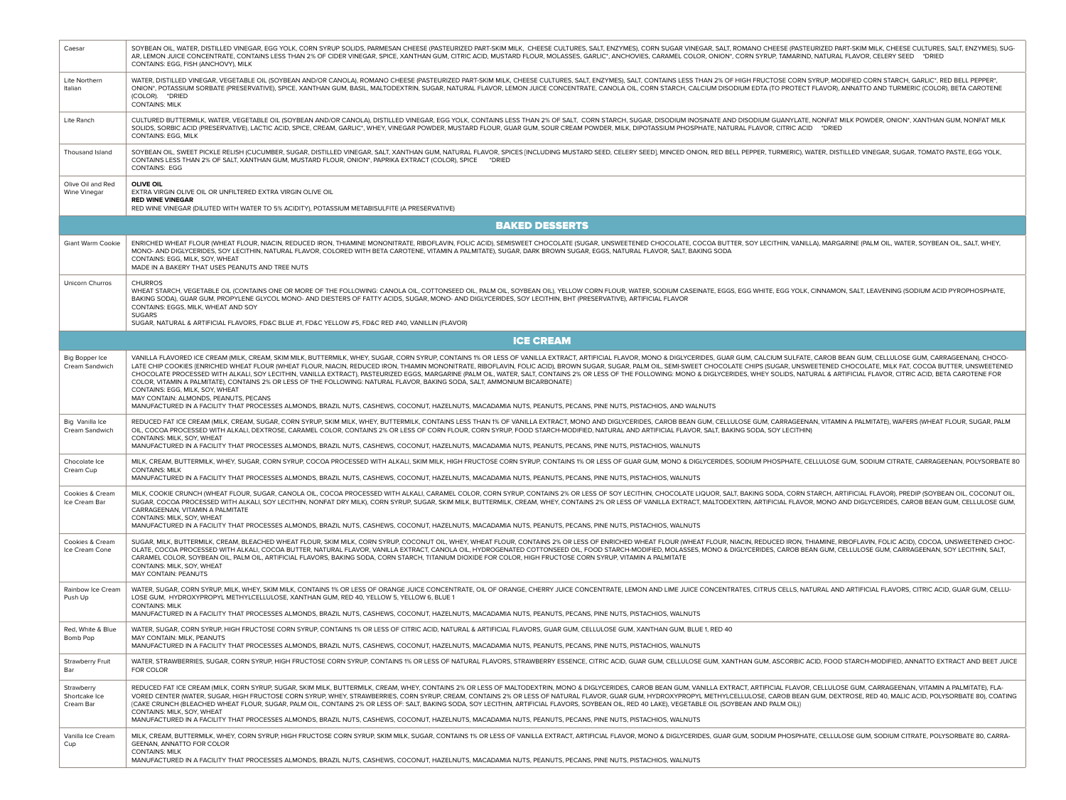| | |
|---|---|
| Caesar | SOYBEAN OIL, WATER, DISTILLED VINEGAR, EGG YOLK, CORN SYRUP SOLIDS, PARMESAN CHEESE (PASTEURIZED PART-SKIM MILK, CHEESE CULTURES, SALT, ENZYMES), CORN SUGAR VINEGAR, SALT, ROMANO CHEESE (PASTEURIZED PART-SKIM MILK, CHEESE CULTURES, SALT, ENZYMES), SUGAR, LEMON JUICE CONCENTRATE, CONTAINS LESS THAN 2% OF CIDER VINEGAR, SPICE, XANTHAN GUM, CITRIC ACID, MUSTARD FLOUR, MOLASSES, GARLIC*, ANCHOVIES, CARAMEL COLOR, ONION*, CORN SYRUP, TAMARIND, NATURAL FLAVOR, CELERY SEED *DRIED<br>CONTAINS: EGG, FISH (ANCHOVY), MILK |
| Lite Northern Italian | WATER, DISTILLED VINEGAR, VEGETABLE OIL (SOYBEAN AND/OR CANOLA), ROMANO CHEESE (PASTEURIZED PART-SKIM MILK, CHEESE CULTURES, SALT, ENZYMES), SALT, CONTAINS LESS THAN 2% OF HIGH FRUCTOSE CORN SYRUP, MODIFIED CORN STARCH, GARLIC*, RED BELL PEPPER*, ONION*, POTASSIUM SORBATE (PRESERVATIVE), SPICE, XANTHAN GUM, BASIL, MALTODEXTRIN, SUGAR, NATURAL FLAVOR, LEMON JUICE CONCENTRATE, CANOLA OIL, CORN STARCH, CALCIUM DISODIUM EDTA (TO PROTECT FLAVOR), ANNATTO AND TURMERIC (COLOR), BETA CAROTENE (COLOR). *DRIED<br>CONTAINS: MILK |
| Lite Ranch | CULTURED BUTTERMILK, WATER, VEGETABLE OIL (SOYBEAN AND/OR CANOLA), DISTILLED VINEGAR, EGG YOLK, CONTAINS LESS THAN 2% OF SALT, CORN STARCH, SUGAR, DISODIUM INOSINATE AND DISODIUM GUANYLATE, NONFAT MILK POWDER, ONION*, XANTHAN GUM, NONFAT MILK SOLIDS, SORBIC ACID (PRESERVATIVE), LACTIC ACID, SPICE, CREAM, GARLIC*, WHEY, VINEGAR POWDER, MUSTARD FLOUR, GUAR GUM, SOUR CREAM POWDER, MILK, DIPOTASSIUM PHOSPHATE, NATURAL FLAVOR, CITRIC ACID *DRIED<br>CONTAINS: EGG, MILK |
| Thousand Island | SOYBEAN OIL, SWEET PICKLE RELISH (CUCUMBER, SUGAR, DISTILLED VINEGAR, SALT, XANTHAN GUM, NATURAL FLAVOR, SPICES [INCLUDING MUSTARD SEED, CELERY SEED], MINCED ONION, RED BELL PEPPER, TURMERIC), WATER, DISTILLED VINEGAR, SUGAR, TOMATO PASTE, EGG YOLK, CONTAINS LESS THAN 2% OF SALT, XANTHAN GUM, MUSTARD FLOUR, ONION*, PAPRIKA EXTRACT (COLOR), SPICE *DRIED<br>CONTAINS: EGG |
| Olive Oil and Red Wine Vinegar | **OLIVE OIL**<br>EXTRA VIRGIN OLIVE OIL OR UNFILTERED EXTRA VIRGIN OLIVE OIL<br>**RED WINE VINEGAR**<br>RED WINE VINEGAR (DILUTED WITH WATER TO 5% ACIDITY), POTASSIUM METABISULFITE (A PRESERVATIVE) |
| **BAKED DESSERTS** | |
| Giant Warm Cookie | ENRICHED WHEAT FLOUR (WHEAT FLOUR, NIACIN, REDUCED IRON, THIAMINE MONONITRATE, RIBOFLAVIN, FOLIC ACID), SEMISWEET CHOCOLATE (SUGAR, UNSWEETENED CHOCOLATE, COCOA BUTTER, SOY LECITHIN, VANILLA), MARGARINE (PALM OIL, WATER, SOYBEAN OIL, SALT, WHEY, MONO- AND DIGLYCERIDES, SOY LECITHIN, NATURAL FLAVOR, COLORED WITH BETA CAROTENE, VITAMIN A PALMITATE), SUGAR, DARK BROWN SUGAR, EGGS, NATURAL FLAVOR, SALT, BAKING SODA<br>CONTAINS: EGG, MILK, SOY, WHEAT<br>MADE IN A BAKERY THAT USES PEANUTS AND TREE NUTS |
| Unicorn Churros | CHURROS<br>WHEAT STARCH, VEGETABLE OIL (CONTAINS ONE OR MORE OF THE FOLLOWING: CANOLA OIL, COTTONSEED OIL, PALM OIL, SOYBEAN OIL), YELLOW CORN FLOUR, WATER, SODIUM CASEINATE, EGGS, EGG WHITE, EGG YOLK, CINNAMON, SALT, LEAVENING (SODIUM ACID PYROPHOSPHATE, BAKING SODA), GUAR GUM, PROPYLENE GLYCOL MONO- AND DIESTERS OF FATTY ACIDS, SUGAR, MONO- AND DIGLYCERIDES, SOY LECITHIN, BHT (PRESERVATIVE), ARTIFICIAL FLAVOR<br>CONTAINS: EGGS, MILK, WHEAT AND SOY<br>SUGARS<br>SUGAR, NATURAL & ARTIFICIAL FLAVORS, FD&C BLUE #1, FD&C YELLOW #5, FD&C RED #40, VANILLIN (FLAVOR) |
| **ICE CREAM** | |
| Big Bopper Ice Cream Sandwich | VANILLA FLAVORED ICE CREAM (MILK, CREAM, SKIM MILK, BUTTERMILK, WHEY, SUGAR, CORN SYRUP, CONTAINS 1% OR LESS OF VANILLA EXTRACT, ARTIFICIAL FLAVOR, MONO & DIGLYCERIDES, GUAR GUM, CALCIUM SULFATE, CAROB BEAN GUM, CELLULOSE GUM, CARRAGEENAN), CHOCOLATE CHIP COOKIES (ENRICHED WHEAT FLOUR (WHEAT FLOUR, NIACIN, REDUCED IRON, THIAMIN MONONITRATE, RIBOFLAVIN, FOLIC ACID), BROWN SUGAR, SUGAR, PALM OIL, SEMI-SWEET CHOCOLATE CHIPS (SUGAR, UNSWEETENED CHOCOLATE, MILK FAT, COCOA BUTTER, UNSWEETENED CHOCOLATE PROCESSED WITH ALKALI, SOY LECITHIN, VANILLA EXTRACT), PASTEURIZED EGGS, MARGARINE (PALM OIL, WATER, SALT, CONTAINS 2% OR LESS OF THE FOLLOWING: MONO & DIGLYCERIDES, WHEY SOLIDS, NATURAL & ARTIFICIAL FLAVOR, CITRIC ACID, BETA CAROTENE FOR COLOR, VITAMIN A PALMITATE), CONTAINS 2% OR LESS OF THE FOLLOWING: NATURAL FLAVOR, BAKING SODA, SALT, AMMONIUM BICARBONATE)<br>CONTAINS: EGG, MILK, SOY, WHEAT<br>MAY CONTAIN: ALMONDS, PEANUTS, PECANS<br>MANUFACTURED IN A FACILITY THAT PROCESSES ALMONDS, BRAZIL NUTS, CASHEWS, COCONUT, HAZELNUTS, MACADAMIA NUTS, PEANUTS, PECANS, PINE NUTS, PISTACHIOS, AND WALNUTS |
| Big Vanilla Ice Cream Sandwich | REDUCED FAT ICE CREAM (MILK, CREAM, SUGAR, CORN SYRUP, SKIM MILK, WHEY, BUTTERMILK, CONTAINS LESS THAN 1% OF VANILLA EXTRACT, MONO AND DIGLYCERIDES, CAROB BEAN GUM, CELLULOSE GUM, CARRAGEENAN, VITAMIN A PALMITATE), WAFERS (WHEAT FLOUR, SUGAR, PALM OIL, COCOA PROCESSED WITH ALKALI, DEXTROSE, CARAMEL COLOR, CONTAINS 2% OR LESS OF CORN FLOUR, CORN SYRUP, FOOD STARCH-MODIFIED, NATURAL AND ARTIFICIAL FLAVOR, SALT, BAKING SODA, SOY LECITHIN)<br>CONTAINS: MILK, SOY, WHEAT<br>MANUFACTURED IN A FACILITY THAT PROCESSES ALMONDS, BRAZIL NUTS, CASHEWS, COCONUT, HAZELNUTS, MACADAMIA NUTS, PEANUTS, PECANS, PINE NUTS, PISTACHIOS, WALNUTS |
| Chocolate Ice Cream Cup | MILK, CREAM, BUTTERMILK, WHEY, SUGAR, CORN SYRUP, COCOA PROCESSED WITH ALKALI, SKIM MILK, HIGH FRUCTOSE CORN SYRUP, CONTAINS 1% OR LESS OF GUAR GUM, MONO & DIGLYCERIDES, SODIUM PHOSPHATE, CELLULOSE GUM, SODIUM CITRATE, CARRAGEENAN, POLYSORBATE 80<br>CONTAINS: MILK<br>MANUFACTURED IN A FACILITY THAT PROCESSES ALMONDS, BRAZIL NUTS, CASHEWS, COCONUT, HAZELNUTS, MACADAMIA NUTS, PEANUTS, PECANS, PINE NUTS, PISTACHIOS, WALNUTS |
| Cookies & Cream Ice Cream Bar | MILK, COOKIE CRUNCH (WHEAT FLOUR, SUGAR, CANOLA OIL, COCOA PROCESSED WITH ALKALI, CARAMEL COLOR, CORN SYRUP, CONTAINS 2% OR LESS OF SOY LECITHIN, CHOCOLATE LIQUOR, SALT, BAKING SODA, CORN STARCH, ARTIFICIAL FLAVOR), PREDIP (SOYBEAN OIL, COCONUT OIL, SUGAR, COCOA PROCESSED WITH ALKALI, SOY LECITHIN, NONFAT DRY MILK), CORN SYRUP, SUGAR, SKIM MILK, BUTTERMILK, CREAM, WHEY, CONTAINS 2% OR LESS OF VANILLA EXTRACT, MALTODEXTRIN, ARTIFICIAL FLAVOR, MONO AND DIGLYCERIDES, CAROB BEAN GUM, CELLULOSE GUM, CARRAGEENAN, VITAMIN A PALMITATE<br>CONTAINS: MILK, SOY, WHEAT<br>MANUFACTURED IN A FACILITY THAT PROCESSES ALMONDS, BRAZIL NUTS, CASHEWS, COCONUT, HAZELNUTS, MACADAMIA NUTS, PEANUTS, PECANS, PINE NUTS, PISTACHIOS, WALNUTS |
| Cookies & Cream Ice Cream Cone | SUGAR, MILK, BUTTERMILK, CREAM, BLEACHED WHEAT FLOUR, SKIM MILK, CORN SYRUP, COCONUT OIL, WHEY, WHEAT FLOUR, CONTAINS 2% OR LESS OF ENRICHED WHEAT FLOUR (WHEAT FLOUR, NIACIN, REDUCED IRON, THIAMINE, RIBOFLAVIN, FOLIC ACID), COCOA, UNSWEETENED CHOCOLATE, COCOA PROCESSED WITH ALKALI, COCOA BUTTER, NATURAL FLAVOR, VANILLA EXTRACT, CANOLA OIL, HYDROGENATED COTTONSEED OIL, FOOD STARCH-MODIFIED, MOLASSES, MONO & DIGLYCERIDES, CAROB BEAN GUM, CELLULOSE GUM, CARRAGEENAN, SOY LECITHIN, SALT, CARAMEL COLOR, SOYBEAN OIL, PALM OIL, ARTIFICIAL FLAVORS, BAKING SODA, CORN STARCH, TITANIUM DIOXIDE FOR COLOR, HIGH FRUCTOSE CORN SYRUP, VITAMIN A PALMITATE<br>CONTAINS: MILK, SOY, WHEAT<br>MAY CONTAIN: PEANUTS |
| Rainbow Ice Cream Push Up | WATER, SUGAR, CORN SYRUP, MILK, WHEY, SKIM MILK, CONTAINS 1% OR LESS OF ORANGE JUICE CONCENTRATE, OIL OF ORANGE, CHERRY JUICE CONCENTRATE, LEMON AND LIME JUICE CONCENTRATES, CITRUS CELLS, NATURAL AND ARTIFICIAL FLAVORS, CITRIC ACID, GUAR GUM, CELLULOSE GUM, HYDROXYPROPYL METHYLCELLULOSE, XANTHAN GUM, RED 40, YELLOW 5, YELLOW 6, BLUE 1<br>CONTAINS: MILK<br>MANUFACTURED IN A FACILITY THAT PROCESSES ALMONDS, BRAZIL NUTS, CASHEWS, COCONUT, HAZELNUTS, MACADAMIA NUTS, PEANUTS, PECANS, PINE NUTS, PISTACHIOS, WALNUTS |
| Red, White & Blue Bomb Pop | WATER, SUGAR, CORN SYRUP, HIGH FRUCTOSE CORN SYRUP, CONTAINS 1% OR LESS OF CITRIC ACID, NATURAL & ARTIFICIAL FLAVORS, GUAR GUM, CELLULOSE GUM, XANTHAN GUM, BLUE 1, RED 40<br>MAY CONTAIN: MILK, PEANUTS<br>MANUFACTURED IN A FACILITY THAT PROCESSES ALMONDS, BRAZIL NUTS, CASHEWS, COCONUT, HAZELNUTS, MACADAMIA NUTS, PEANUTS, PECANS, PINE NUTS, PISTACHIOS, WALNUTS |
| Strawberry Fruit Bar | WATER, STRAWBERRIES, SUGAR, CORN SYRUP, HIGH FRUCTOSE CORN SYRUP, CONTAINS 1% OR LESS OF NATURAL FLAVORS, STRAWBERRY ESSENCE, CITRIC ACID, GUAR GUM, CELLULOSE GUM, XANTHAN GUM, ASCORBIC ACID, FOOD STARCH-MODIFIED, ANNATTO EXTRACT AND BEET JUICE FOR COLOR |
| Strawberry Shortcake Ice Cream Bar | REDUCED FAT ICE CREAM (MILK, CORN SYRUP, SUGAR, SKIM MILK, BUTTERMILK, CREAM, WHEY, CONTAINS 2% OR LESS OF MALTODEXTRIN, MONO & DIGLYCERIDES, CAROB BEAN GUM, VANILLA EXTRACT, ARTIFICIAL FLAVOR, CELLULOSE GUM, CARRAGEENAN, VITAMIN A PALMITATE), FLAVORED CENTER (WATER, SUGAR, HIGH FRUCTOSE CORN SYRUP, WHEY, STRAWBERRIES, CORN SYRUP, CREAM, CONTAINS 2% OR LESS OF NATURAL FLAVOR, GUAR GUM, HYDROXYPROPYL METHYLCELLULOSE, CAROB BEAN GUM, DEXTROSE, RED 40, MALIC ACID, POLYSORBATE 80), COATING (CAKE CRUNCH (BLEACHED WHEAT FLOUR, SUGAR, PALM OIL, CONTAINS 2% OR LESS OF: SALT, BAKING SODA, SOY LECITHIN, ARTIFICIAL FLAVORS, SOYBEAN OIL, RED 40 LAKE), VEGETABLE OIL (SOYBEAN AND PALM OIL))<br>CONTAINS: MILK, SOY, WHEAT<br>MANUFACTURED IN A FACILITY THAT PROCESSES ALMONDS, BRAZIL NUTS, CASHEWS, COCONUT, HAZELNUTS, MACADAMIA NUTS, PEANUTS, PECANS, PINE NUTS, PISTACHIOS, WALNUTS |
| Vanilla Ice Cream Cup | MILK, CREAM, BUTTERMILK, WHEY, CORN SYRUP, HIGH FRUCTOSE CORN SYRUP, SKIM MILK, SUGAR, CONTAINS 1% OR LESS OF VANILLA EXTRACT, ARTIFICIAL FLAVOR, MONO & DIGLYCERIDES, GUAR GUM, SODIUM PHOSPHATE, CELLULOSE GUM, SODIUM CITRATE, POLYSORBATE 80, CARRAGEENAN, ANNATTO FOR COLOR<br>CONTAINS: MILK<br>MANUFACTURED IN A FACILITY THAT PROCESSES ALMONDS, BRAZIL NUTS, CASHEWS, COCONUT, HAZELNUTS, MACADAMIA NUTS, PEANUTS, PECANS, PINE NUTS, PISTACHIOS, WALNUTS |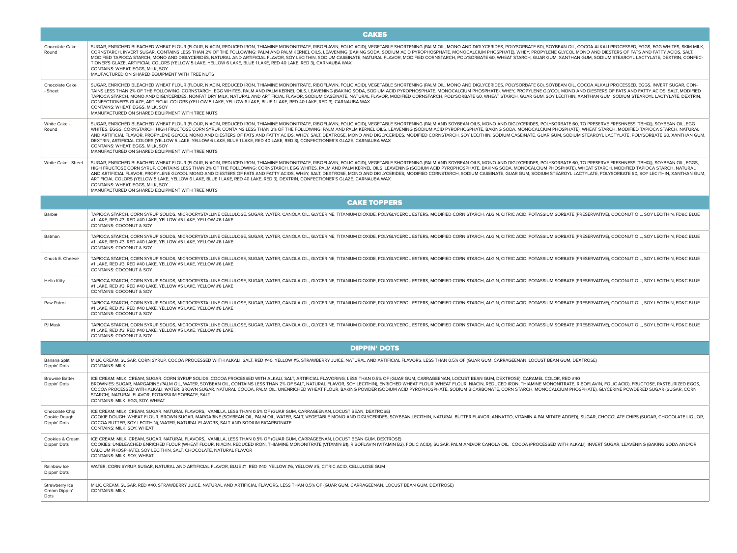| CAKES | |
|---|---|
| Chocolate Cake - Round | SUGAR, ENRICHED BLEACHED WHEAT FLOUR (FLOUR, NIACIN, REDUCED IRON, THIAMINE MONONITRATE, RIBOFLAVIN, FOLIC ACID), VEGETABLE SHORTENING (PALM OIL, MONO AND DIGLYCERIDES, POLYSORBATE 60), SOYBEAN OIL, COCOA ALKALI PROCESSED, EGGS, EGG WHITES, SKIM MILK, CORNSTARCH, INVERT SUGAR, CONTAINS LESS THAN 2% OF THE FOLLOWING: PALM AND PALM KERNEL OILS, LEAVENING (BAKING SODA, SODIUM ACID PYROPHOSPHATE, MONOCALCIUM PHOSPHATE), WHEY, PROPYLENE GLYCOL MONO AND DIESTERS OF FATS AND FATTY ACIDS, SALT, MODIFIED TAPIOCA STARCH, MONO AND DIGLYCERIDES, NATURAL AND ARTIFICIAL FLAVOR, SOY LECITHIN, SODIUM CASEINATE, NATURAL FLAVOR, MODIFIED CORNSTARCH, POLYSORBATE 60, WHEAT STARCH, GUAR GUM, XANTHAN GUM, SODIUM STEAROYL LACTYLATE, DEXTRIN, CONFECTIONER'S GLAZE, ARTIFICIAL COLORS (YELLOW 5 LAKE, YELLOW 6 LAKE, BLUE 1 LAKE, RED 40 LAKE, RED 3), CARNAUBA WAX<br>CONTAINS: WHEAT, EGGS, MILK, SOY<br>MAUFACTURED ON SHARED EQUIPMENT WITH TREE NUTS |
| Chocolate Cake - Sheet | SUGAR, ENRICHED BLEACHED WHEAT FLOUR (FLOUR, NIACIN, REDUCED IRON, THIAMINE MONONITRATE, RIBOFLAVIN, FOLIC ACID), VEGETABLE SHORTENING (PALM OIL, MONO AND DIGLYCERIDES, POLYSORBATE 60), SOYBEAN OIL, COCOA ALKALI PROCESSED, EGGS, INVERT SUGAR, CONTAINS LESS THAN 2% OF THE FOLLOWING: CORNSTARCH, EGG WHITES, PALM AND PALM KERNEL OILS, LEAVENING (BAKING SODA, SODIUM ACID PYROPHOSPHATE, MONOCALCIUM PHOSPHATE), WHEY, PROPYLENE GLYCOL MONO AND DIESTERS OF FATS AND FATTY ACIDS, SALT, MODIFIED TAPIOCA STARCH, MONO AND DIGLYCERIDES, NONFAT DRY MILK, NATURAL AND ARTIFICIAL FLAVOR, SODIUM CASEINATE, NATURAL FLAVOR, MODIFIED CORNSTARCH, POLYSORBATE 60, WHEAT STARCH, GUAR GUM, SOY LECITHIN, XANTHAN GUM, SODIUM STEAROYL LACTYLATE, DEXTRIN, CONFECTIONER'S GLAZE, ARTIFICIAL COLORS (YELLOW 5 LAKE, YELLOW 6 LAKE, BLUE 1 LAKE, RED 40 LAKE, RED 3), CARNAUBA WAX<br>CONTAINS: WHEAT, EGGS, MILK, SOY<br>MANUFACTURED ON SHARED EQUIPMENT WITH TREE NUTS |
| White Cake - Round | SUGAR, ENRICHED BLEACHED WHEAT FLOUR (FLOUR, NIACIN, REDUCED IRON, THIAMINE MONONITRATE, RIBOFLAVIN, FOLIC ACID), VEGETABLE SHORTENING (PALM AND SOYBEAN OILS, MONO AND DIGLYCERIDES, POLYSORBATE 60, TO PRESERVE FRESHNESS [TBHQ]), SOYBEAN OIL, EGG WHITES, EGGS, CORNSTARCH, HIGH FRUCTOSE CORN SYRUP, CONTAINS LESS THAN 2% OF THE FOLLOWING: PALM AND PALM KERNEL OILS, LEAVENING (SODIUM ACID PYROPHOSPHATE, BAKING SODA, MONOCALCIUM PHOSPHATE), WHEAT STARCH, MODIFIED TAPIOCA STARCH, NATURAL AND ARTIFICIAL FLAVOR, PROPYLENE GLYCOL MONO AND DIESTERS OF FATS AND FATTY ACIDS, WHEY, SALT, DEXTROSE, MONO AND DIGLYCERIDES, MODIFIED CORNSTARCH, SOY LECITHIN, SODIUM CASEINATE, GUAR GUM, SODIUM STEAROYL LACTYLATE, POLYSORBATE 60, XANTHAN GUM, DEXTRIN, ARTIFICIAL COLORS (YELLOW 5 LAKE, YELLOW 6 LAKE, BLUE 1 LAKE, RED 40 LAKE, RED 3), CONFECTIONER'S GLAZE, CARNAUBA WAX<br>CONTAINS: WHEAT, EGGS, MILK, SOY<br>MANUFACTURED ON SHARED EQUIPMENT WITH TREE NUTS |
| White Cake - Sheet | SUGAR, ENRICHED BLEACHED WHEAT FLOUR (FLOUR, NIACIN, REDUCED IRON, THIAMINE MONONITRATE, RIBOFLAVIN, FOLIC ACID), VEGETABLE SHORTENING (PALM AND SOYBEAN OILS, MONO AND DIGLYCERIDES, POLYSORBATE 60, TO PRESERVE FRESHNESS [TBHQ]), SOYBEAN OIL, EGGS, HIGH FRUCTOSE CORN SYRUP, CONTAINS LESS THAN 2% OF THE FOLLOWING: CORNSTARCH, EGG WHITES, PALM AND PALM KERNEL OILS, LEAVENING (SODIUM ACID PYROPHOSPHATE, BAKING SODA, MONOCALCIUM PHOSPHATE), WHEAT STARCH, MODIFIED TAPIOCA STARCH, NATURAL AND ARTIFICIAL FLAVOR, PROPYLENE GLYCOL MONO AND DIESTERS OF FATS AND FATTY ACIDS, WHEY, SALT, DEXTROSE, MONO AND DIGLYCERIDES, MODIFIED CORNSTARCH, SODIUM CASEINATE, GUAR GUM, SODIUM STEAROYL LACTYLATE, POLYSORBATE 60, SOY LECITHIN, XANTHAN GUM, ARTIFICIAL COLORS (YELLOW 5 LAKE, YELLOW 6 LAKE, BLUE 1 LAKE, RED 40 LAKE, RED 3), DEXTRIN, CONFECTIONER'S GLAZE, CARNAUBA WAX<br>CONTAINS: WHEAT, EGGS, MILK, SOY<br>MANUFACTURED ON SHARED EQUIPMENT WITH TREE NUTS |
| **CAKE TOPPERS** | |
| Barbie | TAPIOCA STARCH, CORN SYRUP SOLIDS, MICROCRYSTALLINE CELLULOSE, SUGAR, WATER, CANOLA OIL, GLYCERINE, TITANIUM DIOXIDE, POLYGLYCEROL ESTERS, MODIFIED CORN STARCH, ALGIN, CITRIC ACID, POTASSIUM SORBATE (PRESERVATIVE), COCONUT OIL, SOY LECITHIN, FD&C BLUE #1 LAKE, RED #3, RED #40 LAKE, YELLOW #5 LAKE, YELLOW #6 LAKE<br>CONTAINS: COCONUT & SOY |
| Batman | TAPIOCA STARCH, CORN SYRUP SOLIDS, MICROCRYSTALLINE CELLULOSE, SUGAR, WATER, CANOLA OIL, GLYCERINE, TITANIUM DIOXIDE, POLYGLYCEROL ESTERS, MODIFIED CORN STARCH, ALGIN, CITRIC ACID, POTASSIUM SORBATE (PRESERVATIVE), COCONUT OIL, SOY LECITHIN, FD&C BLUE #1 LAKE, RED #3, RED #40 LAKE, YELLOW #5 LAKE, YELLOW #6 LAKE<br>CONTAINS: COCONUT & SOY |
| Chuck E. Cheese | TAPIOCA STARCH, CORN SYRUP SOLIDS, MICROCRYSTALLINE CELLULOSE, SUGAR, WATER, CANOLA OIL, GLYCERINE, TITANIUM DIOXIDE, POLYGLYCEROL ESTERS, MODIFIED CORN STARCH, ALGIN, CITRIC ACID, POTASSIUM SORBATE (PRESERVATIVE), COCONUT OIL, SOY LECITHIN, FD&C BLUE #1 LAKE, RED #3, RED #40 LAKE, YELLOW #5 LAKE, YELLOW #6 LAKE<br>CONTAINS: COCONUT & SOY |
| Hello Kitty | TAPIOCA STARCH, CORN SYRUP SOLIDS, MICROCRYSTALLINE CELLULOSE, SUGAR, WATER, CANOLA OIL, GLYCERINE, TITANIUM DIOXIDE, POLYGLYCEROL ESTERS, MODIFIED CORN STARCH, ALGIN, CITRIC ACID, POTASSIUM SORBATE (PRESERVATIVE), COCONUT OIL, SOY LECITHIN, FD&C BLUE #1 LAKE, RED #3, RED #40 LAKE, YELLOW #5 LAKE, YELLOW #6 LAKE<br>CONTAINS: COCONUT & SOY |
| Paw Patrol | TAPIOCA STARCH, CORN SYRUP SOLIDS, MICROCRYSTALLINE CELLULOSE, SUGAR, WATER, CANOLA OIL, GLYCERINE, TITANIUM DIOXIDE, POLYGLYCEROL ESTERS, MODIFIED CORN STARCH, ALGIN, CITRIC ACID, POTASSIUM SORBATE (PRESERVATIVE), COCONUT OIL, SOY LECITHIN, FD&C BLUE #1 LAKE, RED #3, RED #40 LAKE, YELLOW #5 LAKE, YELLOW #6 LAKE<br>CONTAINS: COCONUT & SOY |
| PJ Mask | TAPIOCA STARCH, CORN SYRUP SOLIDS, MICROCRYSTALLINE CELLULOSE, SUGAR, WATER, CANOLA OIL, GLYCERINE, TITANIUM DIOXIDE, POLYGLYCEROL ESTERS, MODIFIED CORN STARCH, ALGIN, CITRIC ACID, POTASSIUM SORBATE (PRESERVATIVE), COCONUT OIL, SOY LECITHIN, FD&C BLUE #1 LAKE, RED #3, RED #40 LAKE, YELLOW #5 LAKE, YELLOW #6 LAKE<br>CONTAINS: COCONUT & SOY |
| **DIPPIN' DOTS** | |
| Banana Split Dippin' Dots | MILK, CREAM, SUGAR, CORN SYRUP, COCOA PROCESSED WIITH ALKALI, SALT, RED #40, YELLOW #5, STRAWBERRY JUICE, NATURAL AND ARTIFICIAL FLAVORS, LESS THAN 0.5% OF (GUAR GUM, CARRAGEENAN, LOCUST BEAN GUM, DEXTROSE)<br>CONTAINS: MILK |
| Brownie Batter Dippin' Dots | ICE CREAM: MILK, CREAM, SUGAR, CORN SYRUP SOLIDS, COCOA PROCESSED WITH ALKALI, SALT, ARTIFICIAL FLAVORING, LESS THAN 0.5% OF (GUAR GUM, CARRAGEENAN, LOCUST BEAN GUM, DEXTROSE), CARAMEL COLOR, RED #40<br>BROWNIES: SUGAR, MARGARINE (PALM OIL, WATER, SOYBEAN OIL, CONTAINS LESS THAN 2% OF SALT, NATURAL FLAVOR, SOY LECITHIN), ENRICHED WHEAT FLOUR (WHEAT FLOUR, NIACIN, REDUCED IRON, THIAMINE MONONITRATE, RIBOFLAVIN, FOLIC ACID), FRUCTOSE, PASTEURIZED EGGS, COCOA PROCESSED WITH ALKALI, WATER, BROWN SUGAR, NATURAL COCOA, PALM OIL, UNENRICHED WHEAT FLOUR, BAKING POWDER (SODIUM ACID PYROPHOSPHATE, SODIUM BICARBONATE, CORN STARCH, MONOCALCIUM PHOSPHATE), GLYCERINE POWDERED SUGAR (SUGAR, CORN STARCH), NATURAL FLAVOR, POTASSIUM SORBATE, SALT<br>CONTAINS: MILK, EGG, SOY, WHEAT |
| Chocolate Chip Cookie Dough Dippin' Dots | ICE CREAM: MILK, CREAM, SUGAR, NATURAL FLAVORS, VANILLA, LESS THAN 0.5% OF (GUAR GUM, CARRAGEENAN, LOCUST BEAN, DEXTROSE)<br>COOKIE DOUGH: WHEAT FLOUR, BROWN SUGAR, MARGARINE (SOYBEAN OIL, PALM OIL, WATER, SALT, VEGETABLE MONO AND DIGLYCERIDES, SOYBEAN LECITHIN, NATURAL BUTTER FLAVOR, ANNATTO, VITAMIN A PALMITATE ADDED), SUGAR, CHOCOLATE CHIPS (SUGAR, CHOCOLATE LIQUOR, COCOA BUTTER, SOY LECITHIN), WATER, NATURAL FLAVORS, SALT AND SODIUM BICARBONATE<br>CONTAINS: MILK, SOY, WHEAT |
| Cookies & Cream Dippin' Dots | ICE CREAM: MILK, CREAM, SUGAR, NATURAL FLAVORS, VANILLA, LESS THAN 0.5% OF (GUAR GUM, CARRAGEENAN, LOCUST BEAN GUM, DEXTROSE)<br>COOKIES: UNBLEACHED ENRICHED FLOUR (WHEAT FLOUR, NIACIN, REDUCED IRON, THIAMINE MONONITRATE (VITAMIN B1), RIBOFLAVIN (VITAMIN B2), FOLIC ACID), SUGAR, PALM AND/OR CANOLA OIL, COCOA (PROCESSED WITH ALKALI), INVERT SUGAR, LEAVENING (BAKING SODA AND/OR CALCIUM PHOSPHATE), SOY LECITHIN, SALT, CHOCOLATE, NATURAL FLAVOR<br>CONTAINS: MILK, SOY, WHEAT |
| Rainbow Ice Dippin' Dots | WATER, CORN SYRUP, SUGAR, NATURAL AND ARTIFICIAL FLAVOR, BLUE #1, RED #40, YELLOW #6, YELLOW #5, CITRIC ACID, CELLULOSE GUM |
| Strawberry Ice Cream Dippin' Dots | MILK, CREAM, SUGAR, RED #40, STRAWBERRY JUICE, NATURAL AND ARTIFICIAL FLAVORS, LESS THAN 0.5% OF (GUAR GUM, CARRAGEENAN, LOCUST BEAN GUM, DEXTROSE)<br>CONTAINS: MILK |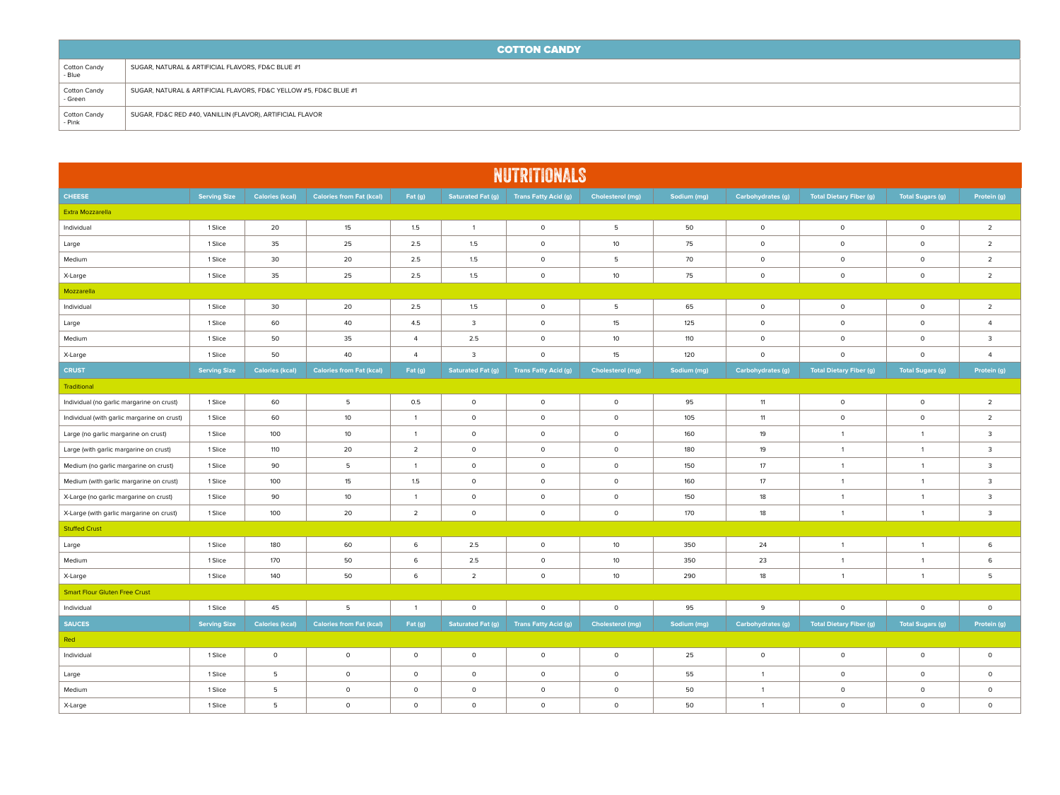## COTTON CANDY

| | |
|---|---|
| Cotton Candy - Blue | SUGAR, NATURAL & ARTIFICIAL FLAVORS, FD&C BLUE #1 |
| Cotton Candy - Green | SUGAR, NATURAL & ARTIFICIAL FLAVORS, FD&C YELLOW #5, FD&C BLUE #1 |
| Cotton Candy - Pink | SUGAR, FD&C RED #40, VANILLIN (FLAVOR), ARTIFICIAL FLAVOR |

## NUTRITIONALS

| CHEESE | Serving Size | Calories (kcal) | Calories from Fat (kcal) | Fat (g) | Saturated Fat (g) | Trans Fatty Acid (g) | Cholesterol (mg) | Sodium (mg) | Carbohydrates (g) | Total Dietary Fiber (g) | Total Sugars (g) | Protein (g) |
|---|---|---|---|---|---|---|---|---|---|---|---|---|
| Extra Mozzarella | | | | | | | | | | | | |
| Individual | 1 Slice | 20 | 15 | 1.5 | 1 | 0 | 5 | 50 | 0 | 0 | 0 | 2 |
| Large | 1 Slice | 35 | 25 | 2.5 | 1.5 | 0 | 10 | 75 | 0 | 0 | 0 | 2 |
| Medium | 1 Slice | 30 | 20 | 2.5 | 1.5 | 0 | 5 | 70 | 0 | 0 | 0 | 2 |
| X-Large | 1 Slice | 35 | 25 | 2.5 | 1.5 | 0 | 10 | 75 | 0 | 0 | 0 | 2 |
| Mozzarella | | | | | | | | | | | | |
| Individual | 1 Slice | 30 | 20 | 2.5 | 1.5 | 0 | 5 | 65 | 0 | 0 | 0 | 2 |
| Large | 1 Slice | 60 | 40 | 4.5 | 3 | 0 | 15 | 125 | 0 | 0 | 0 | 4 |
| Medium | 1 Slice | 50 | 35 | 4 | 2.5 | 0 | 10 | 110 | 0 | 0 | 0 | 3 |
| X-Large | 1 Slice | 50 | 40 | 4 | 3 | 0 | 15 | 120 | 0 | 0 | 0 | 4 |
| **CRUST** | **Serving Size** | **Calories (kcal)** | **Calories from Fat (kcal)** | **Fat (g)** | **Saturated Fat (g)** | **Trans Fatty Acid (g)** | **Cholesterol (mg)** | **Sodium (mg)** | **Carbohydrates (g)** | **Total Dietary Fiber (g)** | **Total Sugars (g)** | **Protein (g)** |
| Traditional | | | | | | | | | | | | |
| Individual (no garlic margarine on crust) | 1 Slice | 60 | 5 | 0.5 | 0 | 0 | 0 | 95 | 11 | 0 | 0 | 2 |
| Individual (with garlic margarine on crust) | 1 Slice | 60 | 10 | 1 | 0 | 0 | 0 | 105 | 11 | 0 | 0 | 2 |
| Large (no garlic margarine on crust) | 1 Slice | 100 | 10 | 1 | 0 | 0 | 0 | 160 | 19 | 1 | 1 | 3 |
| Large (with garlic margarine on crust) | 1 Slice | 110 | 20 | 2 | 0 | 0 | 0 | 180 | 19 | 1 | 1 | 3 |
| Medium (no garlic margarine on crust) | 1 Slice | 90 | 5 | 1 | 0 | 0 | 0 | 150 | 17 | 1 | 1 | 3 |
| Medium (with garlic margarine on crust) | 1 Slice | 100 | 15 | 1.5 | 0 | 0 | 0 | 160 | 17 | 1 | 1 | 3 |
| X-Large (no garlic margarine on crust) | 1 Slice | 90 | 10 | 1 | 0 | 0 | 0 | 150 | 18 | 1 | 1 | 3 |
| X-Large (with garlic margarine on crust) | 1 Slice | 100 | 20 | 2 | 0 | 0 | 0 | 170 | 18 | 1 | 1 | 3 |
| Stuffed Crust | | | | | | | | | | | | |
| Large | 1 Slice | 180 | 60 | 6 | 2.5 | 0 | 10 | 350 | 24 | 1 | 1 | 6 |
| Medium | 1 Slice | 170 | 50 | 6 | 2.5 | 0 | 10 | 350 | 23 | 1 | 1 | 6 |
| X-Large | 1 Slice | 140 | 50 | 6 | 2 | 0 | 10 | 290 | 18 | 1 | 1 | 5 |
| Smart Flour Gluten Free Crust | | | | | | | | | | | | |
| Individual | 1 Slice | 45 | 5 | 1 | 0 | 0 | 0 | 95 | 9 | 0 | 0 | 0 |
| **SAUCES** | **Serving Size** | **Calories (kcal)** | **Calories from Fat (kcal)** | **Fat (g)** | **Saturated Fat (g)** | **Trans Fatty Acid (g)** | **Cholesterol (mg)** | **Sodium (mg)** | **Carbohydrates (g)** | **Total Dietary Fiber (g)** | **Total Sugars (g)** | **Protein (g)** |
| Red | | | | | | | | | | | | |
| Individual | 1 Slice | 0 | 0 | 0 | 0 | 0 | 0 | 25 | 0 | 0 | 0 | 0 |
| Large | 1 Slice | 5 | 0 | 0 | 0 | 0 | 0 | 55 | 1 | 0 | 0 | 0 |
| Medium | 1 Slice | 5 | 0 | 0 | 0 | 0 | 0 | 50 | 1 | 0 | 0 | 0 |
| X-Large | 1 Slice | 5 | 0 | 0 | 0 | 0 | 0 | 50 | 1 | 0 | 0 | 0 |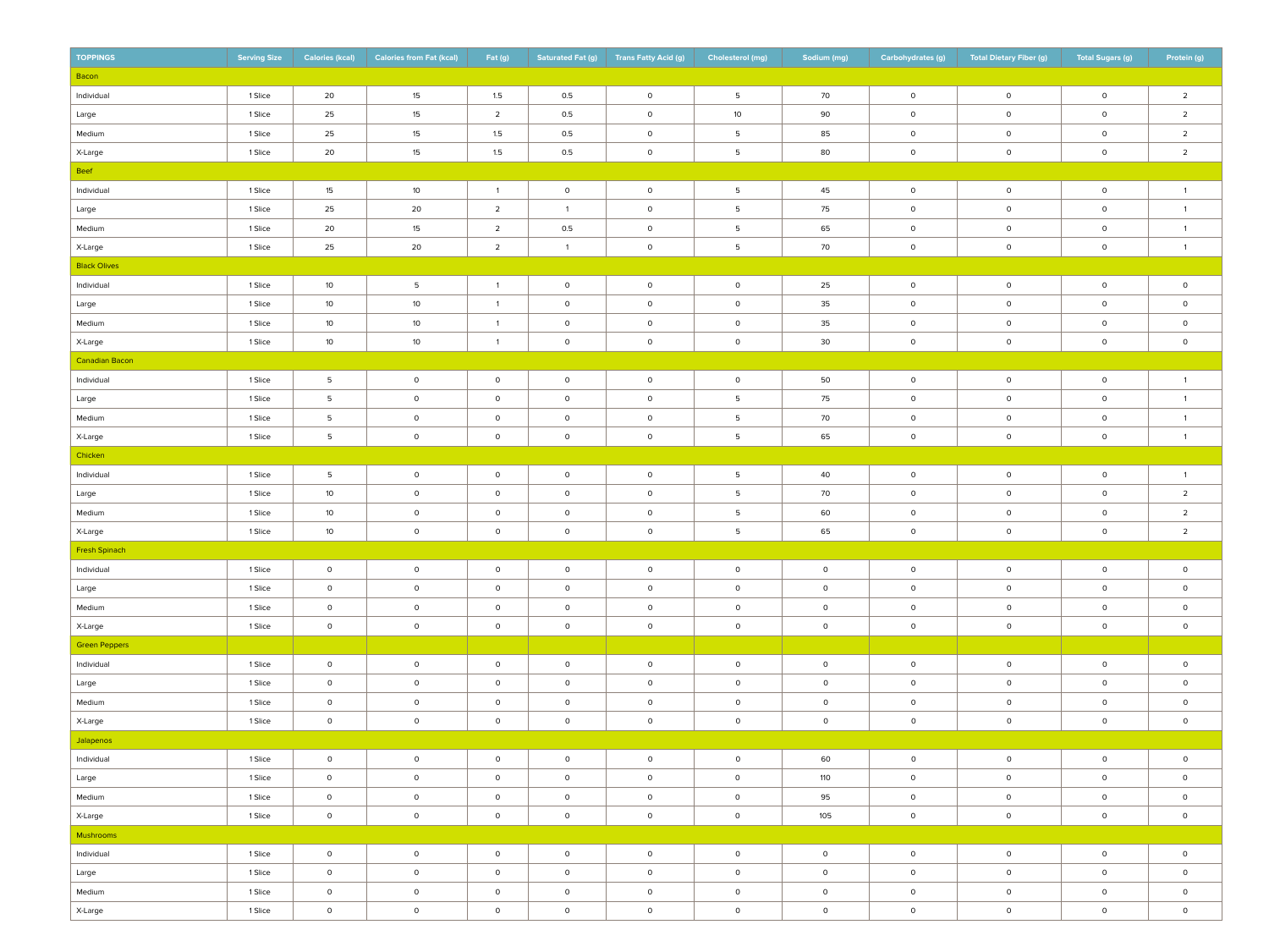| TOPPINGS | Serving Size | Calories (kcal) | Calories from Fat (kcal) | Fat (g) | Saturated Fat (g) | Trans Fatty Acid (g) | Cholesterol (mg) | Sodium (mg) | Carbohydrates (g) | Total Dietary Fiber (g) | Total Sugars (g) | Protein (g) |
|---|---|---|---|---|---|---|---|---|---|---|---|---|
| Bacon | | | | | | | | | | | | |
| Individual | 1 Slice | 20 | 15 | 1.5 | 0.5 | 0 | 5 | 70 | 0 | 0 | 0 | 2 |
| Large | 1 Slice | 25 | 15 | 2 | 0.5 | 0 | 10 | 90 | 0 | 0 | 0 | 2 |
| Medium | 1 Slice | 25 | 15 | 1.5 | 0.5 | 0 | 5 | 85 | 0 | 0 | 0 | 2 |
| X-Large | 1 Slice | 20 | 15 | 1.5 | 0.5 | 0 | 5 | 80 | 0 | 0 | 0 | 2 |
| Beef | | | | | | | | | | | | |
| Individual | 1 Slice | 15 | 10 | 1 | 0 | 0 | 5 | 45 | 0 | 0 | 0 | 1 |
| Large | 1 Slice | 25 | 20 | 2 | 1 | 0 | 5 | 75 | 0 | 0 | 0 | 1 |
| Medium | 1 Slice | 20 | 15 | 2 | 0.5 | 0 | 5 | 65 | 0 | 0 | 0 | 1 |
| X-Large | 1 Slice | 25 | 20 | 2 | 1 | 0 | 5 | 70 | 0 | 0 | 0 | 1 |
| Black Olives | | | | | | | | | | | | |
| Individual | 1 Slice | 10 | 5 | 1 | 0 | 0 | 0 | 25 | 0 | 0 | 0 | 0 |
| Large | 1 Slice | 10 | 10 | 1 | 0 | 0 | 0 | 35 | 0 | 0 | 0 | 0 |
| Medium | 1 Slice | 10 | 10 | 1 | 0 | 0 | 0 | 35 | 0 | 0 | 0 | 0 |
| X-Large | 1 Slice | 10 | 10 | 1 | 0 | 0 | 0 | 30 | 0 | 0 | 0 | 0 |
| Canadian Bacon | | | | | | | | | | | | |
| Individual | 1 Slice | 5 | 0 | 0 | 0 | 0 | 0 | 50 | 0 | 0 | 0 | 1 |
| Large | 1 Slice | 5 | 0 | 0 | 0 | 0 | 5 | 75 | 0 | 0 | 0 | 1 |
| Medium | 1 Slice | 5 | 0 | 0 | 0 | 0 | 5 | 70 | 0 | 0 | 0 | 1 |
| X-Large | 1 Slice | 5 | 0 | 0 | 0 | 0 | 5 | 65 | 0 | 0 | 0 | 1 |
| Chicken | | | | | | | | | | | | |
| Individual | 1 Slice | 5 | 0 | 0 | 0 | 0 | 5 | 40 | 0 | 0 | 0 | 1 |
| Large | 1 Slice | 10 | 0 | 0 | 0 | 0 | 5 | 70 | 0 | 0 | 0 | 2 |
| Medium | 1 Slice | 10 | 0 | 0 | 0 | 0 | 5 | 60 | 0 | 0 | 0 | 2 |
| X-Large | 1 Slice | 10 | 0 | 0 | 0 | 0 | 5 | 65 | 0 | 0 | 0 | 2 |
| Fresh Spinach | | | | | | | | | | | | |
| Individual | 1 Slice | 0 | 0 | 0 | 0 | 0 | 0 | 0 | 0 | 0 | 0 | 0 |
| Large | 1 Slice | 0 | 0 | 0 | 0 | 0 | 0 | 0 | 0 | 0 | 0 | 0 |
| Medium | 1 Slice | 0 | 0 | 0 | 0 | 0 | 0 | 0 | 0 | 0 | 0 | 0 |
| X-Large | 1 Slice | 0 | 0 | 0 | 0 | 0 | 0 | 0 | 0 | 0 | 0 | 0 |
| Green Peppers | | | | | | | | | | | | |
| Individual | 1 Slice | 0 | 0 | 0 | 0 | 0 | 0 | 0 | 0 | 0 | 0 | 0 |
| Large | 1 Slice | 0 | 0 | 0 | 0 | 0 | 0 | 0 | 0 | 0 | 0 | 0 |
| Medium | 1 Slice | 0 | 0 | 0 | 0 | 0 | 0 | 0 | 0 | 0 | 0 | 0 |
| X-Large | 1 Slice | 0 | 0 | 0 | 0 | 0 | 0 | 0 | 0 | 0 | 0 | 0 |
| Jalapenos | | | | | | | | | | | | |
| Individual | 1 Slice | 0 | 0 | 0 | 0 | 0 | 0 | 60 | 0 | 0 | 0 | 0 |
| Large | 1 Slice | 0 | 0 | 0 | 0 | 0 | 0 | 110 | 0 | 0 | 0 | 0 |
| Medium | 1 Slice | 0 | 0 | 0 | 0 | 0 | 0 | 95 | 0 | 0 | 0 | 0 |
| X-Large | 1 Slice | 0 | 0 | 0 | 0 | 0 | 0 | 105 | 0 | 0 | 0 | 0 |
| Mushrooms | | | | | | | | | | | | |
| Individual | 1 Slice | 0 | 0 | 0 | 0 | 0 | 0 | 0 | 0 | 0 | 0 | 0 |
| Large | 1 Slice | 0 | 0 | 0 | 0 | 0 | 0 | 0 | 0 | 0 | 0 | 0 |
| Medium | 1 Slice | 0 | 0 | 0 | 0 | 0 | 0 | 0 | 0 | 0 | 0 | 0 |
| X-Large | 1 Slice | 0 | 0 | 0 | 0 | 0 | 0 | 0 | 0 | 0 | 0 | 0 |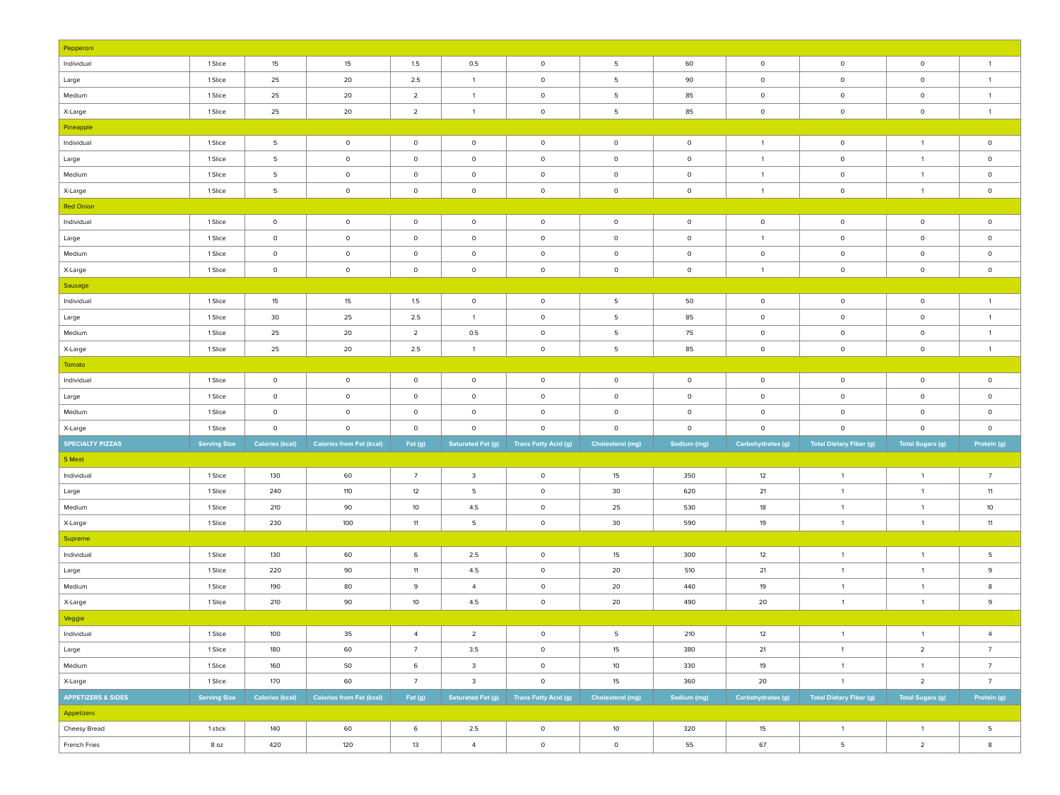| | | | | | | | | | | | | |
|---|---|---|---|---|---|---|---|---|---|---|---|---|
| Pepperoni | | | | | | | | | | | | |
| Individual | 1 Slice | 15 | 15 | 1.5 | 0.5 | 0 | 5 | 60 | 0 | 0 | 0 | 1 |
| Large | 1 Slice | 25 | 20 | 2.5 | 1 | 0 | 5 | 90 | 0 | 0 | 0 | 1 |
| Medium | 1 Slice | 25 | 20 | 2 | 1 | 0 | 5 | 85 | 0 | 0 | 0 | 1 |
| X-Large | 1 Slice | 25 | 20 | 2 | 1 | 0 | 5 | 85 | 0 | 0 | 0 | 1 |
| Pineapple | | | | | | | | | | | | |
| Individual | 1 Slice | 5 | 0 | 0 | 0 | 0 | 0 | 0 | 1 | 0 | 1 | 0 |
| Large | 1 Slice | 5 | 0 | 0 | 0 | 0 | 0 | 0 | 1 | 0 | 1 | 0 |
| Medium | 1 Slice | 5 | 0 | 0 | 0 | 0 | 0 | 0 | 1 | 0 | 1 | 0 |
| X-Large | 1 Slice | 5 | 0 | 0 | 0 | 0 | 0 | 0 | 1 | 0 | 1 | 0 |
| Red Onion | | | | | | | | | | | | |
| Individual | 1 Slice | 0 | 0 | 0 | 0 | 0 | 0 | 0 | 0 | 0 | 0 | 0 |
| Large | 1 Slice | 0 | 0 | 0 | 0 | 0 | 0 | 0 | 1 | 0 | 0 | 0 |
| Medium | 1 Slice | 0 | 0 | 0 | 0 | 0 | 0 | 0 | 0 | 0 | 0 | 0 |
| X-Large | 1 Slice | 0 | 0 | 0 | 0 | 0 | 0 | 0 | 1 | 0 | 0 | 0 |
| Sausage | | | | | | | | | | | | |
| Individual | 1 Slice | 15 | 15 | 1.5 | 0 | 0 | 5 | 50 | 0 | 0 | 0 | 1 |
| Large | 1 Slice | 30 | 25 | 2.5 | 1 | 0 | 5 | 85 | 0 | 0 | 0 | 1 |
| Medium | 1 Slice | 25 | 20 | 2 | 0.5 | 0 | 5 | 75 | 0 | 0 | 0 | 1 |
| X-Large | 1 Slice | 25 | 20 | 2.5 | 1 | 0 | 5 | 85 | 0 | 0 | 0 | 1 |
| Tomato | | | | | | | | | | | | |
| Individual | 1 Slice | 0 | 0 | 0 | 0 | 0 | 0 | 0 | 0 | 0 | 0 | 0 |
| Large | 1 Slice | 0 | 0 | 0 | 0 | 0 | 0 | 0 | 0 | 0 | 0 | 0 |
| Medium | 1 Slice | 0 | 0 | 0 | 0 | 0 | 0 | 0 | 0 | 0 | 0 | 0 |
| X-Large | 1 Slice | 0 | 0 | 0 | 0 | 0 | 0 | 0 | 0 | 0 | 0 | 0 |
| **SPECIALTY PIZZAS** | **Serving Size** | **Calories (kcal)** | **Calories from Fat (kcal)** | **Fat (g)** | **Saturated Fat (g)** | **Trans Fatty Acid (g)** | **Cholesterol (mg)** | **Sodium (mg)** | **Carbohydrates (g)** | **Total Dietary Fiber (g)** | **Total Sugars (g)** | **Protein (g)** |
| 5 Meat | | | | | | | | | | | | |
| Individual | 1 Slice | 130 | 60 | 7 | 3 | 0 | 15 | 350 | 12 | 1 | 1 | 7 |
| Large | 1 Slice | 240 | 110 | 12 | 5 | 0 | 30 | 620 | 21 | 1 | 1 | 11 |
| Medium | 1 Slice | 210 | 90 | 10 | 4.5 | 0 | 25 | 530 | 18 | 1 | 1 | 10 |
| X-Large | 1 Slice | 230 | 100 | 11 | 5 | 0 | 30 | 590 | 19 | 1 | 1 | 11 |
| Supreme | | | | | | | | | | | | |
| Individual | 1 Slice | 130 | 60 | 6 | 2.5 | 0 | 15 | 300 | 12 | 1 | 1 | 5 |
| Large | 1 Slice | 220 | 90 | 11 | 4.5 | 0 | 20 | 510 | 21 | 1 | 1 | 9 |
| Medium | 1 Slice | 190 | 80 | 9 | 4 | 0 | 20 | 440 | 19 | 1 | 1 | 8 |
| X-Large | 1 Slice | 210 | 90 | 10 | 4.5 | 0 | 20 | 490 | 20 | 1 | 1 | 9 |
| Veggie | | | | | | | | | | | | |
| Individual | 1 Slice | 100 | 35 | 4 | 2 | 0 | 5 | 210 | 12 | 1 | 1 | 4 |
| Large | 1 Slice | 180 | 60 | 7 | 3.5 | 0 | 15 | 380 | 21 | 1 | 2 | 7 |
| Medium | 1 Slice | 160 | 50 | 6 | 3 | 0 | 10 | 330 | 19 | 1 | 1 | 7 |
| X-Large | 1 Slice | 170 | 60 | 7 | 3 | 0 | 15 | 360 | 20 | 1 | 2 | 7 |
| **APPETIZERS & SIDES** | **Serving Size** | **Calories (kcal)** | **Calories from Fat (kcal)** | **Fat (g)** | **Saturated Fat (g)** | **Trans Fatty Acid (g)** | **Cholesterol (mg)** | **Sodium (mg)** | **Carbohydrates (g)** | **Total Dietary Fiber (g)** | **Total Sugars (g)** | **Protein (g)** |
| Appetizers | | | | | | | | | | | | |
| Cheesy Bread | 1 stick | 140 | 60 | 6 | 2.5 | 0 | 10 | 320 | 15 | 1 | 1 | 5 |
| French Fries | 8 oz | 420 | 120 | 13 | 4 | 0 | 0 | 55 | 67 | 5 | 2 | 8 |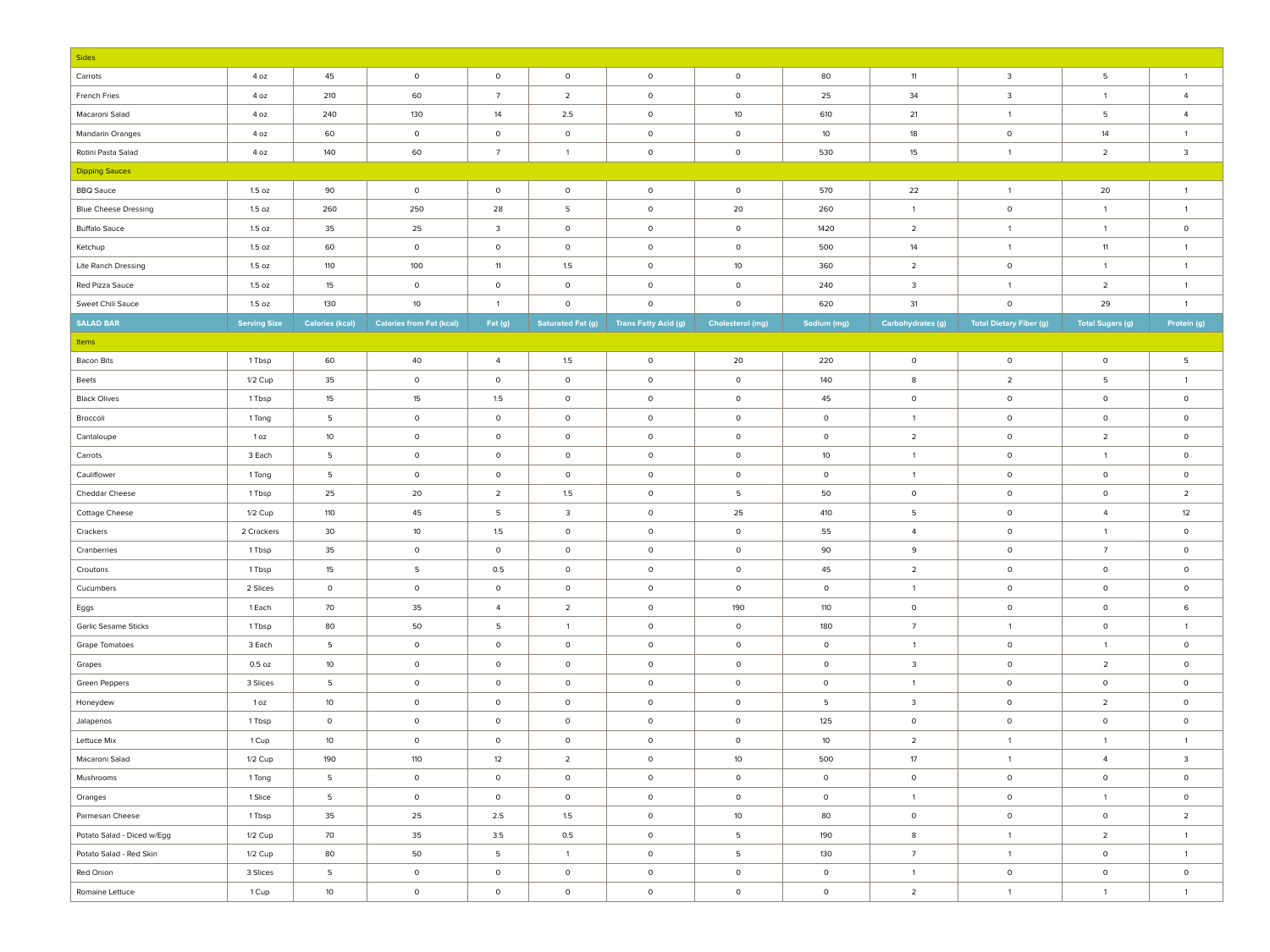| Sides | | | | | | | | | | | | |
|---|---|---|---|---|---|---|---|---|---|---|---|---|
| Carrots | 4 oz | 45 | 0 | 0 | 0 | 0 | 0 | 80 | 11 | 3 | 5 | 1 |
| French Fries | 4 oz | 210 | 60 | 7 | 2 | 0 | 0 | 25 | 34 | 3 | 1 | 4 |
| Macaroni Salad | 4 oz | 240 | 130 | 14 | 2.5 | 0 | 10 | 610 | 21 | 1 | 5 | 4 |
| Mandarin Oranges | 4 oz | 60 | 0 | 0 | 0 | 0 | 0 | 10 | 18 | 0 | 14 | 1 |
| Rotini Pasta Salad | 4 oz | 140 | 60 | 7 | 1 | 0 | 0 | 530 | 15 | 1 | 2 | 3 |
| Dipping Sauces | | | | | | | | | | | | |
| BBQ Sauce | 1.5 oz | 90 | 0 | 0 | 0 | 0 | 0 | 570 | 22 | 1 | 20 | 1 |
| Blue Cheese Dressing | 1.5 oz | 260 | 250 | 28 | 5 | 0 | 20 | 260 | 1 | 0 | 1 | 1 |
| Buffalo Sauce | 1.5 oz | 35 | 25 | 3 | 0 | 0 | 0 | 1420 | 2 | 1 | 1 | 0 |
| Ketchup | 1.5 oz | 60 | 0 | 0 | 0 | 0 | 0 | 500 | 14 | 1 | 11 | 1 |
| Lite Ranch Dressing | 1.5 oz | 110 | 100 | 11 | 1.5 | 0 | 10 | 360 | 2 | 0 | 1 | 1 |
| Red Pizza Sauce | 1.5 oz | 15 | 0 | 0 | 0 | 0 | 0 | 240 | 3 | 1 | 2 | 1 |
| Sweet Chili Sauce | 1.5 oz | 130 | 10 | 1 | 0 | 0 | 0 | 620 | 31 | 0 | 29 | 1 |
| **SALAD BAR** | **Serving Size** | **Calories (kcal)** | **Calories from Fat (kcal)** | **Fat (g)** | **Saturated Fat (g)** | **Trans Fatty Acid (g)** | **Cholesterol (mg)** | **Sodium (mg)** | **Carbohydrates (g)** | **Total Dietary Fiber (g)** | **Total Sugars (g)** | **Protein (g)** |
| Items | | | | | | | | | | | | |
| Bacon Bits | 1 Tbsp | 60 | 40 | 4 | 1.5 | 0 | 20 | 220 | 0 | 0 | 0 | 5 |
| Beets | 1/2 Cup | 35 | 0 | 0 | 0 | 0 | 0 | 140 | 8 | 2 | 5 | 1 |
| Black Olives | 1 Tbsp | 15 | 15 | 1.5 | 0 | 0 | 0 | 45 | 0 | 0 | 0 | 0 |
| Broccoli | 1 Tong | 5 | 0 | 0 | 0 | 0 | 0 | 0 | 1 | 0 | 0 | 0 |
| Cantaloupe | 1 oz | 10 | 0 | 0 | 0 | 0 | 0 | 0 | 2 | 0 | 2 | 0 |
| Carrots | 3 Each | 5 | 0 | 0 | 0 | 0 | 0 | 10 | 1 | 0 | 1 | 0 |
| Cauliflower | 1 Tong | 5 | 0 | 0 | 0 | 0 | 0 | 0 | 1 | 0 | 0 | 0 |
| Cheddar Cheese | 1 Tbsp | 25 | 20 | 2 | 1.5 | 0 | 5 | 50 | 0 | 0 | 0 | 2 |
| Cottage Cheese | 1/2 Cup | 110 | 45 | 5 | 3 | 0 | 25 | 410 | 5 | 0 | 4 | 12 |
| Crackers | 2 Crackers | 30 | 10 | 1.5 | 0 | 0 | 0 | 55 | 4 | 0 | 1 | 0 |
| Cranberries | 1 Tbsp | 35 | 0 | 0 | 0 | 0 | 0 | 90 | 9 | 0 | 7 | 0 |
| Croutons | 1 Tbsp | 15 | 5 | 0.5 | 0 | 0 | 0 | 45 | 2 | 0 | 0 | 0 |
| Cucumbers | 2 Slices | 0 | 0 | 0 | 0 | 0 | 0 | 0 | 1 | 0 | 0 | 0 |
| Eggs | 1 Each | 70 | 35 | 4 | 2 | 0 | 190 | 110 | 0 | 0 | 0 | 6 |
| Garlic Sesame Sticks | 1 Tbsp | 80 | 50 | 5 | 1 | 0 | 0 | 180 | 7 | 1 | 0 | 1 |
| Grape Tomatoes | 3 Each | 5 | 0 | 0 | 0 | 0 | 0 | 0 | 1 | 0 | 1 | 0 |
| Grapes | 0.5 oz | 10 | 0 | 0 | 0 | 0 | 0 | 0 | 3 | 0 | 2 | 0 |
| Green Peppers | 3 Slices | 5 | 0 | 0 | 0 | 0 | 0 | 0 | 1 | 0 | 0 | 0 |
| Honeydew | 1 oz | 10 | 0 | 0 | 0 | 0 | 0 | 5 | 3 | 0 | 2 | 0 |
| Jalapenos | 1 Tbsp | 0 | 0 | 0 | 0 | 0 | 0 | 125 | 0 | 0 | 0 | 0 |
| Lettuce Mix | 1 Cup | 10 | 0 | 0 | 0 | 0 | 0 | 10 | 2 | 1 | 1 | 1 |
| Macaroni Salad | 1/2 Cup | 190 | 110 | 12 | 2 | 0 | 10 | 500 | 17 | 1 | 4 | 3 |
| Mushrooms | 1 Tong | 5 | 0 | 0 | 0 | 0 | 0 | 0 | 0 | 0 | 0 | 0 |
| Oranges | 1 Slice | 5 | 0 | 0 | 0 | 0 | 0 | 0 | 1 | 0 | 1 | 0 |
| Parmesan Cheese | 1 Tbsp | 35 | 25 | 2.5 | 1.5 | 0 | 10 | 80 | 0 | 0 | 0 | 2 |
| Potato Salad - Diced w/Egg | 1/2 Cup | 70 | 35 | 3.5 | 0.5 | 0 | 5 | 190 | 8 | 1 | 2 | 1 |
| Potato Salad - Red Skin | 1/2 Cup | 80 | 50 | 5 | 1 | 0 | 5 | 130 | 7 | 1 | 0 | 1 |
| Red Onion | 3 Slices | 5 | 0 | 0 | 0 | 0 | 0 | 0 | 1 | 0 | 0 | 0 |
| Romaine Lettuce | 1 Cup | 10 | 0 | 0 | 0 | 0 | 0 | 0 | 2 | 1 | 1 | 1 |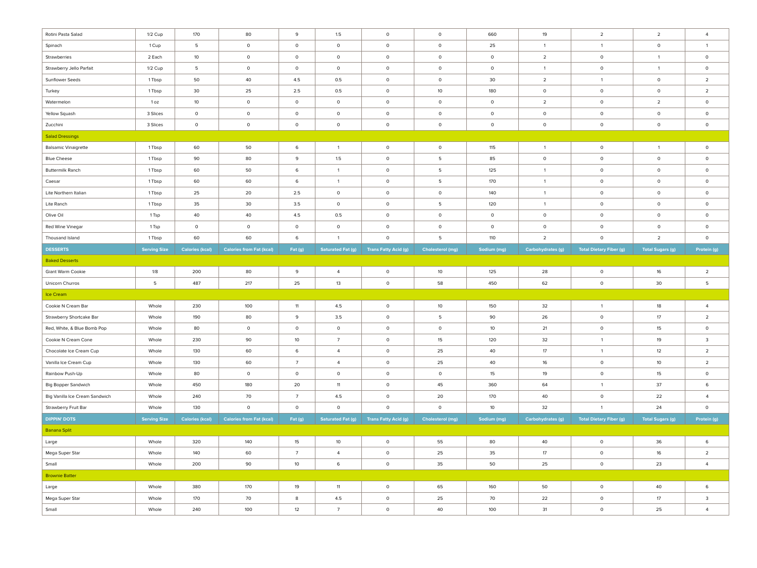| Rotini Pasta Salad | 1/2 Cup | 170 | 80 | 9 | 1.5 | 0 | 0 | 660 | 19 | 2 | 2 | 4 |
|---|---|---|---|---|---|---|---|---|---|---|---|---|
| Spinach | 1 Cup | 5 | 0 | 0 | 0 | 0 | 0 | 25 | 1 | 1 | 0 | 1 |
| Strawberries | 2 Each | 10 | 0 | 0 | 0 | 0 | 0 | 0 | 2 | 0 | 1 | 0 |
| Strawberry Jello Parfait | 1/2 Cup | 5 | 0 | 0 | 0 | 0 | 0 | 0 | 1 | 0 | 1 | 0 |
| Sunflower Seeds | 1 Tbsp | 50 | 40 | 4.5 | 0.5 | 0 | 0 | 30 | 2 | 1 | 0 | 2 |
| Turkey | 1 Tbsp | 30 | 25 | 2.5 | 0.5 | 0 | 10 | 180 | 0 | 0 | 0 | 2 |
| Watermelon | 1 oz | 10 | 0 | 0 | 0 | 0 | 0 | 0 | 2 | 0 | 2 | 0 |
| Yellow Squash | 3 Slices | 0 | 0 | 0 | 0 | 0 | 0 | 0 | 0 | 0 | 0 | 0 |
| Zucchini | 3 Slices | 0 | 0 | 0 | 0 | 0 | 0 | 0 | 0 | 0 | 0 | 0 |
| **Salad Dressings** | | | | | | | | | | | | |
| Balsamic Vinaigrette | 1 Tbsp | 60 | 50 | 6 | 1 | 0 | 0 | 115 | 1 | 0 | 1 | 0 |
| Blue Cheese | 1 Tbsp | 90 | 80 | 9 | 1.5 | 0 | 5 | 85 | 0 | 0 | 0 | 0 |
| Buttermilk Ranch | 1 Tbsp | 60 | 50 | 6 | 1 | 0 | 5 | 125 | 1 | 0 | 0 | 0 |
| Caesar | 1 Tbsp | 60 | 60 | 6 | 1 | 0 | 5 | 170 | 1 | 0 | 0 | 0 |
| Lite Northern Italian | 1 Tbsp | 25 | 20 | 2.5 | 0 | 0 | 0 | 140 | 1 | 0 | 0 | 0 |
| Lite Ranch | 1 Tbsp | 35 | 30 | 3.5 | 0 | 0 | 5 | 120 | 1 | 0 | 0 | 0 |
| Olive Oil | 1 Tsp | 40 | 40 | 4.5 | 0.5 | 0 | 0 | 0 | 0 | 0 | 0 | 0 |
| Red Wine Vinegar | 1 Tsp | 0 | 0 | 0 | 0 | 0 | 0 | 0 | 0 | 0 | 0 | 0 |
| Thousand Island | 1 Tbsp | 60 | 60 | 6 | 1 | 0 | 5 | 110 | 2 | 0 | 2 | 0 |
| **DESSERTS** | **Serving Size** | **Calories (kcal)** | **Calories from Fat (kcal)** | **Fat (g)** | **Saturated Fat (g)** | **Trans Fatty Acid (g)** | **Cholesterol (mg)** | **Sodium (mg)** | **Carbohydrates (g)** | **Total Dietary Fiber (g)** | **Total Sugars (g)** | **Protein (g)** |
| **Baked Desserts** | | | | | | | | | | | | |
| Giant Warm Cookie | 1/8 | 200 | 80 | 9 | 4 | 0 | 10 | 125 | 28 | 0 | 16 | 2 |
| Unicorn Churros | 5 | 487 | 217 | 25 | 13 | 0 | 58 | 450 | 62 | 0 | 30 | 5 |
| **Ice Cream** | | | | | | | | | | | | |
| Cookie N Cream Bar | Whole | 230 | 100 | 11 | 4.5 | 0 | 10 | 150 | 32 | 1 | 18 | 4 |
| Strawberry Shortcake Bar | Whole | 190 | 80 | 9 | 3.5 | 0 | 5 | 90 | 26 | 0 | 17 | 2 |
| Red, White, & Blue Bomb Pop | Whole | 80 | 0 | 0 | 0 | 0 | 0 | 10 | 21 | 0 | 15 | 0 |
| Cookie N Cream Cone | Whole | 230 | 90 | 10 | 7 | 0 | 15 | 120 | 32 | 1 | 19 | 3 |
| Chocolate Ice Cream Cup | Whole | 130 | 60 | 6 | 4 | 0 | 25 | 40 | 17 | 1 | 12 | 2 |
| Vanilla Ice Cream Cup | Whole | 130 | 60 | 7 | 4 | 0 | 25 | 40 | 16 | 0 | 10 | 2 |
| Rainbow Push-Up | Whole | 80 | 0 | 0 | 0 | 0 | 0 | 15 | 19 | 0 | 15 | 0 |
| Big Bopper Sandwich | Whole | 450 | 180 | 20 | 11 | 0 | 45 | 360 | 64 | 1 | 37 | 6 |
| Big Vanilla Ice Cream Sandwich | Whole | 240 | 70 | 7 | 4.5 | 0 | 20 | 170 | 40 | 0 | 22 | 4 |
| Strawberry Fruit Bar | Whole | 130 | 0 | 0 | 0 | 0 | 0 | 10 | 32 | 1 | 24 | 0 |
| **DIPPIN' DOTS** | **Serving Size** | **Calories (kcal)** | **Calories from Fat (kcal)** | **Fat (g)** | **Saturated Fat (g)** | **Trans Fatty Acid (g)** | **Cholesterol (mg)** | **Sodium (mg)** | **Carbohydrates (g)** | **Total Dietary Fiber (g)** | **Total Sugars (g)** | **Protein (g)** |
| **Banana Split** | | | | | | | | | | | | |
| Large | Whole | 320 | 140 | 15 | 10 | 0 | 55 | 80 | 40 | 0 | 36 | 6 |
| Mega Super Star | Whole | 140 | 60 | 7 | 4 | 0 | 25 | 35 | 17 | 0 | 16 | 2 |
| Small | Whole | 200 | 90 | 10 | 6 | 0 | 35 | 50 | 25 | 0 | 23 | 4 |
| **Brownie Batter** | | | | | | | | | | | | |
| Large | Whole | 380 | 170 | 19 | 11 | 0 | 65 | 160 | 50 | 0 | 40 | 6 |
| Mega Super Star | Whole | 170 | 70 | 8 | 4.5 | 0 | 25 | 70 | 22 | 0 | 17 | 3 |
| Small | Whole | 240 | 100 | 12 | 7 | 0 | 40 | 100 | 31 | 0 | 25 | 4 |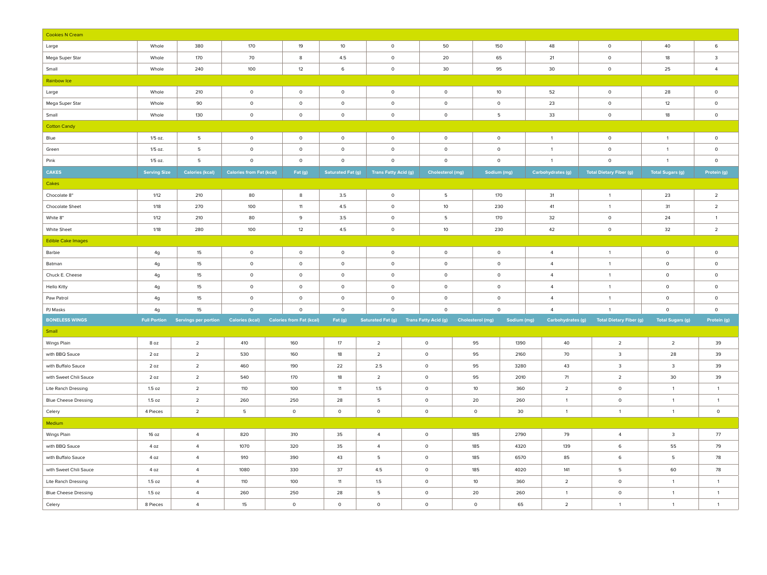| Cookies N Cream | | | | | | | | | | | | |
|---|---|---|---|---|---|---|---|---|---|---|---|---|
| Large | Whole | 380 | 170 | 19 | 10 | 0 | 50 | 150 | 48 | 0 | 40 | 6 |
| Mega Super Star | Whole | 170 | 70 | 8 | 4.5 | 0 | 20 | 65 | 21 | 0 | 18 | 3 |
| Small | Whole | 240 | 100 | 12 | 6 | 0 | 30 | 95 | 30 | 0 | 25 | 4 |
| **Rainbow Ice** | | | | | | | | | | | | |
| Large | Whole | 210 | 0 | 0 | 0 | 0 | 0 | 10 | 52 | 0 | 28 | 0 |
| Mega Super Star | Whole | 90 | 0 | 0 | 0 | 0 | 0 | 0 | 23 | 0 | 12 | 0 |
| Small | Whole | 130 | 0 | 0 | 0 | 0 | 0 | 5 | 33 | 0 | 18 | 0 |
| **Cotton Candy** | | | | | | | | | | | | |
| Blue | 1/5 oz. | 5 | 0 | 0 | 0 | 0 | 0 | 0 | 1 | 0 | 1 | 0 |
| Green | 1/5 oz. | 5 | 0 | 0 | 0 | 0 | 0 | 0 | 1 | 0 | 1 | 0 |
| Pink | 1/5 oz. | 5 | 0 | 0 | 0 | 0 | 0 | 0 | 1 | 0 | 1 | 0 |

| CAKES | Serving Size | Calories (kcal) | Calories from Fat (kcal) | Fat (g) | Saturated Fat (g) | Trans Fatty Acid (g) | Cholesterol (mg) | Sodium (mg) | Carbohydrates (g) | Total Dietary Fiber (g) | Total Sugars (g) | Protein (g) |
|---|---|---|---|---|---|---|---|---|---|---|---|---|
| **Cakes** | | | | | | | | | | | | |
| Chocolate 8" | 1/12 | 210 | 80 | 8 | 3.5 | 0 | 5 | 170 | 31 | 1 | 23 | 2 |
| Chocolate Sheet | 1/18 | 270 | 100 | 11 | 4.5 | 0 | 10 | 230 | 41 | 1 | 31 | 2 |
| White 8" | 1/12 | 210 | 80 | 9 | 3.5 | 0 | 5 | 170 | 32 | 0 | 24 | 1 |
| White Sheet | 1/18 | 280 | 100 | 12 | 4.5 | 0 | 10 | 230 | 42 | 0 | 32 | 2 |
| **Edible Cake Images** | | | | | | | | | | | | |
| Barbie | 4g | 15 | 0 | 0 | 0 | 0 | 0 | 0 | 4 | 1 | 0 | 0 |
| Batman | 4g | 15 | 0 | 0 | 0 | 0 | 0 | 0 | 4 | 1 | 0 | 0 |
| Chuck E. Cheese | 4g | 15 | 0 | 0 | 0 | 0 | 0 | 0 | 4 | 1 | 0 | 0 |
| Hello Kitty | 4g | 15 | 0 | 0 | 0 | 0 | 0 | 0 | 4 | 1 | 0 | 0 |
| Paw Patrol | 4g | 15 | 0 | 0 | 0 | 0 | 0 | 0 | 4 | 1 | 0 | 0 |
| PJ Masks | 4g | 15 | 0 | 0 | 0 | 0 | 0 | 0 | 4 | 1 | 0 | 0 |

| BONELESS WINGS | Full Portion | Servings per portion | Calories (kcal) | Calories from Fat (kcal) | Fat (g) | Saturated Fat (g) | Trans Fatty Acid (g) | Cholesterol (mg) | Sodium (mg) | Carbohydrates (g) | Total Dietary Fiber (g) | Total Sugars (g) | Protein (g) |
|---|---|---|---|---|---|---|---|---|---|---|---|---|---|
| **Small** | | | | | | | | | | | | | |
| Wings Plain | 8 oz | 2 | 410 | 160 | 17 | 2 | 0 | 95 | 1390 | 40 | 2 | 2 | 39 |
| with BBQ Sauce | 2 oz | 2 | 530 | 160 | 18 | 2 | 0 | 95 | 2160 | 70 | 3 | 28 | 39 |
| with Buffalo Sauce | 2 oz | 2 | 460 | 190 | 22 | 2.5 | 0 | 95 | 3280 | 43 | 3 | 3 | 39 |
| with Sweet Chili Sauce | 2 oz | 2 | 540 | 170 | 18 | 2 | 0 | 95 | 2010 | 71 | 2 | 30 | 39 |
| Lite Ranch Dressing | 1.5 oz | 2 | 110 | 100 | 11 | 1.5 | 0 | 10 | 360 | 2 | 0 | 1 | 1 |
| Blue Cheese Dressing | 1.5 oz | 2 | 260 | 250 | 28 | 5 | 0 | 20 | 260 | 1 | 0 | 1 | 1 |
| Celery | 4 Pieces | 2 | 5 | 0 | 0 | 0 | 0 | 0 | 30 | 1 | 1 | 1 | 0 |
| **Medium** | | | | | | | | | | | | | |
| Wings Plain | 16 oz | 4 | 820 | 310 | 35 | 4 | 0 | 185 | 2790 | 79 | 4 | 3 | 77 |
| with BBQ Sauce | 4 oz | 4 | 1070 | 320 | 35 | 4 | 0 | 185 | 4320 | 139 | 6 | 55 | 79 |
| with Buffalo Sauce | 4 oz | 4 | 910 | 390 | 43 | 5 | 0 | 185 | 6570 | 85 | 6 | 5 | 78 |
| with Sweet Chili Sauce | 4 oz | 4 | 1080 | 330 | 37 | 4.5 | 0 | 185 | 4020 | 141 | 5 | 60 | 78 |
| Lite Ranch Dressing | 1.5 oz | 4 | 110 | 100 | 11 | 1.5 | 0 | 10 | 360 | 2 | 0 | 1 | 1 |
| Blue Cheese Dressing | 1.5 oz | 4 | 260 | 250 | 28 | 5 | 0 | 20 | 260 | 1 | 0 | 1 | 1 |
| Celery | 8 Pieces | 4 | 15 | 0 | 0 | 0 | 0 | 0 | 65 | 2 | 1 | 1 | 1 |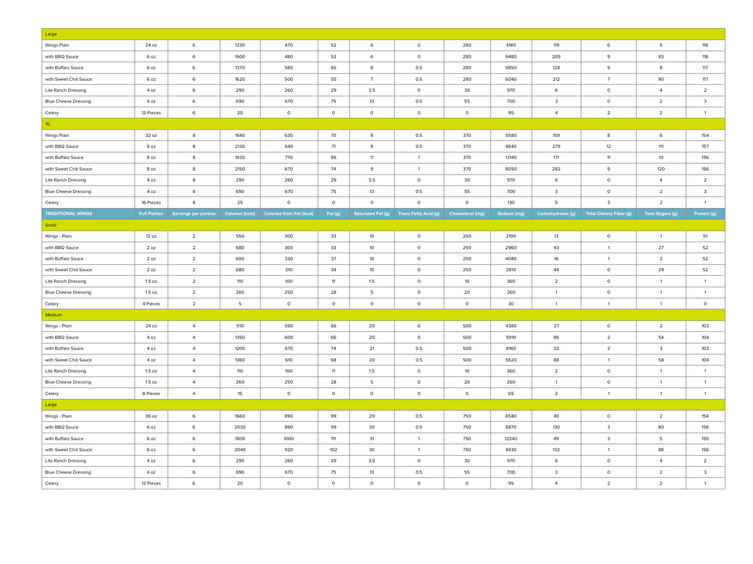| Large | | | | | | | | | | | | | |
|---|---|---|---|---|---|---|---|---|---|---|---|---|---|
| Wings Plain | 24 oz | 6 | 1230 | 470 | 52 | 6 | 0 | 280 | 4180 | 119 | 6 | 5 | 116 |
| with BBQ Sauce | 6 oz | 6 | 1600 | 480 | 53 | 6 | 0 | 280 | 6480 | 209 | 9 | 83 | 118 |
| with Buffalo Sauce | 6 oz | 6 | 1370 | 580 | 65 | 8 | 0.5 | 280 | 9850 | 128 | 9 | 8 | 117 |
| with Sweet Chili Sauce | 6 oz | 6 | 1620 | 500 | 55 | 7 | 0.5 | 280 | 6040 | 212 | 7 | 90 | 117 |
| Lite Ranch Dressing | 4 oz | 6 | 290 | 260 | 29 | 3.5 | 0 | 30 | 970 | 6 | 0 | 4 | 2 |
| Blue Cheese Dressing | 4 oz | 6 | 690 | 670 | 75 | 13 | 0.5 | 55 | 700 | 3 | 0 | 2 | 3 |
| Celery | 12 Pieces | 6 | 20 | 0 | 0 | 0 | 0 | 0 | 95 | 4 | 2 | 2 | 1 |
| XL | | | | | | | | | | | | | |
| Wings Plain | 32 oz | 8 | 1640 | 630 | 70 | 8 | 0.5 | 370 | 5580 | 159 | 8 | 6 | 154 |
| with BBQ Sauce | 8 oz | 8 | 2130 | 640 | 71 | 8 | 0.5 | 370 | 8640 | 279 | 12 | 111 | 157 |
| with Buffalo Sauce | 8 oz | 8 | 1830 | 770 | 86 | 11 | 1 | 370 | 13140 | 171 | 11 | 10 | 156 |
| with Sweet Chili Sauce | 8 oz | 8 | 2150 | 670 | 74 | 9 | 1 | 370 | 8050 | 282 | 9 | 120 | 156 |
| Lite Ranch Dressing | 4 oz | 8 | 290 | 260 | 29 | 3.5 | 0 | 30 | 970 | 6 | 0 | 4 | 2 |
| Blue Cheese Dressing | 4 oz | 8 | 690 | 670 | 75 | 13 | 0.5 | 55 | 700 | 3 | 0 | 2 | 3 |
| Celery | 16 Pieces | 8 | 25 | 0 | 0 | 0 | 0 | 0 | 130 | 5 | 3 | 2 | 1 |

| TRADITIONAL WINGS | Full Portion | Servings per portion | Calories (kcal) | Calories from Fat (kcal) | Fat (g) | Saturated Fat (g) | Trans Fatty Acid (g) | Cholesterol (mg) | Sodium (mg) | Carbohydrates (g) | Total Dietary Fiber (g) | Total Sugars (g) | Protein (g) |
|---|---|---|---|---|---|---|---|---|---|---|---|---|---|
| Small | | | | | | | | | | | | | |
| Wings - Plain | 12 oz | 2 | 550 | 300 | 33 | 10 | 0 | 250 | 2190 | 13 | 0 | 1 | 51 |
| with BBQ Sauce | 2 oz | 2 | 680 | 300 | 33 | 10 | 0 | 250 | 2960 | 43 | 1 | 27 | 52 |
| with Buffalo Sauce | 2 oz | 2 | 600 | 330 | 37 | 10 | 0 | 250 | 4080 | 16 | 1 | 2 | 52 |
| with Sweet Chili Sauce | 2 oz | 2 | 680 | 310 | 34 | 10 | 0 | 250 | 2810 | 44 | 0 | 29 | 52 |
| Lite Ranch Dressing | 1.5 oz | 2 | 110 | 100 | 11 | 1.5 | 0 | 10 | 360 | 2 | 0 | 1 | 1 |
| Blue Cheese Dressing | 1.5 oz | 2 | 260 | 250 | 28 | 5 | 0 | 20 | 260 | 1 | 0 | 1 | 1 |
| Celery | 4 Pieces | 2 | 5 | 0 | 0 | 0 | 0 | 0 | 30 | 1 | 1 | 1 | 0 |
| Medium | | | | | | | | | | | | | |
| Wings - Plain | 24 oz | 4 | 1110 | 590 | 66 | 20 | 0 | 500 | 4380 | 27 | 0 | 2 | 103 |
| with BBQ Sauce | 4 oz | 4 | 1350 | 600 | 66 | 20 | 0 | 500 | 5910 | 86 | 2 | 54 | 104 |
| with Buffalo Sauce | 4 oz | 4 | 1200 | 670 | 74 | 21 | 0.5 | 500 | 8160 | 33 | 2 | 3 | 103 |
| with Sweet Chili Sauce | 4 oz | 4 | 1360 | 610 | 68 | 20 | 0.5 | 500 | 5620 | 88 | 1 | 58 | 104 |
| Lite Ranch Dressing | 1.5 oz | 4 | 110 | 100 | 11 | 1.5 | 0 | 10 | 360 | 2 | 0 | 1 | 1 |
| Blue Cheese Dressing | 1.5 oz | 4 | 260 | 250 | 28 | 5 | 0 | 20 | 260 | 1 | 0 | 1 | 1 |
| Celery | 8 Pieces | 4 | 15 | 0 | 0 | 0 | 0 | 0 | 65 | 2 | 1 | 1 | 1 |
| Large | | | | | | | | | | | | | |
| Wings - Plain | 36 oz | 6 | 1660 | 890 | 99 | 29 | 0.5 | 750 | 6580 | 40 | 0 | 2 | 154 |
| with BBQ Sauce | 6 oz | 6 | 2030 | 890 | 99 | 30 | 0.5 | 750 | 8870 | 130 | 3 | 80 | 156 |
| with Buffalo Sauce | 6 oz | 6 | 1800 | 1000 | 111 | 31 | 1 | 750 | 12240 | 49 | 3 | 5 | 155 |
| with Sweet Chili Sauce | 6 oz | 6 | 2040 | 920 | 102 | 30 | 1 | 750 | 8430 | 132 | 1 | 88 | 156 |
| Lite Ranch Dressing | 4 oz | 6 | 290 | 260 | 29 | 3.5 | 0 | 30 | 970 | 6 | 0 | 4 | 2 |
| Blue Cheese Dressing | 4 oz | 6 | 690 | 670 | 75 | 13 | 0.5 | 55 | 700 | 3 | 0 | 2 | 3 |
| Celery | 12 Pieces | 6 | 20 | 0 | 0 | 0 | 0 | 0 | 95 | 4 | 2 | 2 | 1 |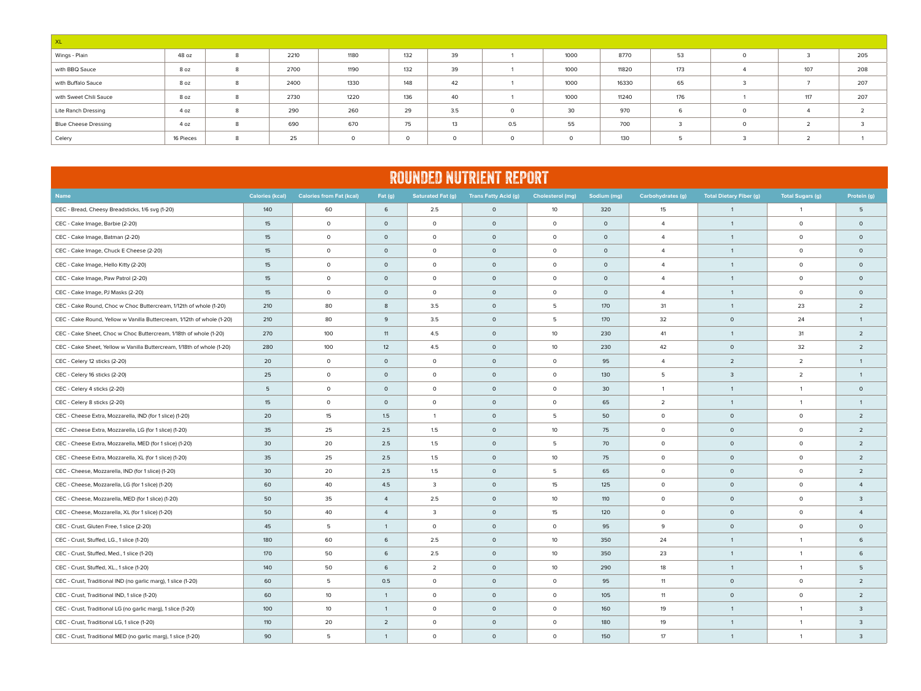| XL | | | | | | | | | | | | | |
|---|---|---|---|---|---|---|---|---|---|---|---|---|---|
| Wings - Plain | 48 oz | 8 | 2210 | 1180 | 132 | 39 | 1 | 1000 | 8770 | 53 | 0 | 3 | 205 |
| with BBQ Sauce | 8 oz | 8 | 2700 | 1190 | 132 | 39 | 1 | 1000 | 11820 | 173 | 4 | 107 | 208 |
| with Buffalo Sauce | 8 oz | 8 | 2400 | 1330 | 148 | 42 | 1 | 1000 | 16330 | 65 | 3 | 7 | 207 |
| with Sweet Chili Sauce | 8 oz | 8 | 2730 | 1220 | 136 | 40 | 1 | 1000 | 11240 | 176 | 1 | 117 | 207 |
| Lite Ranch Dressing | 4 oz | 8 | 290 | 260 | 29 | 3.5 | 0 | 30 | 970 | 6 | 0 | 4 | 2 |
| Blue Cheese Dressing | 4 oz | 8 | 690 | 670 | 75 | 13 | 0.5 | 55 | 700 | 3 | 0 | 2 | 3 |
| Celery | 16 Pieces | 8 | 25 | 0 | 0 | 0 | 0 | 0 | 130 | 5 | 3 | 2 | 1 |

# ROUNDED NUTRIENT REPORT

| Name | Calories (kcal) | Calories from Fat (kcal) | Fat (g) | Saturated Fat (g) | Trans Fatty Acid (g) | Cholesterol (mg) | Sodium (mg) | Carbohydrates (g) | Total Dietary Fiber (g) | Total Sugars (g) | Protein (g) |
|---|---|---|---|---|---|---|---|---|---|---|---|
| CEC - Bread, Cheesy Breadsticks, 1/6 svg (1-20) | 140 | 60 | 6 | 2.5 | 0 | 10 | 320 | 15 | 1 | 1 | 5 |
| CEC - Cake Image, Barbie (2-20) | 15 | 0 | 0 | 0 | 0 | 0 | 0 | 4 | 1 | 0 | 0 |
| CEC - Cake Image, Batman (2-20) | 15 | 0 | 0 | 0 | 0 | 0 | 0 | 4 | 1 | 0 | 0 |
| CEC - Cake Image, Chuck E Cheese (2-20) | 15 | 0 | 0 | 0 | 0 | 0 | 0 | 4 | 1 | 0 | 0 |
| CEC - Cake Image, Hello Kitty (2-20) | 15 | 0 | 0 | 0 | 0 | 0 | 0 | 4 | 1 | 0 | 0 |
| CEC - Cake Image, Paw Patrol (2-20) | 15 | 0 | 0 | 0 | 0 | 0 | 0 | 4 | 1 | 0 | 0 |
| CEC - Cake Image, PJ Masks (2-20) | 15 | 0 | 0 | 0 | 0 | 0 | 0 | 4 | 1 | 0 | 0 |
| CEC - Cake Round, Choc w Choc Buttercream, 1/12th of whole (1-20) | 210 | 80 | 8 | 3.5 | 0 | 5 | 170 | 31 | 1 | 23 | 2 |
| CEC - Cake Round, Yellow w Vanilla Buttercream, 1/12th of whole (1-20) | 210 | 80 | 9 | 3.5 | 0 | 5 | 170 | 32 | 0 | 24 | 1 |
| CEC - Cake Sheet, Choc w Choc Buttercream, 1/18th of whole (1-20) | 270 | 100 | 11 | 4.5 | 0 | 10 | 230 | 41 | 1 | 31 | 2 |
| CEC - Cake Sheet, Yellow w Vanilla Buttercream, 1/18th of whole (1-20) | 280 | 100 | 12 | 4.5 | 0 | 10 | 230 | 42 | 0 | 32 | 2 |
| CEC - Celery 12 sticks (2-20) | 20 | 0 | 0 | 0 | 0 | 0 | 95 | 4 | 2 | 2 | 1 |
| CEC - Celery 16 sticks (2-20) | 25 | 0 | 0 | 0 | 0 | 0 | 130 | 5 | 3 | 2 | 1 |
| CEC - Celery 4 sticks (2-20) | 5 | 0 | 0 | 0 | 0 | 0 | 30 | 1 | 1 | 1 | 0 |
| CEC - Celery 8 sticks (2-20) | 15 | 0 | 0 | 0 | 0 | 0 | 65 | 2 | 1 | 1 | 1 |
| CEC - Cheese Extra, Mozzarella, IND (for 1 slice) (1-20) | 20 | 15 | 1.5 | 1 | 0 | 5 | 50 | 0 | 0 | 0 | 2 |
| CEC - Cheese Extra, Mozzarella, LG (for 1 slice) (1-20) | 35 | 25 | 2.5 | 1.5 | 0 | 10 | 75 | 0 | 0 | 0 | 2 |
| CEC - Cheese Extra, Mozzarella, MED (for 1 slice) (1-20) | 30 | 20 | 2.5 | 1.5 | 0 | 5 | 70 | 0 | 0 | 0 | 2 |
| CEC - Cheese Extra, Mozzarella, XL (for 1 slice) (1-20) | 35 | 25 | 2.5 | 1.5 | 0 | 10 | 75 | 0 | 0 | 0 | 2 |
| CEC - Cheese, Mozzarella, IND (for 1 slice) (1-20) | 30 | 20 | 2.5 | 1.5 | 0 | 5 | 65 | 0 | 0 | 0 | 2 |
| CEC - Cheese, Mozzarella, LG (for 1 slice) (1-20) | 60 | 40 | 4.5 | 3 | 0 | 15 | 125 | 0 | 0 | 0 | 4 |
| CEC - Cheese, Mozzarella, MED (for 1 slice) (1-20) | 50 | 35 | 4 | 2.5 | 0 | 10 | 110 | 0 | 0 | 0 | 3 |
| CEC - Cheese, Mozzarella, XL (for 1 slice) (1-20) | 50 | 40 | 4 | 3 | 0 | 15 | 120 | 0 | 0 | 0 | 4 |
| CEC - Crust, Gluten Free, 1 slice (2-20) | 45 | 5 | 1 | 0 | 0 | 0 | 95 | 9 | 0 | 0 | 0 |
| CEC - Crust, Stuffed, LG., 1 slice (1-20) | 180 | 60 | 6 | 2.5 | 0 | 10 | 350 | 24 | 1 | 1 | 6 |
| CEC - Crust, Stuffed, Med., 1 slice (1-20) | 170 | 50 | 6 | 2.5 | 0 | 10 | 350 | 23 | 1 | 1 | 6 |
| CEC - Crust, Stuffed, XL., 1 slice (1-20) | 140 | 50 | 6 | 2 | 0 | 10 | 290 | 18 | 1 | 1 | 5 |
| CEC - Crust, Traditional IND (no garlic marg), 1 slice (1-20) | 60 | 5 | 0.5 | 0 | 0 | 0 | 95 | 11 | 0 | 0 | 2 |
| CEC - Crust, Traditional IND, 1 slice (1-20) | 60 | 10 | 1 | 0 | 0 | 0 | 105 | 11 | 0 | 0 | 2 |
| CEC - Crust, Traditional LG (no garlic marg), 1 slice (1-20) | 100 | 10 | 1 | 0 | 0 | 0 | 160 | 19 | 1 | 1 | 3 |
| CEC - Crust, Traditional LG, 1 slice (1-20) | 110 | 20 | 2 | 0 | 0 | 0 | 180 | 19 | 1 | 1 | 3 |
| CEC - Crust, Traditional MED (no garlic marg), 1 slice (1-20) | 90 | 5 | 1 | 0 | 0 | 0 | 150 | 17 | 1 | 1 | 3 |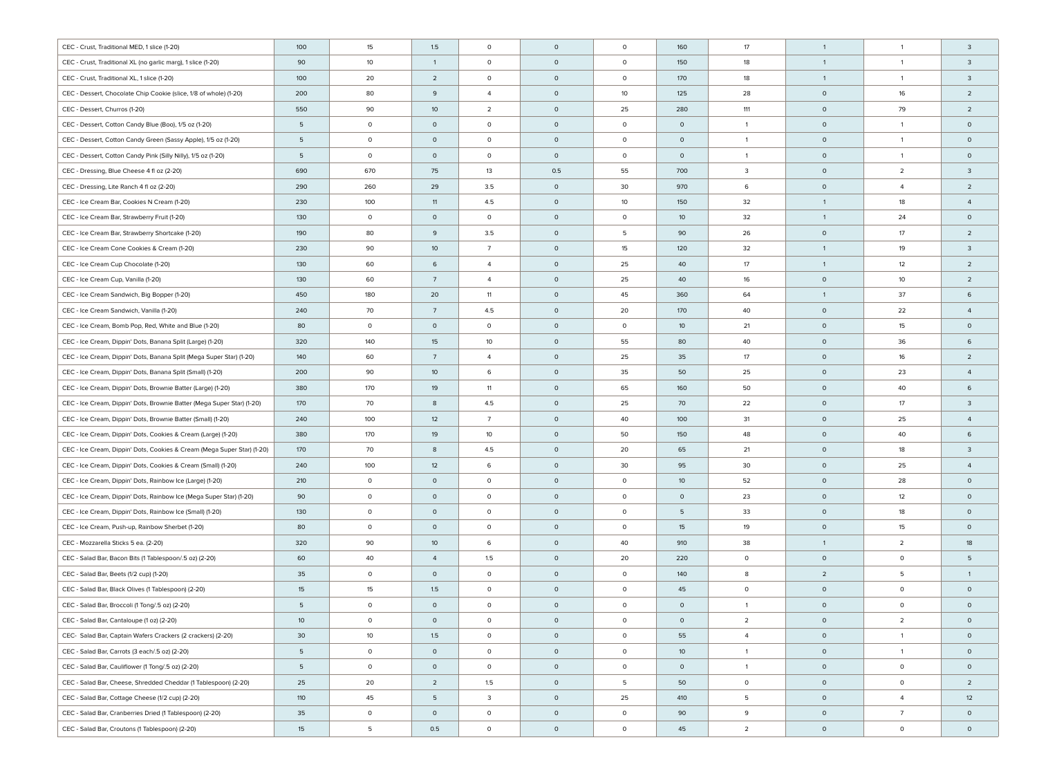| | | | | | | | | | | | |
|---|---|---|---|---|---|---|---|---|---|---|---|
| CEC - Crust, Traditional MED, 1 slice (1-20) | 100 | 15 | 1.5 | 0 | 0 | 0 | 160 | 17 | 1 | 1 | 3 |
| CEC - Crust, Traditional XL (no garlic marg), 1 slice (1-20) | 90 | 10 | 1 | 0 | 0 | 0 | 150 | 18 | 1 | 1 | 3 |
| CEC - Crust, Traditional XL, 1 slice (1-20) | 100 | 20 | 2 | 0 | 0 | 0 | 170 | 18 | 1 | 1 | 3 |
| CEC - Dessert, Chocolate Chip Cookie (slice, 1/8 of whole) (1-20) | 200 | 80 | 9 | 4 | 0 | 10 | 125 | 28 | 0 | 16 | 2 |
| CEC - Dessert, Churros (1-20) | 550 | 90 | 10 | 2 | 0 | 25 | 280 | 111 | 0 | 79 | 2 |
| CEC - Dessert, Cotton Candy Blue (Boo), 1/5 oz (1-20) | 5 | 0 | 0 | 0 | 0 | 0 | 0 | 1 | 0 | 1 | 0 |
| CEC - Dessert, Cotton Candy Green (Sassy Apple), 1/5 oz (1-20) | 5 | 0 | 0 | 0 | 0 | 0 | 0 | 1 | 0 | 1 | 0 |
| CEC - Dessert, Cotton Candy Pink (Silly Nilly), 1/5 oz (1-20) | 5 | 0 | 0 | 0 | 0 | 0 | 0 | 1 | 0 | 1 | 0 |
| CEC - Dressing, Blue Cheese 4 fl oz (2-20) | 690 | 670 | 75 | 13 | 0.5 | 55 | 700 | 3 | 0 | 2 | 3 |
| CEC - Dressing, Lite Ranch 4 fl oz (2-20) | 290 | 260 | 29 | 3.5 | 0 | 30 | 970 | 6 | 0 | 4 | 2 |
| CEC - Ice Cream Bar, Cookies N Cream (1-20) | 230 | 100 | 11 | 4.5 | 0 | 10 | 150 | 32 | 1 | 18 | 4 |
| CEC - Ice Cream Bar, Strawberry Fruit (1-20) | 130 | 0 | 0 | 0 | 0 | 0 | 10 | 32 | 1 | 24 | 0 |
| CEC - Ice Cream Bar, Strawberry Shortcake (1-20) | 190 | 80 | 9 | 3.5 | 0 | 5 | 90 | 26 | 0 | 17 | 2 |
| CEC - Ice Cream Cone Cookies & Cream (1-20) | 230 | 90 | 10 | 7 | 0 | 15 | 120 | 32 | 1 | 19 | 3 |
| CEC - Ice Cream Cup Chocolate (1-20) | 130 | 60 | 6 | 4 | 0 | 25 | 40 | 17 | 1 | 12 | 2 |
| CEC - Ice Cream Cup, Vanilla (1-20) | 130 | 60 | 7 | 4 | 0 | 25 | 40 | 16 | 0 | 10 | 2 |
| CEC - Ice Cream Sandwich, Big Bopper (1-20) | 450 | 180 | 20 | 11 | 0 | 45 | 360 | 64 | 1 | 37 | 6 |
| CEC - Ice Cream Sandwich, Vanilla (1-20) | 240 | 70 | 7 | 4.5 | 0 | 20 | 170 | 40 | 0 | 22 | 4 |
| CEC - Ice Cream, Bomb Pop, Red, White and Blue (1-20) | 80 | 0 | 0 | 0 | 0 | 0 | 10 | 21 | 0 | 15 | 0 |
| CEC - Ice Cream, Dippin' Dots, Banana Split (Large) (1-20) | 320 | 140 | 15 | 10 | 0 | 55 | 80 | 40 | 0 | 36 | 6 |
| CEC - Ice Cream, Dippin' Dots, Banana Split (Mega Super Star) (1-20) | 140 | 60 | 7 | 4 | 0 | 25 | 35 | 17 | 0 | 16 | 2 |
| CEC - Ice Cream, Dippin' Dots, Banana Split (Small) (1-20) | 200 | 90 | 10 | 6 | 0 | 35 | 50 | 25 | 0 | 23 | 4 |
| CEC - Ice Cream, Dippin' Dots, Brownie Batter (Large) (1-20) | 380 | 170 | 19 | 11 | 0 | 65 | 160 | 50 | 0 | 40 | 6 |
| CEC - Ice Cream, Dippin' Dots, Brownie Batter (Mega Super Star) (1-20) | 170 | 70 | 8 | 4.5 | 0 | 25 | 70 | 22 | 0 | 17 | 3 |
| CEC - Ice Cream, Dippin' Dots, Brownie Batter (Small) (1-20) | 240 | 100 | 12 | 7 | 0 | 40 | 100 | 31 | 0 | 25 | 4 |
| CEC - Ice Cream, Dippin' Dots, Cookies & Cream (Large) (1-20) | 380 | 170 | 19 | 10 | 0 | 50 | 150 | 48 | 0 | 40 | 6 |
| CEC - Ice Cream, Dippin' Dots, Cookies & Cream (Mega Super Star) (1-20) | 170 | 70 | 8 | 4.5 | 0 | 20 | 65 | 21 | 0 | 18 | 3 |
| CEC - Ice Cream, Dippin' Dots, Cookies & Cream (Small) (1-20) | 240 | 100 | 12 | 6 | 0 | 30 | 95 | 30 | 0 | 25 | 4 |
| CEC - Ice Cream, Dippin' Dots, Rainbow Ice (Large) (1-20) | 210 | 0 | 0 | 0 | 0 | 0 | 10 | 52 | 0 | 28 | 0 |
| CEC - Ice Cream, Dippin' Dots, Rainbow Ice (Mega Super Star) (1-20) | 90 | 0 | 0 | 0 | 0 | 0 | 0 | 23 | 0 | 12 | 0 |
| CEC - Ice Cream, Dippin' Dots, Rainbow Ice (Small) (1-20) | 130 | 0 | 0 | 0 | 0 | 0 | 5 | 33 | 0 | 18 | 0 |
| CEC - Ice Cream, Push-up, Rainbow Sherbet (1-20) | 80 | 0 | 0 | 0 | 0 | 0 | 15 | 19 | 0 | 15 | 0 |
| CEC - Mozzarella Sticks 5 ea. (2-20) | 320 | 90 | 10 | 6 | 0 | 40 | 910 | 38 | 1 | 2 | 18 |
| CEC - Salad Bar, Bacon Bits (1 Tablespoon/.5 oz) (2-20) | 60 | 40 | 4 | 1.5 | 0 | 20 | 220 | 0 | 0 | 0 | 5 |
| CEC - Salad Bar, Beets (1/2 cup) (1-20) | 35 | 0 | 0 | 0 | 0 | 0 | 140 | 8 | 2 | 5 | 1 |
| CEC - Salad Bar, Black Olives (1 Tablespoon) (2-20) | 15 | 15 | 1.5 | 0 | 0 | 0 | 45 | 0 | 0 | 0 | 0 |
| CEC - Salad Bar, Broccoli (1 Tong/.5 oz) (2-20) | 5 | 0 | 0 | 0 | 0 | 0 | 0 | 1 | 0 | 0 | 0 |
| CEC - Salad Bar, Cantaloupe (1 oz) (2-20) | 10 | 0 | 0 | 0 | 0 | 0 | 0 | 2 | 0 | 2 | 0 |
| CEC- Salad Bar, Captain Wafers Crackers (2 crackers) (2-20) | 30 | 10 | 1.5 | 0 | 0 | 0 | 55 | 4 | 0 | 1 | 0 |
| CEC - Salad Bar, Carrots (3 each/.5 oz) (2-20) | 5 | 0 | 0 | 0 | 0 | 0 | 10 | 1 | 0 | 1 | 0 |
| CEC - Salad Bar, Cauliflower (1 Tong/.5 oz) (2-20) | 5 | 0 | 0 | 0 | 0 | 0 | 0 | 1 | 0 | 0 | 0 |
| CEC - Salad Bar, Cheese, Shredded Cheddar (1 Tablespoon) (2-20) | 25 | 20 | 2 | 1.5 | 0 | 5 | 50 | 0 | 0 | 0 | 2 |
| CEC - Salad Bar, Cottage Cheese (1/2 cup) (2-20) | 110 | 45 | 5 | 3 | 0 | 25 | 410 | 5 | 0 | 4 | 12 |
| CEC - Salad Bar, Cranberries Dried (1 Tablespoon) (2-20) | 35 | 0 | 0 | 0 | 0 | 0 | 90 | 9 | 0 | 7 | 0 |
| CEC - Salad Bar, Croutons (1 Tablespoon) (2-20) | 15 | 5 | 0.5 | 0 | 0 | 0 | 45 | 2 | 0 | 0 | 0 |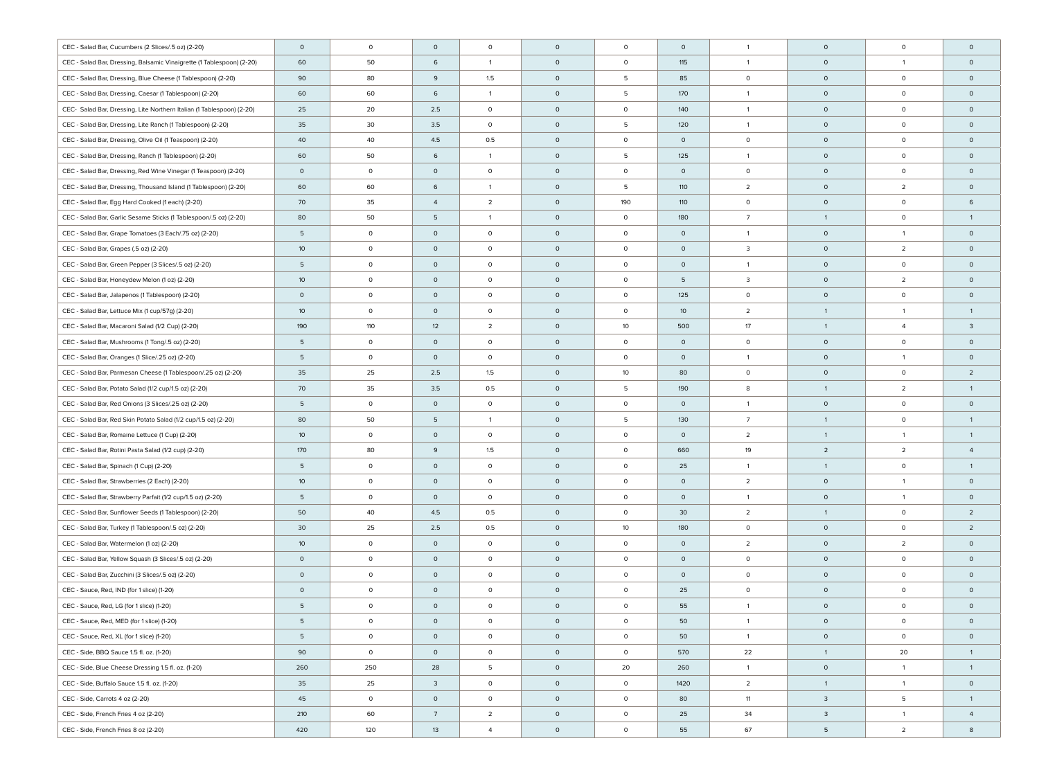| | | | | | | | | | | | |
|---|---|---|---|---|---|---|---|---|---|---|---|
| CEC - Salad Bar, Cucumbers (2 Slices/.5 oz) (2-20) | 0 | 0 | 0 | 0 | 0 | 0 | 0 | 1 | 0 | 0 | 0 |
| CEC - Salad Bar, Dressing, Balsamic Vinaigrette (1 Tablespoon) (2-20) | 60 | 50 | 6 | 1 | 0 | 0 | 115 | 1 | 0 | 1 | 0 |
| CEC - Salad Bar, Dressing, Blue Cheese (1 Tablespoon) (2-20) | 90 | 80 | 9 | 1.5 | 0 | 5 | 85 | 0 | 0 | 0 | 0 |
| CEC - Salad Bar, Dressing, Caesar (1 Tablespoon) (2-20) | 60 | 60 | 6 | 1 | 0 | 5 | 170 | 1 | 0 | 0 | 0 |
| CEC- Salad Bar, Dressing, Lite Northern Italian (1 Tablespoon) (2-20) | 25 | 20 | 2.5 | 0 | 0 | 0 | 140 | 1 | 0 | 0 | 0 |
| CEC - Salad Bar, Dressing, Lite Ranch (1 Tablespoon) (2-20) | 35 | 30 | 3.5 | 0 | 0 | 5 | 120 | 1 | 0 | 0 | 0 |
| CEC - Salad Bar, Dressing, Olive Oil (1 Teaspoon) (2-20) | 40 | 40 | 4.5 | 0.5 | 0 | 0 | 0 | 0 | 0 | 0 | 0 |
| CEC - Salad Bar, Dressing, Ranch (1 Tablespoon) (2-20) | 60 | 50 | 6 | 1 | 0 | 5 | 125 | 1 | 0 | 0 | 0 |
| CEC - Salad Bar, Dressing, Red Wine Vinegar (1 Teaspoon) (2-20) | 0 | 0 | 0 | 0 | 0 | 0 | 0 | 0 | 0 | 0 | 0 |
| CEC - Salad Bar, Dressing, Thousand Island (1 Tablespoon) (2-20) | 60 | 60 | 6 | 1 | 0 | 5 | 110 | 2 | 0 | 2 | 0 |
| CEC - Salad Bar, Egg Hard Cooked (1 each) (2-20) | 70 | 35 | 4 | 2 | 0 | 190 | 110 | 0 | 0 | 0 | 6 |
| CEC - Salad Bar, Garlic Sesame Sticks (1 Tablespoon/.5 oz) (2-20) | 80 | 50 | 5 | 1 | 0 | 0 | 180 | 7 | 1 | 0 | 1 |
| CEC - Salad Bar, Grape Tomatoes (3 Each/.75 oz) (2-20) | 5 | 0 | 0 | 0 | 0 | 0 | 0 | 1 | 0 | 1 | 0 |
| CEC - Salad Bar, Grapes (.5 oz) (2-20) | 10 | 0 | 0 | 0 | 0 | 0 | 0 | 3 | 0 | 2 | 0 |
| CEC - Salad Bar, Green Pepper (3 Slices/.5 oz) (2-20) | 5 | 0 | 0 | 0 | 0 | 0 | 0 | 1 | 0 | 0 | 0 |
| CEC - Salad Bar, Honeydew Melon (1 oz) (2-20) | 10 | 0 | 0 | 0 | 0 | 0 | 5 | 3 | 0 | 2 | 0 |
| CEC - Salad Bar, Jalapenos (1 Tablespoon) (2-20) | 0 | 0 | 0 | 0 | 0 | 0 | 125 | 0 | 0 | 0 | 0 |
| CEC - Salad Bar, Lettuce Mix (1 cup/57g) (2-20) | 10 | 0 | 0 | 0 | 0 | 0 | 10 | 2 | 1 | 1 | 1 |
| CEC - Salad Bar, Macaroni Salad (1/2 Cup) (2-20) | 190 | 110 | 12 | 2 | 0 | 10 | 500 | 17 | 1 | 4 | 3 |
| CEC - Salad Bar, Mushrooms (1 Tong/.5 oz) (2-20) | 5 | 0 | 0 | 0 | 0 | 0 | 0 | 0 | 0 | 0 | 0 |
| CEC - Salad Bar, Oranges (1 Slice/.25 oz) (2-20) | 5 | 0 | 0 | 0 | 0 | 0 | 0 | 1 | 0 | 1 | 0 |
| CEC - Salad Bar, Parmesan Cheese (1 Tablespoon/.25 oz) (2-20) | 35 | 25 | 2.5 | 1.5 | 0 | 10 | 80 | 0 | 0 | 0 | 2 |
| CEC - Salad Bar, Potato Salad (1/2 cup/1.5 oz) (2-20) | 70 | 35 | 3.5 | 0.5 | 0 | 5 | 190 | 8 | 1 | 2 | 1 |
| CEC - Salad Bar, Red Onions (3 Slices/.25 oz) (2-20) | 5 | 0 | 0 | 0 | 0 | 0 | 0 | 1 | 0 | 0 | 0 |
| CEC - Salad Bar, Red Skin Potato Salad (1/2 cup/1.5 oz) (2-20) | 80 | 50 | 5 | 1 | 0 | 5 | 130 | 7 | 1 | 0 | 1 |
| CEC - Salad Bar, Romaine Lettuce (1 Cup) (2-20) | 10 | 0 | 0 | 0 | 0 | 0 | 0 | 2 | 1 | 1 | 1 |
| CEC - Salad Bar, Rotini Pasta Salad (1/2 cup) (2-20) | 170 | 80 | 9 | 1.5 | 0 | 0 | 660 | 19 | 2 | 2 | 4 |
| CEC - Salad Bar, Spinach (1 Cup) (2-20) | 5 | 0 | 0 | 0 | 0 | 0 | 25 | 1 | 1 | 0 | 1 |
| CEC - Salad Bar, Strawberries (2 Each) (2-20) | 10 | 0 | 0 | 0 | 0 | 0 | 0 | 2 | 0 | 1 | 0 |
| CEC - Salad Bar, Strawberry Parfait (1/2 cup/1.5 oz) (2-20) | 5 | 0 | 0 | 0 | 0 | 0 | 0 | 1 | 0 | 1 | 0 |
| CEC - Salad Bar, Sunflower Seeds (1 Tablespoon) (2-20) | 50 | 40 | 4.5 | 0.5 | 0 | 0 | 30 | 2 | 1 | 0 | 2 |
| CEC - Salad Bar, Turkey (1 Tablespoon/.5 oz) (2-20) | 30 | 25 | 2.5 | 0.5 | 0 | 10 | 180 | 0 | 0 | 0 | 2 |
| CEC - Salad Bar, Watermelon (1 oz) (2-20) | 10 | 0 | 0 | 0 | 0 | 0 | 0 | 2 | 0 | 2 | 0 |
| CEC - Salad Bar, Yellow Squash (3 Slices/.5 oz) (2-20) | 0 | 0 | 0 | 0 | 0 | 0 | 0 | 0 | 0 | 0 | 0 |
| CEC - Salad Bar, Zucchini (3 Slices/.5 oz) (2-20) | 0 | 0 | 0 | 0 | 0 | 0 | 0 | 0 | 0 | 0 | 0 |
| CEC - Sauce, Red, IND (for 1 slice) (1-20) | 0 | 0 | 0 | 0 | 0 | 0 | 25 | 0 | 0 | 0 | 0 |
| CEC - Sauce, Red, LG (for 1 slice) (1-20) | 5 | 0 | 0 | 0 | 0 | 0 | 55 | 1 | 0 | 0 | 0 |
| CEC - Sauce, Red, MED (for 1 slice) (1-20) | 5 | 0 | 0 | 0 | 0 | 0 | 50 | 1 | 0 | 0 | 0 |
| CEC - Sauce, Red, XL (for 1 slice) (1-20) | 5 | 0 | 0 | 0 | 0 | 0 | 50 | 1 | 0 | 0 | 0 |
| CEC - Side, BBQ Sauce 1.5 fl. oz. (1-20) | 90 | 0 | 0 | 0 | 0 | 0 | 570 | 22 | 1 | 20 | 1 |
| CEC - Side, Blue Cheese Dressing 1.5 fl. oz. (1-20) | 260 | 250 | 28 | 5 | 0 | 20 | 260 | 1 | 0 | 1 | 1 |
| CEC - Side, Buffalo Sauce 1.5 fl. oz. (1-20) | 35 | 25 | 3 | 0 | 0 | 0 | 1420 | 2 | 1 | 1 | 0 |
| CEC - Side, Carrots 4 oz (2-20) | 45 | 0 | 0 | 0 | 0 | 0 | 80 | 11 | 3 | 5 | 1 |
| CEC - Side, French Fries 4 oz (2-20) | 210 | 60 | 7 | 2 | 0 | 0 | 25 | 34 | 3 | 1 | 4 |
| CEC - Side, French Fries 8 oz (2-20) | 420 | 120 | 13 | 4 | 0 | 0 | 55 | 67 | 5 | 2 | 8 |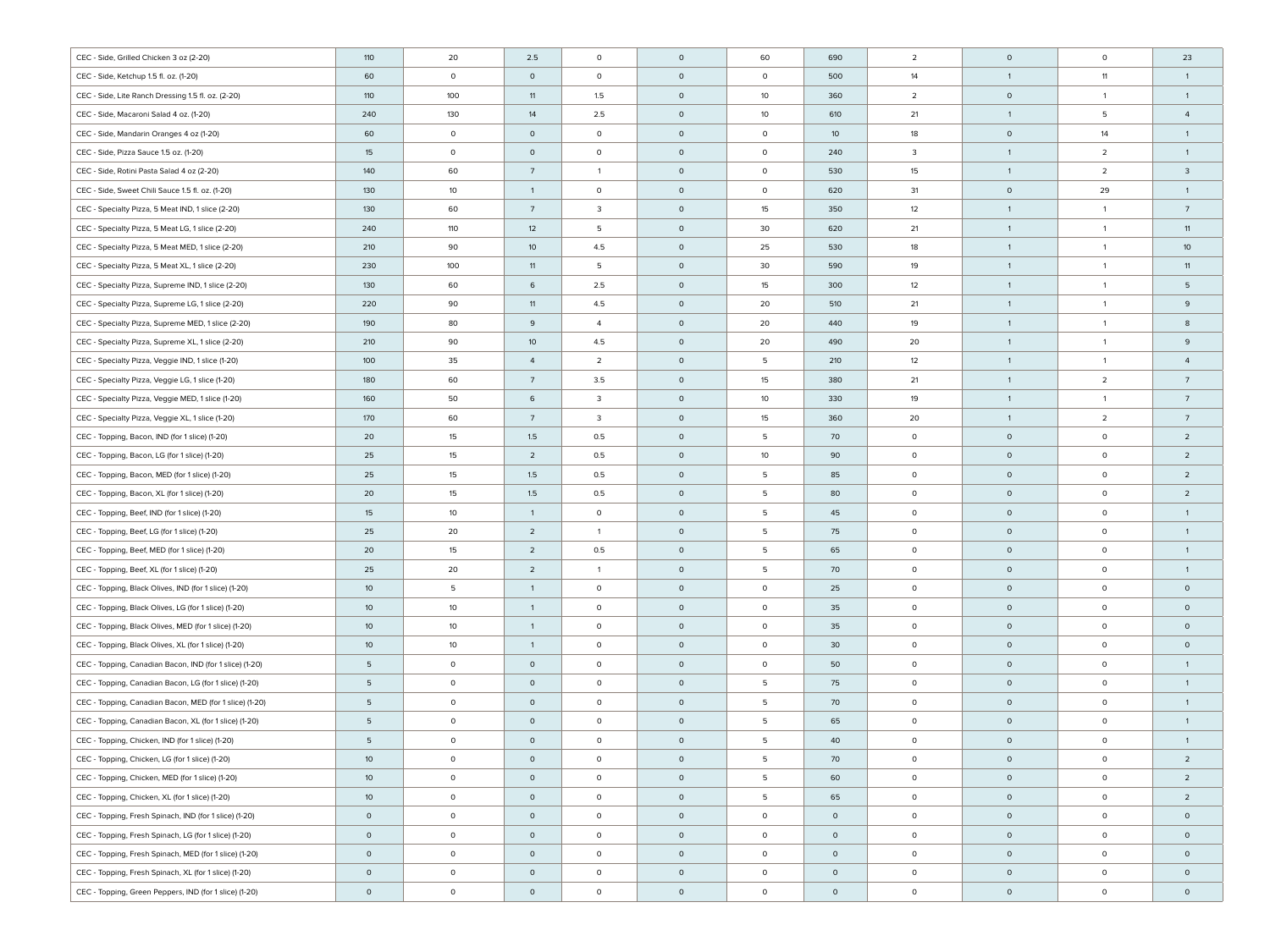| | | | | | | | | | | | |
|---|---|---|---|---|---|---|---|---|---|---|---|
| CEC - Side, Grilled Chicken 3 oz (2-20) | 110 | 20 | 2.5 | 0 | 0 | 60 | 690 | 2 | 0 | 0 | 23 |
| CEC - Side, Ketchup 1.5 fl. oz. (1-20) | 60 | 0 | 0 | 0 | 0 | 0 | 500 | 14 | 1 | 11 | 1 |
| CEC - Side, Lite Ranch Dressing 1.5 fl. oz. (2-20) | 110 | 100 | 11 | 1.5 | 0 | 10 | 360 | 2 | 0 | 1 | 1 |
| CEC - Side, Macaroni Salad 4 oz. (1-20) | 240 | 130 | 14 | 2.5 | 0 | 10 | 610 | 21 | 1 | 5 | 4 |
| CEC - Side, Mandarin Oranges 4 oz (1-20) | 60 | 0 | 0 | 0 | 0 | 0 | 10 | 18 | 0 | 14 | 1 |
| CEC - Side, Pizza Sauce 1.5 oz. (1-20) | 15 | 0 | 0 | 0 | 0 | 0 | 240 | 3 | 1 | 2 | 1 |
| CEC - Side, Rotini Pasta Salad 4 oz (2-20) | 140 | 60 | 7 | 1 | 0 | 0 | 530 | 15 | 1 | 2 | 3 |
| CEC - Side, Sweet Chili Sauce 1.5 fl. oz. (1-20) | 130 | 10 | 1 | 0 | 0 | 0 | 620 | 31 | 0 | 29 | 1 |
| CEC - Specialty Pizza, 5 Meat IND, 1 slice (2-20) | 130 | 60 | 7 | 3 | 0 | 15 | 350 | 12 | 1 | 1 | 7 |
| CEC - Specialty Pizza, 5 Meat LG, 1 slice (2-20) | 240 | 110 | 12 | 5 | 0 | 30 | 620 | 21 | 1 | 1 | 11 |
| CEC - Specialty Pizza, 5 Meat MED, 1 slice (2-20) | 210 | 90 | 10 | 4.5 | 0 | 25 | 530 | 18 | 1 | 1 | 10 |
| CEC - Specialty Pizza, 5 Meat XL, 1 slice (2-20) | 230 | 100 | 11 | 5 | 0 | 30 | 590 | 19 | 1 | 1 | 11 |
| CEC - Specialty Pizza, Supreme IND, 1 slice (2-20) | 130 | 60 | 6 | 2.5 | 0 | 15 | 300 | 12 | 1 | 1 | 5 |
| CEC - Specialty Pizza, Supreme LG, 1 slice (2-20) | 220 | 90 | 11 | 4.5 | 0 | 20 | 510 | 21 | 1 | 1 | 9 |
| CEC - Specialty Pizza, Supreme MED, 1 slice (2-20) | 190 | 80 | 9 | 4 | 0 | 20 | 440 | 19 | 1 | 1 | 8 |
| CEC - Specialty Pizza, Supreme XL, 1 slice (2-20) | 210 | 90 | 10 | 4.5 | 0 | 20 | 490 | 20 | 1 | 1 | 9 |
| CEC - Specialty Pizza, Veggie IND, 1 slice (1-20) | 100 | 35 | 4 | 2 | 0 | 5 | 210 | 12 | 1 | 1 | 4 |
| CEC - Specialty Pizza, Veggie LG, 1 slice (1-20) | 180 | 60 | 7 | 3.5 | 0 | 15 | 380 | 21 | 1 | 2 | 7 |
| CEC - Specialty Pizza, Veggie MED, 1 slice (1-20) | 160 | 50 | 6 | 3 | 0 | 10 | 330 | 19 | 1 | 1 | 7 |
| CEC - Specialty Pizza, Veggie XL, 1 slice (1-20) | 170 | 60 | 7 | 3 | 0 | 15 | 360 | 20 | 1 | 2 | 7 |
| CEC - Topping, Bacon, IND (for 1 slice) (1-20) | 20 | 15 | 1.5 | 0.5 | 0 | 5 | 70 | 0 | 0 | 0 | 2 |
| CEC - Topping, Bacon, LG (for 1 slice) (1-20) | 25 | 15 | 2 | 0.5 | 0 | 10 | 90 | 0 | 0 | 0 | 2 |
| CEC - Topping, Bacon, MED (for 1 slice) (1-20) | 25 | 15 | 1.5 | 0.5 | 0 | 5 | 85 | 0 | 0 | 0 | 2 |
| CEC - Topping, Bacon, XL (for 1 slice) (1-20) | 20 | 15 | 1.5 | 0.5 | 0 | 5 | 80 | 0 | 0 | 0 | 2 |
| CEC - Topping, Beef, IND (for 1 slice) (1-20) | 15 | 10 | 1 | 0 | 0 | 5 | 45 | 0 | 0 | 0 | 1 |
| CEC - Topping, Beef, LG (for 1 slice) (1-20) | 25 | 20 | 2 | 1 | 0 | 5 | 75 | 0 | 0 | 0 | 1 |
| CEC - Topping, Beef, MED (for 1 slice) (1-20) | 20 | 15 | 2 | 0.5 | 0 | 5 | 65 | 0 | 0 | 0 | 1 |
| CEC - Topping, Beef, XL (for 1 slice) (1-20) | 25 | 20 | 2 | 1 | 0 | 5 | 70 | 0 | 0 | 0 | 1 |
| CEC - Topping, Black Olives, IND (for 1 slice) (1-20) | 10 | 5 | 1 | 0 | 0 | 0 | 25 | 0 | 0 | 0 | 0 |
| CEC - Topping, Black Olives, LG (for 1 slice) (1-20) | 10 | 10 | 1 | 0 | 0 | 0 | 35 | 0 | 0 | 0 | 0 |
| CEC - Topping, Black Olives, MED (for 1 slice) (1-20) | 10 | 10 | 1 | 0 | 0 | 0 | 35 | 0 | 0 | 0 | 0 |
| CEC - Topping, Black Olives, XL (for 1 slice) (1-20) | 10 | 10 | 1 | 0 | 0 | 0 | 30 | 0 | 0 | 0 | 0 |
| CEC - Topping, Canadian Bacon, IND (for 1 slice) (1-20) | 5 | 0 | 0 | 0 | 0 | 0 | 50 | 0 | 0 | 0 | 1 |
| CEC - Topping, Canadian Bacon, LG (for 1 slice) (1-20) | 5 | 0 | 0 | 0 | 0 | 5 | 75 | 0 | 0 | 0 | 1 |
| CEC - Topping, Canadian Bacon, MED (for 1 slice) (1-20) | 5 | 0 | 0 | 0 | 0 | 5 | 70 | 0 | 0 | 0 | 1 |
| CEC - Topping, Canadian Bacon, XL (for 1 slice) (1-20) | 5 | 0 | 0 | 0 | 0 | 5 | 65 | 0 | 0 | 0 | 1 |
| CEC - Topping, Chicken, IND (for 1 slice) (1-20) | 5 | 0 | 0 | 0 | 0 | 5 | 40 | 0 | 0 | 0 | 1 |
| CEC - Topping, Chicken, LG (for 1 slice) (1-20) | 10 | 0 | 0 | 0 | 0 | 5 | 70 | 0 | 0 | 0 | 2 |
| CEC - Topping, Chicken, MED (for 1 slice) (1-20) | 10 | 0 | 0 | 0 | 0 | 5 | 60 | 0 | 0 | 0 | 2 |
| CEC - Topping, Chicken, XL (for 1 slice) (1-20) | 10 | 0 | 0 | 0 | 0 | 5 | 65 | 0 | 0 | 0 | 2 |
| CEC - Topping, Fresh Spinach, IND (for 1 slice) (1-20) | 0 | 0 | 0 | 0 | 0 | 0 | 0 | 0 | 0 | 0 | 0 |
| CEC - Topping, Fresh Spinach, LG (for 1 slice) (1-20) | 0 | 0 | 0 | 0 | 0 | 0 | 0 | 0 | 0 | 0 | 0 |
| CEC - Topping, Fresh Spinach, MED (for 1 slice) (1-20) | 0 | 0 | 0 | 0 | 0 | 0 | 0 | 0 | 0 | 0 | 0 |
| CEC - Topping, Fresh Spinach, XL (for 1 slice) (1-20) | 0 | 0 | 0 | 0 | 0 | 0 | 0 | 0 | 0 | 0 | 0 |
| CEC - Topping, Green Peppers, IND (for 1 slice) (1-20) | 0 | 0 | 0 | 0 | 0 | 0 | 0 | 0 | 0 | 0 | 0 |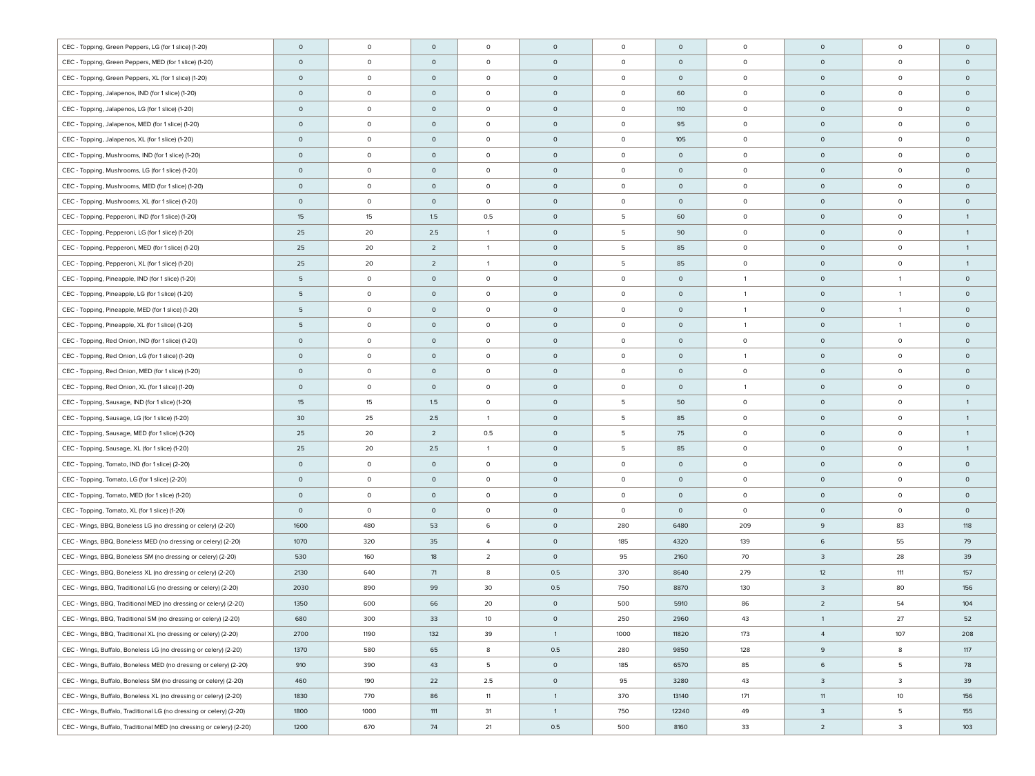| | | | | | | | | | | | |
|---|---|---|---|---|---|---|---|---|---|---|---|
| CEC - Topping, Green Peppers, LG (for 1 slice) (1-20) | 0 | 0 | 0 | 0 | 0 | 0 | 0 | 0 | 0 | 0 | 0 |
| CEC - Topping, Green Peppers, MED (for 1 slice) (1-20) | 0 | 0 | 0 | 0 | 0 | 0 | 0 | 0 | 0 | 0 | 0 |
| CEC - Topping, Green Peppers, XL (for 1 slice) (1-20) | 0 | 0 | 0 | 0 | 0 | 0 | 0 | 0 | 0 | 0 | 0 |
| CEC - Topping, Jalapenos, IND (for 1 slice) (1-20) | 0 | 0 | 0 | 0 | 0 | 0 | 60 | 0 | 0 | 0 | 0 |
| CEC - Topping, Jalapenos, LG (for 1 slice) (1-20) | 0 | 0 | 0 | 0 | 0 | 0 | 110 | 0 | 0 | 0 | 0 |
| CEC - Topping, Jalapenos, MED (for 1 slice) (1-20) | 0 | 0 | 0 | 0 | 0 | 0 | 95 | 0 | 0 | 0 | 0 |
| CEC - Topping, Jalapenos, XL (for 1 slice) (1-20) | 0 | 0 | 0 | 0 | 0 | 0 | 105 | 0 | 0 | 0 | 0 |
| CEC - Topping, Mushrooms, IND (for 1 slice) (1-20) | 0 | 0 | 0 | 0 | 0 | 0 | 0 | 0 | 0 | 0 | 0 |
| CEC - Topping, Mushrooms, LG (for 1 slice) (1-20) | 0 | 0 | 0 | 0 | 0 | 0 | 0 | 0 | 0 | 0 | 0 |
| CEC - Topping, Mushrooms, MED (for 1 slice) (1-20) | 0 | 0 | 0 | 0 | 0 | 0 | 0 | 0 | 0 | 0 | 0 |
| CEC - Topping, Mushrooms, XL (for 1 slice) (1-20) | 0 | 0 | 0 | 0 | 0 | 0 | 0 | 0 | 0 | 0 | 0 |
| CEC - Topping, Pepperoni, IND (for 1 slice) (1-20) | 15 | 15 | 1.5 | 0.5 | 0 | 5 | 60 | 0 | 0 | 0 | 1 |
| CEC - Topping, Pepperoni, LG (for 1 slice) (1-20) | 25 | 20 | 2.5 | 1 | 0 | 5 | 90 | 0 | 0 | 0 | 1 |
| CEC - Topping, Pepperoni, MED (for 1 slice) (1-20) | 25 | 20 | 2 | 1 | 0 | 5 | 85 | 0 | 0 | 0 | 1 |
| CEC - Topping, Pepperoni, XL (for 1 slice) (1-20) | 25 | 20 | 2 | 1 | 0 | 5 | 85 | 0 | 0 | 0 | 1 |
| CEC - Topping, Pineapple, IND (for 1 slice) (1-20) | 5 | 0 | 0 | 0 | 0 | 0 | 0 | 1 | 0 | 1 | 0 |
| CEC - Topping, Pineapple, LG (for 1 slice) (1-20) | 5 | 0 | 0 | 0 | 0 | 0 | 0 | 1 | 0 | 1 | 0 |
| CEC - Topping, Pineapple, MED (for 1 slice) (1-20) | 5 | 0 | 0 | 0 | 0 | 0 | 0 | 1 | 0 | 1 | 0 |
| CEC - Topping, Pineapple, XL (for 1 slice) (1-20) | 5 | 0 | 0 | 0 | 0 | 0 | 0 | 1 | 0 | 1 | 0 |
| CEC - Topping, Red Onion, IND (for 1 slice) (1-20) | 0 | 0 | 0 | 0 | 0 | 0 | 0 | 0 | 0 | 0 | 0 |
| CEC - Topping, Red Onion, LG (for 1 slice) (1-20) | 0 | 0 | 0 | 0 | 0 | 0 | 0 | 1 | 0 | 0 | 0 |
| CEC - Topping, Red Onion, MED (for 1 slice) (1-20) | 0 | 0 | 0 | 0 | 0 | 0 | 0 | 0 | 0 | 0 | 0 |
| CEC - Topping, Red Onion, XL (for 1 slice) (1-20) | 0 | 0 | 0 | 0 | 0 | 0 | 0 | 1 | 0 | 0 | 0 |
| CEC - Topping, Sausage, IND (for 1 slice) (1-20) | 15 | 15 | 1.5 | 0 | 0 | 5 | 50 | 0 | 0 | 0 | 1 |
| CEC - Topping, Sausage, LG (for 1 slice) (1-20) | 30 | 25 | 2.5 | 1 | 0 | 5 | 85 | 0 | 0 | 0 | 1 |
| CEC - Topping, Sausage, MED (for 1 slice) (1-20) | 25 | 20 | 2 | 0.5 | 0 | 5 | 75 | 0 | 0 | 0 | 1 |
| CEC - Topping, Sausage, XL (for 1 slice) (1-20) | 25 | 20 | 2.5 | 1 | 0 | 5 | 85 | 0 | 0 | 0 | 1 |
| CEC - Topping, Tomato, IND (for 1 slice) (2-20) | 0 | 0 | 0 | 0 | 0 | 0 | 0 | 0 | 0 | 0 | 0 |
| CEC - Topping, Tomato, LG (for 1 slice) (2-20) | 0 | 0 | 0 | 0 | 0 | 0 | 0 | 0 | 0 | 0 | 0 |
| CEC - Topping, Tomato, MED (for 1 slice) (1-20) | 0 | 0 | 0 | 0 | 0 | 0 | 0 | 0 | 0 | 0 | 0 |
| CEC - Topping, Tomato, XL (for 1 slice) (1-20) | 0 | 0 | 0 | 0 | 0 | 0 | 0 | 0 | 0 | 0 | 0 |
| CEC - Wings, BBQ, Boneless LG (no dressing or celery) (2-20) | 1600 | 480 | 53 | 6 | 0 | 280 | 6480 | 209 | 9 | 83 | 118 |
| CEC - Wings, BBQ, Boneless MED (no dressing or celery) (2-20) | 1070 | 320 | 35 | 4 | 0 | 185 | 4320 | 139 | 6 | 55 | 79 |
| CEC - Wings, BBQ, Boneless SM (no dressing or celery) (2-20) | 530 | 160 | 18 | 2 | 0 | 95 | 2160 | 70 | 3 | 28 | 39 |
| CEC - Wings, BBQ, Boneless XL (no dressing or celery) (2-20) | 2130 | 640 | 71 | 8 | 0.5 | 370 | 8640 | 279 | 12 | 111 | 157 |
| CEC - Wings, BBQ, Traditional LG (no dressing or celery) (2-20) | 2030 | 890 | 99 | 30 | 0.5 | 750 | 8870 | 130 | 3 | 80 | 156 |
| CEC - Wings, BBQ, Traditional MED (no dressing or celery) (2-20) | 1350 | 600 | 66 | 20 | 0 | 500 | 5910 | 86 | 2 | 54 | 104 |
| CEC - Wings, BBQ, Traditional SM (no dressing or celery) (2-20) | 680 | 300 | 33 | 10 | 0 | 250 | 2960 | 43 | 1 | 27 | 52 |
| CEC - Wings, BBQ, Traditional XL (no dressing or celery) (2-20) | 2700 | 1190 | 132 | 39 | 1 | 1000 | 11820 | 173 | 4 | 107 | 208 |
| CEC - Wings, Buffalo, Boneless LG (no dressing or celery) (2-20) | 1370 | 580 | 65 | 8 | 0.5 | 280 | 9850 | 128 | 9 | 8 | 117 |
| CEC - Wings, Buffalo, Boneless MED (no dressing or celery) (2-20) | 910 | 390 | 43 | 5 | 0 | 185 | 6570 | 85 | 6 | 5 | 78 |
| CEC - Wings, Buffalo, Boneless SM (no dressing or celery) (2-20) | 460 | 190 | 22 | 2.5 | 0 | 95 | 3280 | 43 | 3 | 3 | 39 |
| CEC - Wings, Buffalo, Boneless XL (no dressing or celery) (2-20) | 1830 | 770 | 86 | 11 | 1 | 370 | 13140 | 171 | 11 | 10 | 156 |
| CEC - Wings, Buffalo, Traditional LG (no dressing or celery) (2-20) | 1800 | 1000 | 111 | 31 | 1 | 750 | 12240 | 49 | 3 | 5 | 155 |
| CEC - Wings, Buffalo, Traditional MED (no dressing or celery) (2-20) | 1200 | 670 | 74 | 21 | 0.5 | 500 | 8160 | 33 | 2 | 3 | 103 |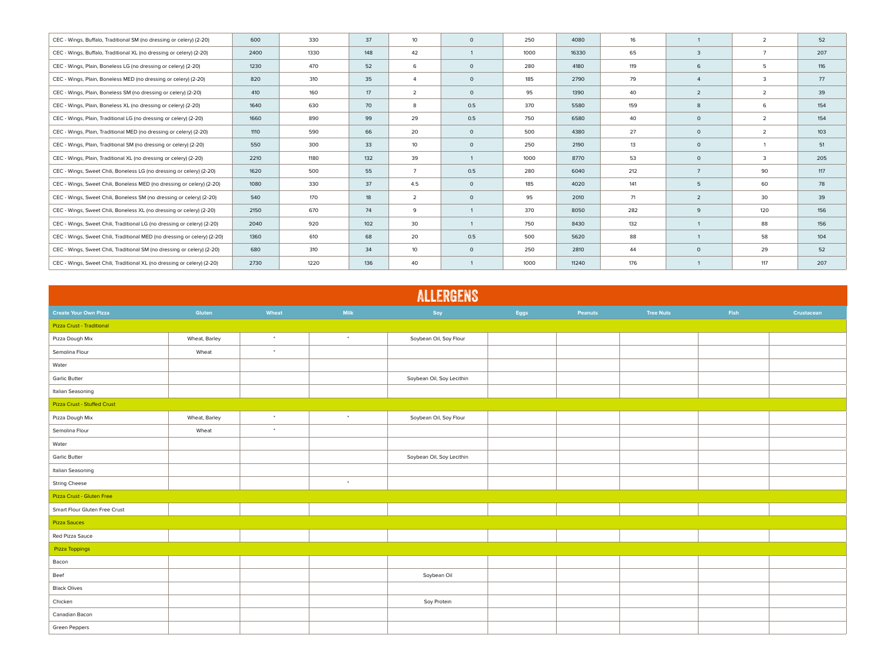| | | | | | | | | | | | |
|---|---|---|---|---|---|---|---|---|---|---|---|
| CEC - Wings, Buffalo, Traditional SM (no dressing or celery) (2-20) | 600 | 330 | 37 | 10 | 0 | 250 | 4080 | 16 | 1 | 2 | 52 |
| CEC - Wings, Buffalo, Traditional XL (no dressing or celery) (2-20) | 2400 | 1330 | 148 | 42 | 1 | 1000 | 16330 | 65 | 3 | 7 | 207 |
| CEC - Wings, Plain, Boneless LG (no dressing or celery) (2-20) | 1230 | 470 | 52 | 6 | 0 | 280 | 4180 | 119 | 6 | 5 | 116 |
| CEC - Wings, Plain, Boneless MED (no dressing or celery) (2-20) | 820 | 310 | 35 | 4 | 0 | 185 | 2790 | 79 | 4 | 3 | 77 |
| CEC - Wings, Plain, Boneless SM (no dressing or celery) (2-20) | 410 | 160 | 17 | 2 | 0 | 95 | 1390 | 40 | 2 | 2 | 39 |
| CEC - Wings, Plain, Boneless XL (no dressing or celery) (2-20) | 1640 | 630 | 70 | 8 | 0.5 | 370 | 5580 | 159 | 8 | 6 | 154 |
| CEC - Wings, Plain, Traditional LG (no dressing or celery) (2-20) | 1660 | 890 | 99 | 29 | 0.5 | 750 | 6580 | 40 | 0 | 2 | 154 |
| CEC - Wings, Plain, Traditional MED (no dressing or celery) (2-20) | 1110 | 590 | 66 | 20 | 0 | 500 | 4380 | 27 | 0 | 2 | 103 |
| CEC - Wings, Plain, Traditional SM (no dressing or celery) (2-20) | 550 | 300 | 33 | 10 | 0 | 250 | 2190 | 13 | 0 | 1 | 51 |
| CEC - Wings, Plain, Traditional XL (no dressing or celery) (2-20) | 2210 | 1180 | 132 | 39 | 1 | 1000 | 8770 | 53 | 0 | 3 | 205 |
| CEC - Wings, Sweet Chili, Boneless LG (no dressing or celery) (2-20) | 1620 | 500 | 55 | 7 | 0.5 | 280 | 6040 | 212 | 7 | 90 | 117 |
| CEC - Wings, Sweet Chili, Boneless MED (no dressing or celery) (2-20) | 1080 | 330 | 37 | 4.5 | 0 | 185 | 4020 | 141 | 5 | 60 | 78 |
| CEC - Wings, Sweet Chili, Boneless SM (no dressing or celery) (2-20) | 540 | 170 | 18 | 2 | 0 | 95 | 2010 | 71 | 2 | 30 | 39 |
| CEC - Wings, Sweet Chili, Boneless XL (no dressing or celery) (2-20) | 2150 | 670 | 74 | 9 | 1 | 370 | 8050 | 282 | 9 | 120 | 156 |
| CEC - Wings, Sweet Chili, Traditional LG (no dressing or celery) (2-20) | 2040 | 920 | 102 | 30 | 1 | 750 | 8430 | 132 | 1 | 88 | 156 |
| CEC - Wings, Sweet Chili, Traditional MED (no dressing or celery) (2-20) | 1360 | 610 | 68 | 20 | 0.5 | 500 | 5620 | 88 | 1 | 58 | 104 |
| CEC - Wings, Sweet Chili, Traditional SM (no dressing or celery) (2-20) | 680 | 310 | 34 | 10 | 0 | 250 | 2810 | 44 | 0 | 29 | 52 |
| CEC - Wings, Sweet Chili, Traditional XL (no dressing or celery) (2-20) | 2730 | 1220 | 136 | 40 | 1 | 1000 | 11240 | 176 | 1 | 117 | 207 |

# ALLERGENS

| Create Your Own Pizza | Gluten | Wheat | Milk | Soy | Eggs | Peanuts | Tree Nuts | Fish | Crustacean |
|---|---|---|---|---|---|---|---|---|---|
| **Pizza Crust - Traditional** | | | | | | | | | |
| Pizza Dough Mix | Wheat, Barley | * | * | Soybean Oil, Soy Flour | | | | | |
| Semolina Flour | Wheat | * | | | | | | | |
| Water | | | | | | | | | |
| Garlic Butter | | | | Soybean Oil, Soy Lecithin | | | | | |
| Italian Seasoning | | | | | | | | | |
| **Pizza Crust - Stuffed Crust** | | | | | | | | | |
| Pizza Dough Mix | Wheat, Barley | * | * | Soybean Oil, Soy Flour | | | | | |
| Semolina Flour | Wheat | * | | | | | | | |
| Water | | | | | | | | | |
| Garlic Butter | | | | Soybean Oil, Soy Lecithin | | | | | |
| Italian Seasoning | | | | | | | | | |
| String Cheese | | | * | | | | | | |
| **Pizza Crust - Gluten Free** | | | | | | | | | |
| Smart Flour Gluten Free Crust | | | | | | | | | |
| **Pizza Sauces** | | | | | | | | | |
| Red Pizza Sauce | | | | | | | | | |
| **Pizza Toppings** | | | | | | | | | |
| Bacon | | | | | | | | | |
| Beef | | | | Soybean Oil | | | | | |
| Black Olives | | | | | | | | | |
| Chicken | | | | Soy Protein | | | | | |
| Canadian Bacon | | | | | | | | | |
| Green Peppers | | | | | | | | | |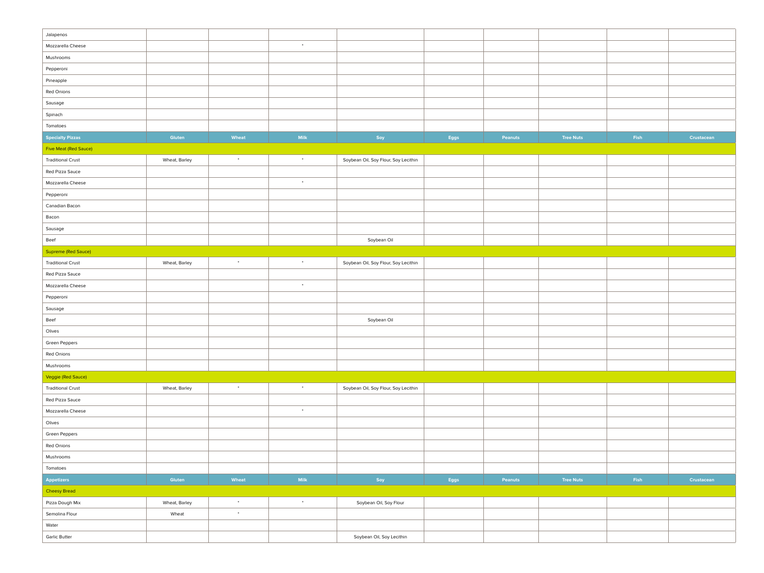| | | | | | | | | | |
|---|---|---|---|---|---|---|---|---|---|
| Jalapenos | | | | | | | | | |
| Mozzarella Cheese | | | * | | | | | | |
| Mushrooms | | | | | | | | | |
| Pepperoni | | | | | | | | | |
| Pineapple | | | | | | | | | |
| Red Onions | | | | | | | | | |
| Sausage | | | | | | | | | |
| Spinach | | | | | | | | | |
| Tomatoes | | | | | | | | | |
| **Specialty Pizzas** | **Gluten** | **Wheat** | **Milk** | **Soy** | **Eggs** | **Peanuts** | **Tree Nuts** | **Fish** | **Crustacean** |
| Five Meat (Red Sauce) | | | | | | | | | |
| Traditional Crust | Wheat, Barley | * | * | Soybean Oil, Soy Flour, Soy Lecithin | | | | | |
| Red Pizza Sauce | | | | | | | | | |
| Mozzarella Cheese | | | * | | | | | | |
| Pepperoni | | | | | | | | | |
| Canadian Bacon | | | | | | | | | |
| Bacon | | | | | | | | | |
| Sausage | | | | | | | | | |
| Beef | | | | Soybean Oil | | | | | |
| Supreme (Red Sauce) | | | | | | | | | |
| Traditional Crust | Wheat, Barley | * | * | Soybean Oil, Soy Flour, Soy Lecithin | | | | | |
| Red Pizza Sauce | | | | | | | | | |
| Mozzarella Cheese | | | * | | | | | | |
| Pepperoni | | | | | | | | | |
| Sausage | | | | | | | | | |
| Beef | | | | Soybean Oil | | | | | |
| Olives | | | | | | | | | |
| Green Peppers | | | | | | | | | |
| Red Onions | | | | | | | | | |
| Mushrooms | | | | | | | | | |
| Veggie (Red Sauce) | | | | | | | | | |
| Traditional Crust | Wheat, Barley | * | * | Soybean Oil, Soy Flour, Soy Lecithin | | | | | |
| Red Pizza Sauce | | | | | | | | | |
| Mozzarella Cheese | | | * | | | | | | |
| Olives | | | | | | | | | |
| Green Peppers | | | | | | | | | |
| Red Onions | | | | | | | | | |
| Mushrooms | | | | | | | | | |
| Tomatoes | | | | | | | | | |
| **Appetizers** | **Gluten** | **Wheat** | **Milk** | **Soy** | **Eggs** | **Peanuts** | **Tree Nuts** | **Fish** | **Crustacean** |
| Cheesy Bread | | | | | | | | | |
| Pizza Dough Mix | Wheat, Barley | * | * | Soybean Oil, Soy Flour | | | | | |
| Semolina Flour | Wheat | * | | | | | | | |
| Water | | | | | | | | | |
| Garlic Butter | | | | Soybean Oil, Soy Lecithin | | | | | |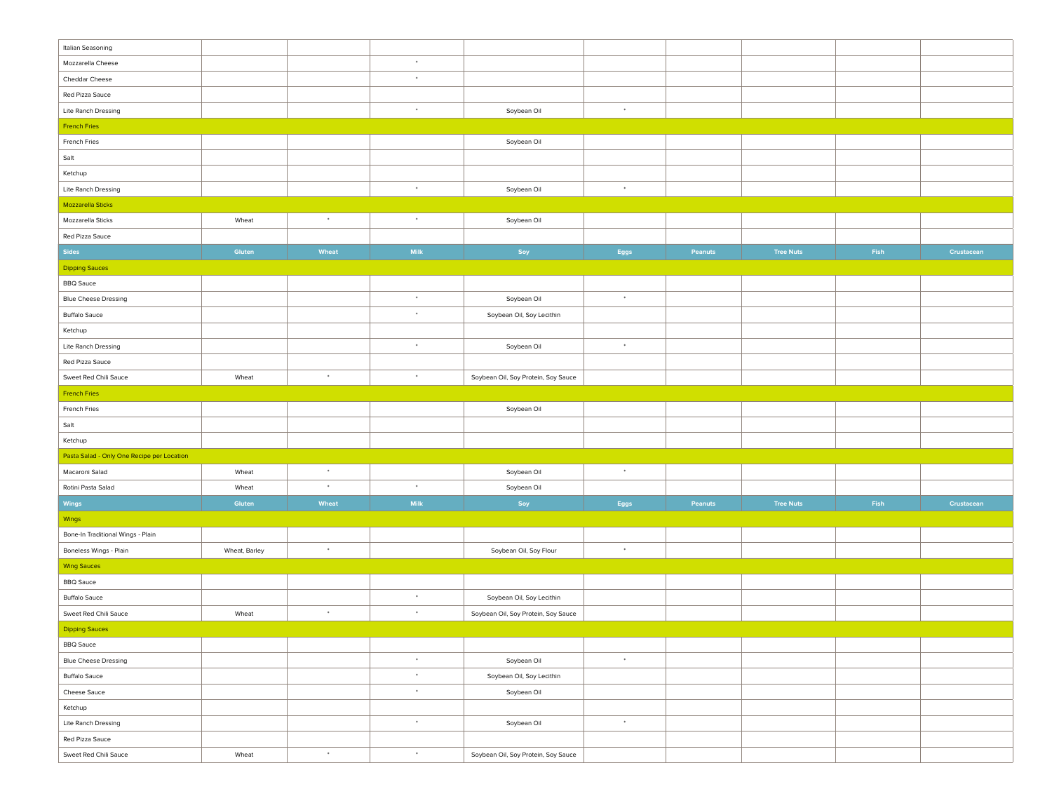| | | | | | | | | | |
|---|---|---|---|---|---|---|---|---|---|
| Italian Seasoning | | | | | | | | | |
| Mozzarella Cheese | | | * | | | | | | |
| Cheddar Cheese | | | * | | | | | | |
| Red Pizza Sauce | | | | | | | | | |
| Lite Ranch Dressing | | | * | Soybean Oil | * | | | | |
| French Fries | | | | | | | | | |
| French Fries | | | | Soybean Oil | | | | | |
| Salt | | | | | | | | | |
| Ketchup | | | | | | | | | |
| Lite Ranch Dressing | | | * | Soybean Oil | * | | | | |
| Mozzarella Sticks | | | | | | | | | |
| Mozzarella Sticks | Wheat | * | * | Soybean Oil | | | | | |
| Red Pizza Sauce | | | | | | | | | |
| **Sides** | **Gluten** | **Wheat** | **Milk** | **Soy** | **Eggs** | **Peanuts** | **Tree Nuts** | **Fish** | **Crustacean** |
| Dipping Sauces | | | | | | | | | |
| BBQ Sauce | | | | | | | | | |
| Blue Cheese Dressing | | | * | Soybean Oil | * | | | | |
| Buffalo Sauce | | | * | Soybean Oil, Soy Lecithin | | | | | |
| Ketchup | | | | | | | | | |
| Lite Ranch Dressing | | | * | Soybean Oil | * | | | | |
| Red Pizza Sauce | | | | | | | | | |
| Sweet Red Chili Sauce | Wheat | * | * | Soybean Oil, Soy Protein, Soy Sauce | | | | | |
| French Fries | | | | | | | | | |
| French Fries | | | | Soybean Oil | | | | | |
| Salt | | | | | | | | | |
| Ketchup | | | | | | | | | |
| Pasta Salad - Only One Recipe per Location | | | | | | | | | |
| Macaroni Salad | Wheat | * | | Soybean Oil | * | | | | |
| Rotini Pasta Salad | Wheat | * | * | Soybean Oil | | | | | |
| **Wings** | **Gluten** | **Wheat** | **Milk** | **Soy** | **Eggs** | **Peanuts** | **Tree Nuts** | **Fish** | **Crustacean** |
| Wings | | | | | | | | | |
| Bone-In Traditional Wings - Plain | | | | | | | | | |
| Boneless Wings - Plain | Wheat, Barley | * | | Soybean Oil, Soy Flour | * | | | | |
| Wing Sauces | | | | | | | | | |
| BBQ Sauce | | | | | | | | | |
| Buffalo Sauce | | | * | Soybean Oil, Soy Lecithin | | | | | |
| Sweet Red Chili Sauce | Wheat | * | * | Soybean Oil, Soy Protein, Soy Sauce | | | | | |
| Dipping Sauces | | | | | | | | | |
| BBQ Sauce | | | | | | | | | |
| Blue Cheese Dressing | | | * | Soybean Oil | * | | | | |
| Buffalo Sauce | | | * | Soybean Oil, Soy Lecithin | | | | | |
| Cheese Sauce | | | * | Soybean Oil | | | | | |
| Ketchup | | | | | | | | | |
| Lite Ranch Dressing | | | * | Soybean Oil | * | | | | |
| Red Pizza Sauce | | | | | | | | | |
| Sweet Red Chili Sauce | Wheat | * | * | Soybean Oil, Soy Protein, Soy Sauce | | | | | |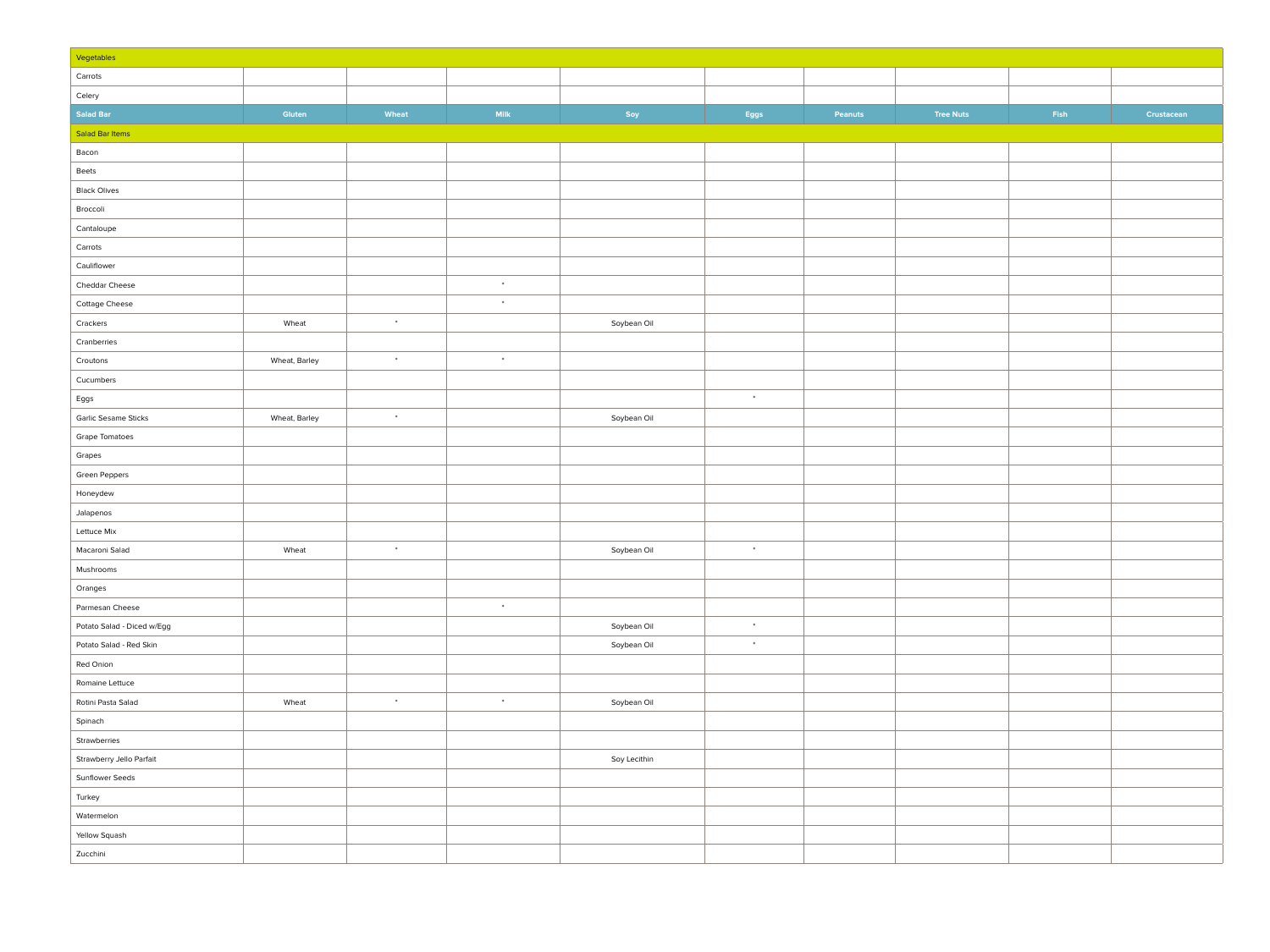| Vegetables | | | | | | | | | |
|---|---|---|---|---|---|---|---|---|---|
| Carrots | | | | | | | | | |
| Celery | | | | | | | | | |
| **Salad Bar** | **Gluten** | **Wheat** | **Milk** | **Soy** | **Eggs** | **Peanuts** | **Tree Nuts** | **Fish** | **Crustacean** |
| Salad Bar Items | | | | | | | | | |
| Bacon | | | | | | | | | |
| Beets | | | | | | | | | |
| Black Olives | | | | | | | | | |
| Broccoli | | | | | | | | | |
| Cantaloupe | | | | | | | | | |
| Carrots | | | | | | | | | |
| Cauliflower | | | | | | | | | |
| Cheddar Cheese | | | * | | | | | | |
| Cottage Cheese | | | * | | | | | | |
| Crackers | Wheat | * | | Soybean Oil | | | | | |
| Cranberries | | | | | | | | | |
| Croutons | Wheat, Barley | * | * | | | | | | |
| Cucumbers | | | | | | | | | |
| Eggs | | | | | * | | | | |
| Garlic Sesame Sticks | Wheat, Barley | * | | Soybean Oil | | | | | |
| Grape Tomatoes | | | | | | | | | |
| Grapes | | | | | | | | | |
| Green Peppers | | | | | | | | | |
| Honeydew | | | | | | | | | |
| Jalapenos | | | | | | | | | |
| Lettuce Mix | | | | | | | | | |
| Macaroni Salad | Wheat | * | | Soybean Oil | * | | | | |
| Mushrooms | | | | | | | | | |
| Oranges | | | | | | | | | |
| Parmesan Cheese | | | * | | | | | | |
| Potato Salad - Diced w/Egg | | | | Soybean Oil | * | | | | |
| Potato Salad - Red Skin | | | | Soybean Oil | * | | | | |
| Red Onion | | | | | | | | | |
| Romaine Lettuce | | | | | | | | | |
| Rotini Pasta Salad | Wheat | * | * | Soybean Oil | | | | | |
| Spinach | | | | | | | | | |
| Strawberries | | | | | | | | | |
| Strawberry Jello Parfait | | | | Soy Lecithin | | | | | |
| Sunflower Seeds | | | | | | | | | |
| Turkey | | | | | | | | | |
| Watermelon | | | | | | | | | |
| Yellow Squash | | | | | | | | | |
| Zucchini | | | | | | | | | |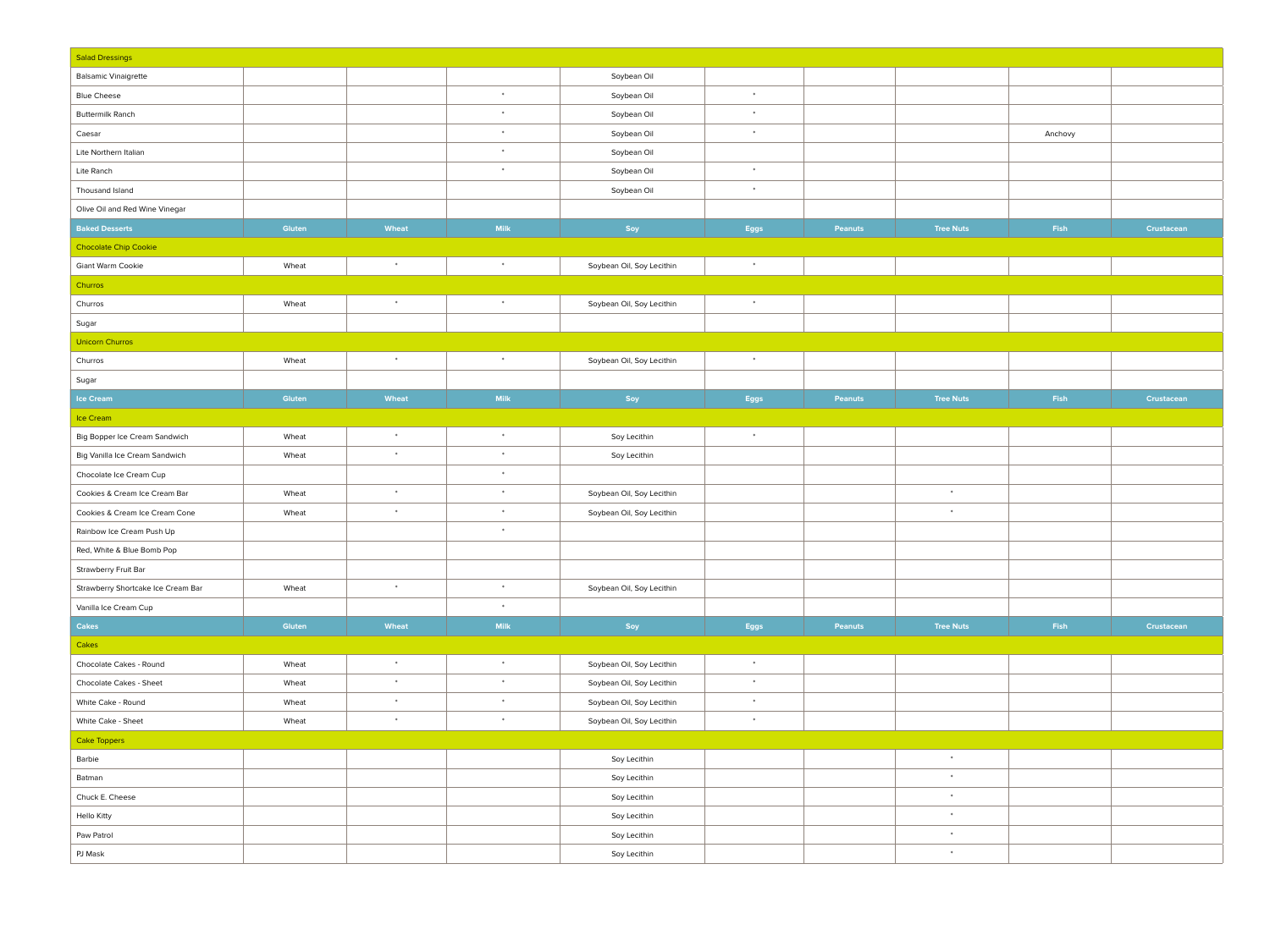| Salad Dressings | | | | | | | | | |
|---|---|---|---|---|---|---|---|---|---|
| Balsamic Vinaigrette | | | | Soybean Oil | | | | | |
| Blue Cheese | | | * | Soybean Oil | * | | | | |
| Buttermilk Ranch | | | * | Soybean Oil | * | | | | |
| Caesar | | | * | Soybean Oil | * | | | Anchovy | |
| Lite Northern Italian | | | * | Soybean Oil | | | | | |
| Lite Ranch | | | * | Soybean Oil | * | | | | |
| Thousand Island | | | | Soybean Oil | * | | | | |
| Olive Oil and Red Wine Vinegar | | | | | | | | | |
| **Baked Desserts** | **Gluten** | **Wheat** | **Milk** | **Soy** | **Eggs** | **Peanuts** | **Tree Nuts** | **Fish** | **Crustacean** |
| Chocolate Chip Cookie | | | | | | | | | |
| Giant Warm Cookie | Wheat | * | * | Soybean Oil, Soy Lecithin | * | | | | |
| Churros | | | | | | | | | |
| Churros | Wheat | * | * | Soybean Oil, Soy Lecithin | * | | | | |
| Sugar | | | | | | | | | |
| Unicorn Churros | | | | | | | | | |
| Churros | Wheat | * | * | Soybean Oil, Soy Lecithin | * | | | | |
| Sugar | | | | | | | | | |
| **Ice Cream** | **Gluten** | **Wheat** | **Milk** | **Soy** | **Eggs** | **Peanuts** | **Tree Nuts** | **Fish** | **Crustacean** |
| Ice Cream | | | | | | | | | |
| Big Bopper Ice Cream Sandwich | Wheat | * | * | Soy Lecithin | * | | | | |
| Big Vanilla Ice Cream Sandwich | Wheat | * | * | Soy Lecithin | | | | | |
| Chocolate Ice Cream Cup | | | * | | | | | | |
| Cookies & Cream Ice Cream Bar | Wheat | * | * | Soybean Oil, Soy Lecithin | | | * | | |
| Cookies & Cream Ice Cream Cone | Wheat | * | * | Soybean Oil, Soy Lecithin | | | * | | |
| Rainbow Ice Cream Push Up | | | * | | | | | | |
| Red, White & Blue Bomb Pop | | | | | | | | | |
| Strawberry Fruit Bar | | | | | | | | | |
| Strawberry Shortcake Ice Cream Bar | Wheat | * | * | Soybean Oil, Soy Lecithin | | | | | |
| Vanilla Ice Cream Cup | | | * | | | | | | |
| **Cakes** | **Gluten** | **Wheat** | **Milk** | **Soy** | **Eggs** | **Peanuts** | **Tree Nuts** | **Fish** | **Crustacean** |
| Cakes | | | | | | | | | |
| Chocolate Cakes - Round | Wheat | * | * | Soybean Oil, Soy Lecithin | * | | | | |
| Chocolate Cakes - Sheet | Wheat | * | * | Soybean Oil, Soy Lecithin | * | | | | |
| White Cake - Round | Wheat | * | * | Soybean Oil, Soy Lecithin | * | | | | |
| White Cake - Sheet | Wheat | * | * | Soybean Oil, Soy Lecithin | * | | | | |
| Cake Toppers | | | | | | | | | |
| Barbie | | | | Soy Lecithin | | | * | | |
| Batman | | | | Soy Lecithin | | | * | | |
| Chuck E. Cheese | | | | Soy Lecithin | | | * | | |
| Hello Kitty | | | | Soy Lecithin | | | * | | |
| Paw Patrol | | | | Soy Lecithin | | | * | | |
| PJ Mask | | | | Soy Lecithin | | | * | | |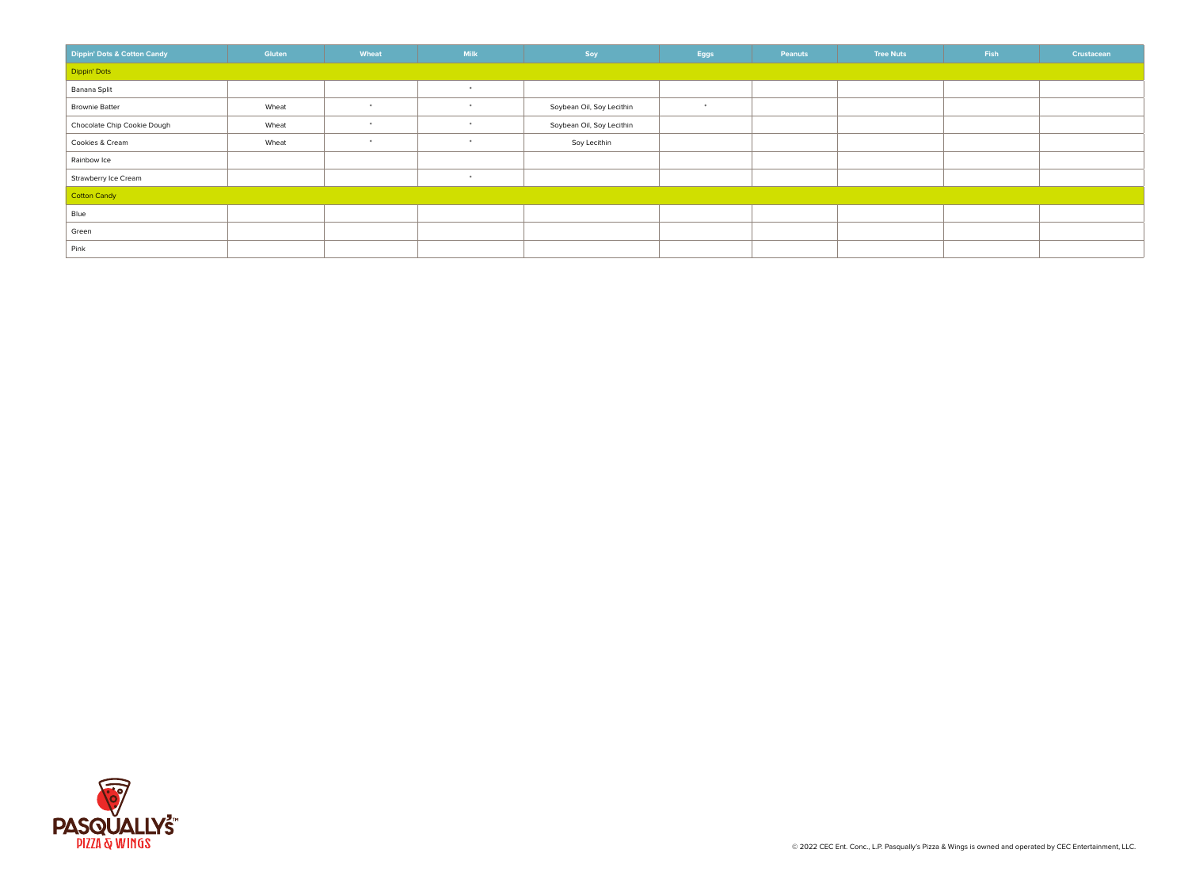| Dippin' Dots & Cotton Candy | Gluten | Wheat | Milk | Soy | Eggs | Peanuts | Tree Nuts | Fish | Crustacean |
|---|---|---|---|---|---|---|---|---|---|
| Dippin' Dots | | | | | | | | | |
| Banana Split | | | * | | | | | | |
| Brownie Batter | Wheat | * | * | Soybean Oil, Soy Lecithin | * | | | | |
| Chocolate Chip Cookie Dough | Wheat | * | * | Soybean Oil, Soy Lecithin | | | | | |
| Cookies & Cream | Wheat | * | * | Soy Lecithin | | | | | |
| Rainbow Ice | | | | | | | | | |
| Strawberry Ice Cream | | | * | | | | | | |
| Cotton Candy | | | | | | | | | |
| Blue | | | | | | | | | |
| Green | | | | | | | | | |
| Pink | | | | | | | | | |

PASQUALLY'S™ PIZZA & WINGS

© 2022 CEC Ent. Conc., L.P. Pasqually's Pizza & Wings is owned and operated by CEC Entertainment, LLC.